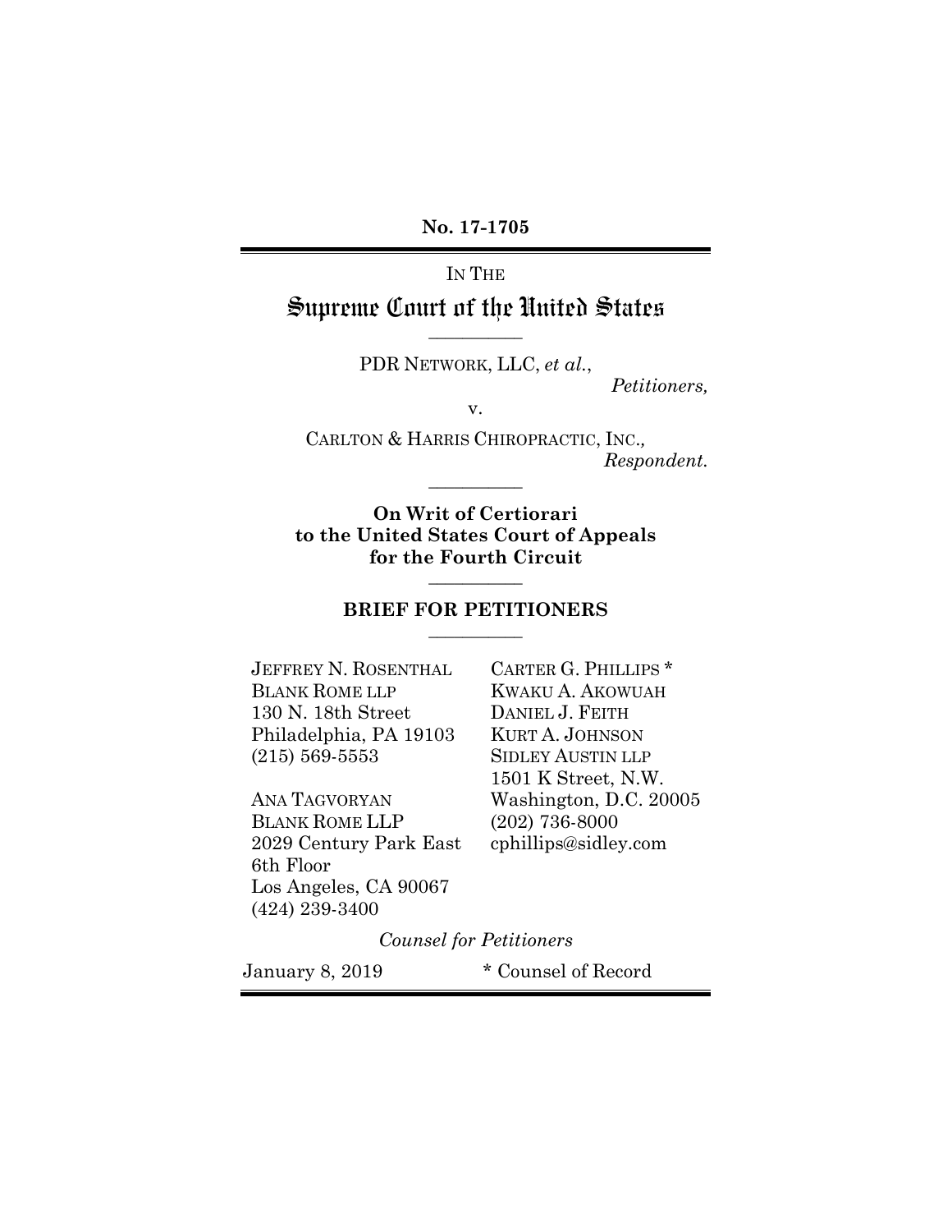**No. 17-1705**

IN THE

# Supreme Court of the United States

---

PDR NETWORK, LLC, *et al.*,

*Petitioners,*

v.

CARLTON & HARRIS CHIROPRACTIC, INC.,

*Respondent.*

---

**On Writ of Certiorari to the United States Court of Appeals for the Fourth Circuit**

---

## BRIEF FOR PETITIONERS

---

JEFFREY N. ROSENTHAL
BLANK ROME LLP
130 N. 18th Street
Philadelphia, PA 19103
(215) 569-5553

ANA TAGVORYAN
BLANK ROME LLP
2029 Century Park East
6th Floor
Los Angeles, CA 90067
(424) 239-3400

CARTER G. PHILLIPS *
KWAKU A. AKOWUAH
DANIEL J. FEITH
KURT A. JOHNSON
SIDLEY AUSTIN LLP
1501 K Street, N.W.
Washington, D.C. 20005
(202) 736-8000
cphillips@sidley.com

*Counsel for Petitioners*

January 8, 2019

\* Counsel of Record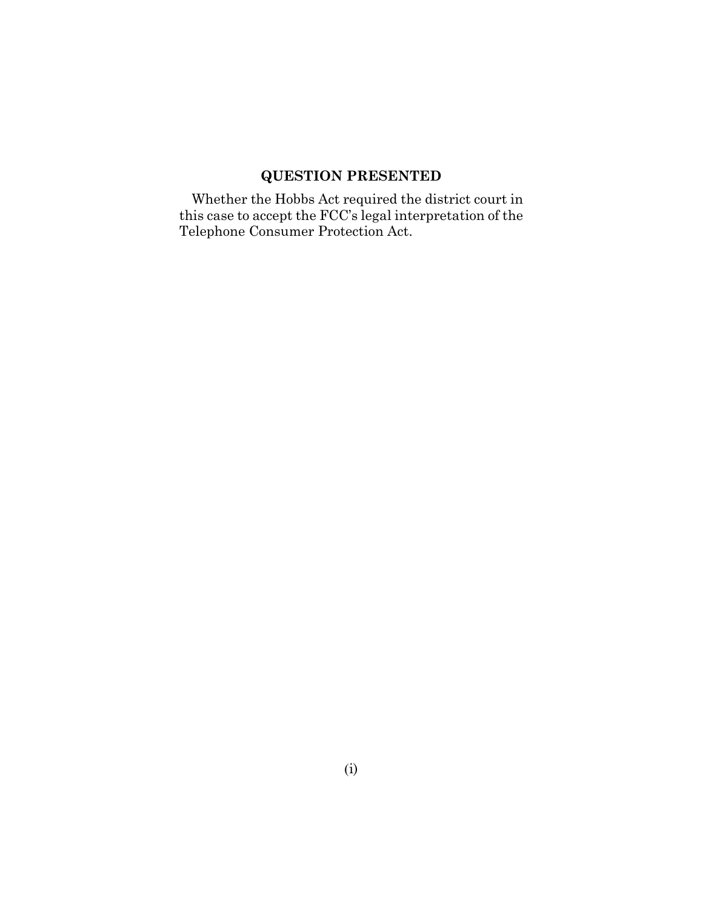## QUESTION PRESENTED

Whether the Hobbs Act required the district court in this case to accept the FCC's legal interpretation of the Telephone Consumer Protection Act.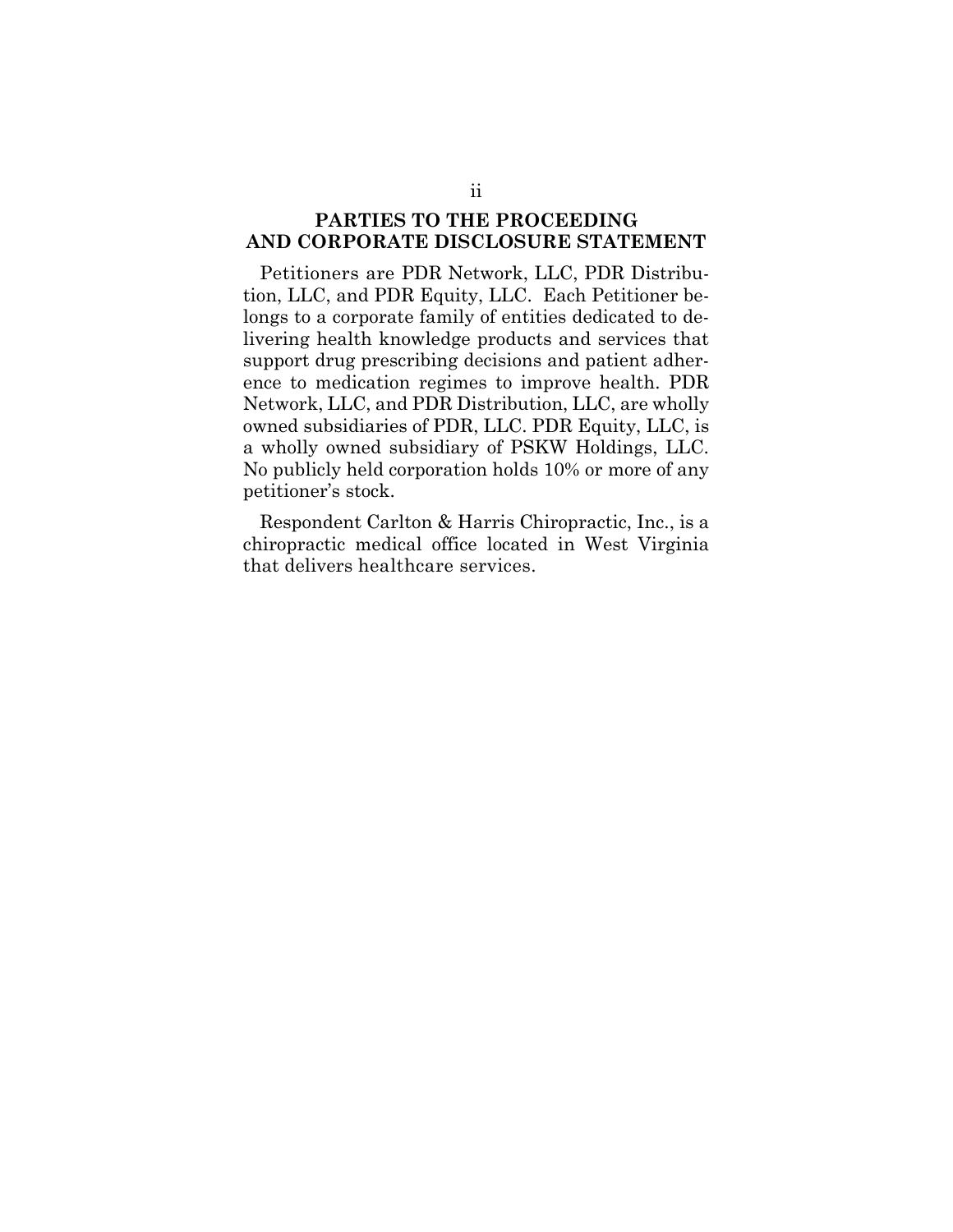## PARTIES TO THE PROCEEDING AND CORPORATE DISCLOSURE STATEMENT

Petitioners are PDR Network, LLC, PDR Distribution, LLC, and PDR Equity, LLC. Each Petitioner belongs to a corporate family of entities dedicated to delivering health knowledge products and services that support drug prescribing decisions and patient adherence to medication regimes to improve health. PDR Network, LLC, and PDR Distribution, LLC, are wholly owned subsidiaries of PDR, LLC. PDR Equity, LLC, is a wholly owned subsidiary of PSKW Holdings, LLC. No publicly held corporation holds 10% or more of any petitioner's stock.

Respondent Carlton & Harris Chiropractic, Inc., is a chiropractic medical office located in West Virginia that delivers healthcare services.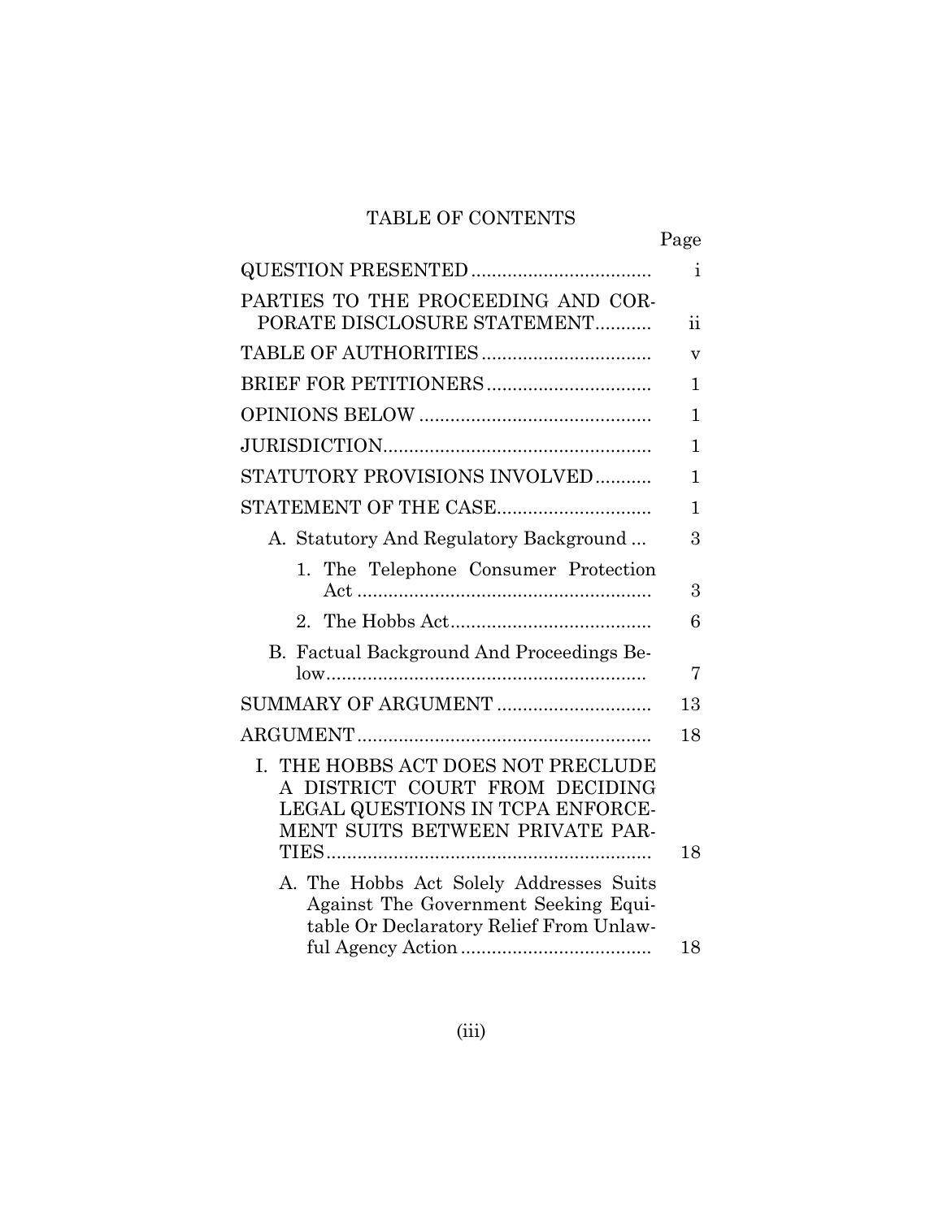# TABLE OF CONTENTS

| | Page |
|---|---|
| QUESTION PRESENTED | i |
| PARTIES TO THE PROCEEDING AND CORPORATE DISCLOSURE STATEMENT | ii |
| TABLE OF AUTHORITIES | v |
| BRIEF FOR PETITIONERS | 1 |
| OPINIONS BELOW | 1 |
| JURISDICTION | 1 |
| STATUTORY PROVISIONS INVOLVED | 1 |
| STATEMENT OF THE CASE | 1 |
| A. Statutory And Regulatory Background | 3 |
| 1. The Telephone Consumer Protection Act | 3 |
| 2. The Hobbs Act | 6 |
| B. Factual Background And Proceedings Below | 7 |
| SUMMARY OF ARGUMENT | 13 |
| ARGUMENT | 18 |
| I. THE HOBBS ACT DOES NOT PRECLUDE A DISTRICT COURT FROM DECIDING LEGAL QUESTIONS IN TCPA ENFORCEMENT SUITS BETWEEN PRIVATE PARTIES | 18 |
| A. The Hobbs Act Solely Addresses Suits Against The Government Seeking Equitable Or Declaratory Relief From Unlawful Agency Action | 18 |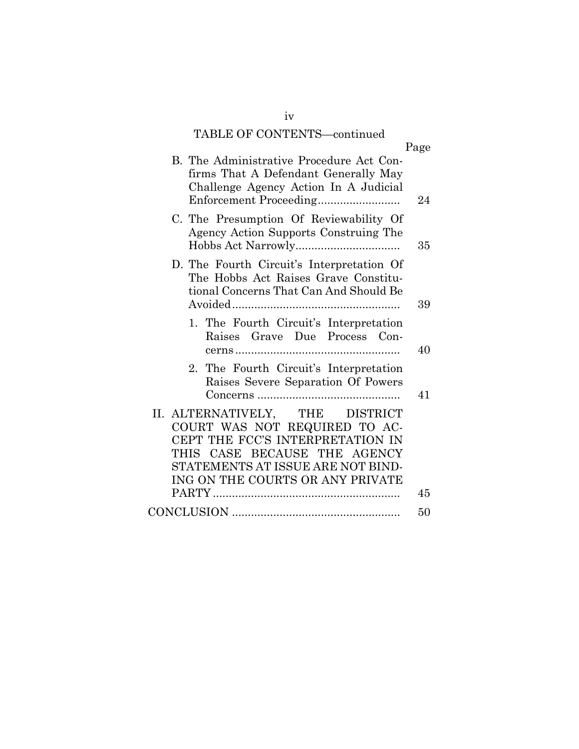TABLE OF CONTENTS—continued

| | Page |
|---|---|
| B. The Administrative Procedure Act Confirms That A Defendant Generally May Challenge Agency Action In A Judicial Enforcement Proceeding | 24 |
| C. The Presumption Of Reviewability Of Agency Action Supports Construing The Hobbs Act Narrowly | 35 |
| D. The Fourth Circuit's Interpretation Of The Hobbs Act Raises Grave Constitutional Concerns That Can And Should Be Avoided | 39 |
| 1. The Fourth Circuit's Interpretation Raises Grave Due Process Concerns | 40 |
| 2. The Fourth Circuit's Interpretation Raises Severe Separation Of Powers Concerns | 41 |
| II. ALTERNATIVELY, THE DISTRICT COURT WAS NOT REQUIRED TO ACCEPT THE FCC'S INTERPRETATION IN THIS CASE BECAUSE THE AGENCY STATEMENTS AT ISSUE ARE NOT BINDING ON THE COURTS OR ANY PRIVATE PARTY | 45 |
| CONCLUSION | 50 |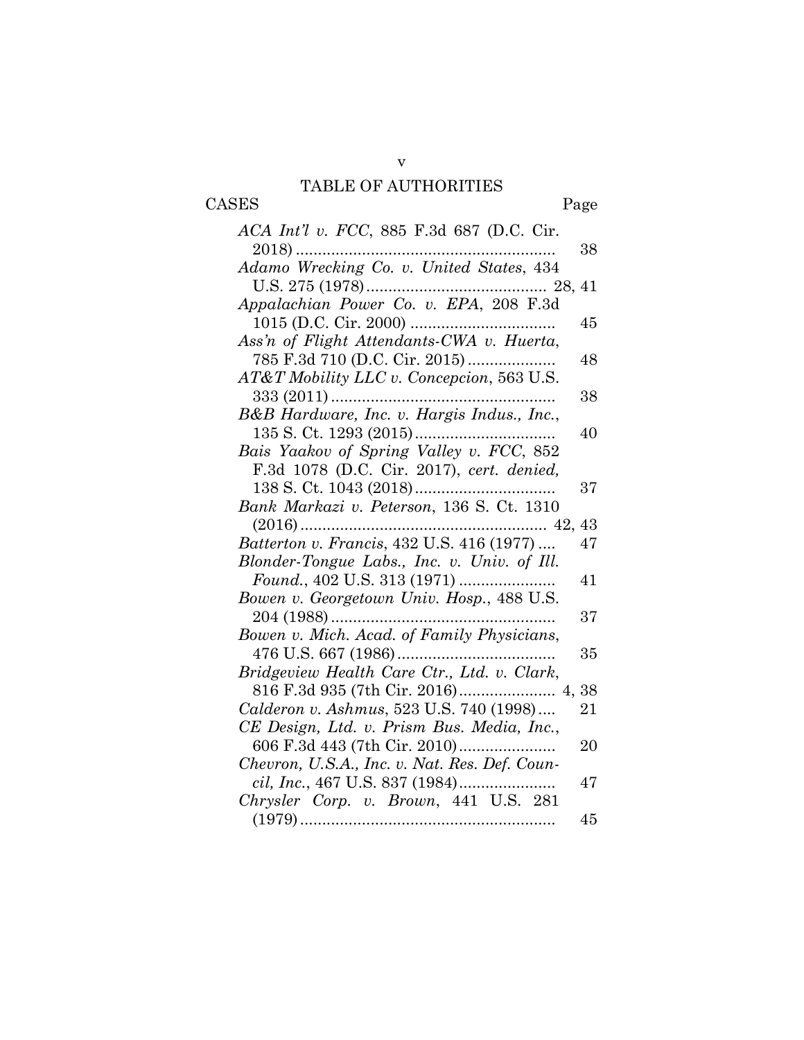# TABLE OF AUTHORITIES

| CASES | Page |
|---|---|
| *ACA Int'l v. FCC*, 885 F.3d 687 (D.C. Cir. 2018) | 38 |
| *Adamo Wrecking Co. v. United States*, 434 U.S. 275 (1978) | 28, 41 |
| *Appalachian Power Co. v. EPA*, 208 F.3d 1015 (D.C. Cir. 2000) | 45 |
| *Ass'n of Flight Attendants-CWA v. Huerta*, 785 F.3d 710 (D.C. Cir. 2015) | 48 |
| *AT&T Mobility LLC v. Concepcion*, 563 U.S. 333 (2011) | 38 |
| *B&B Hardware, Inc. v. Hargis Indus., Inc.*, 135 S. Ct. 1293 (2015) | 40 |
| *Bais Yaakov of Spring Valley v. FCC*, 852 F.3d 1078 (D.C. Cir. 2017), *cert. denied*, 138 S. Ct. 1043 (2018) | 37 |
| *Bank Markazi v. Peterson*, 136 S. Ct. 1310 (2016) | 42, 43 |
| *Batterton v. Francis*, 432 U.S. 416 (1977) | 47 |
| *Blonder-Tongue Labs., Inc. v. Univ. of Ill. Found.*, 402 U.S. 313 (1971) | 41 |
| *Bowen v. Georgetown Univ. Hosp.*, 488 U.S. 204 (1988) | 37 |
| *Bowen v. Mich. Acad. of Family Physicians*, 476 U.S. 667 (1986) | 35 |
| *Bridgeview Health Care Ctr., Ltd. v. Clark*, 816 F.3d 935 (7th Cir. 2016) | 4, 38 |
| *Calderon v. Ashmus*, 523 U.S. 740 (1998) | 21 |
| *CE Design, Ltd. v. Prism Bus. Media, Inc.*, 606 F.3d 443 (7th Cir. 2010) | 20 |
| *Chevron, U.S.A., Inc. v. Nat. Res. Def. Council, Inc.*, 467 U.S. 837 (1984) | 47 |
| *Chrysler Corp. v. Brown*, 441 U.S. 281 (1979) | 45 |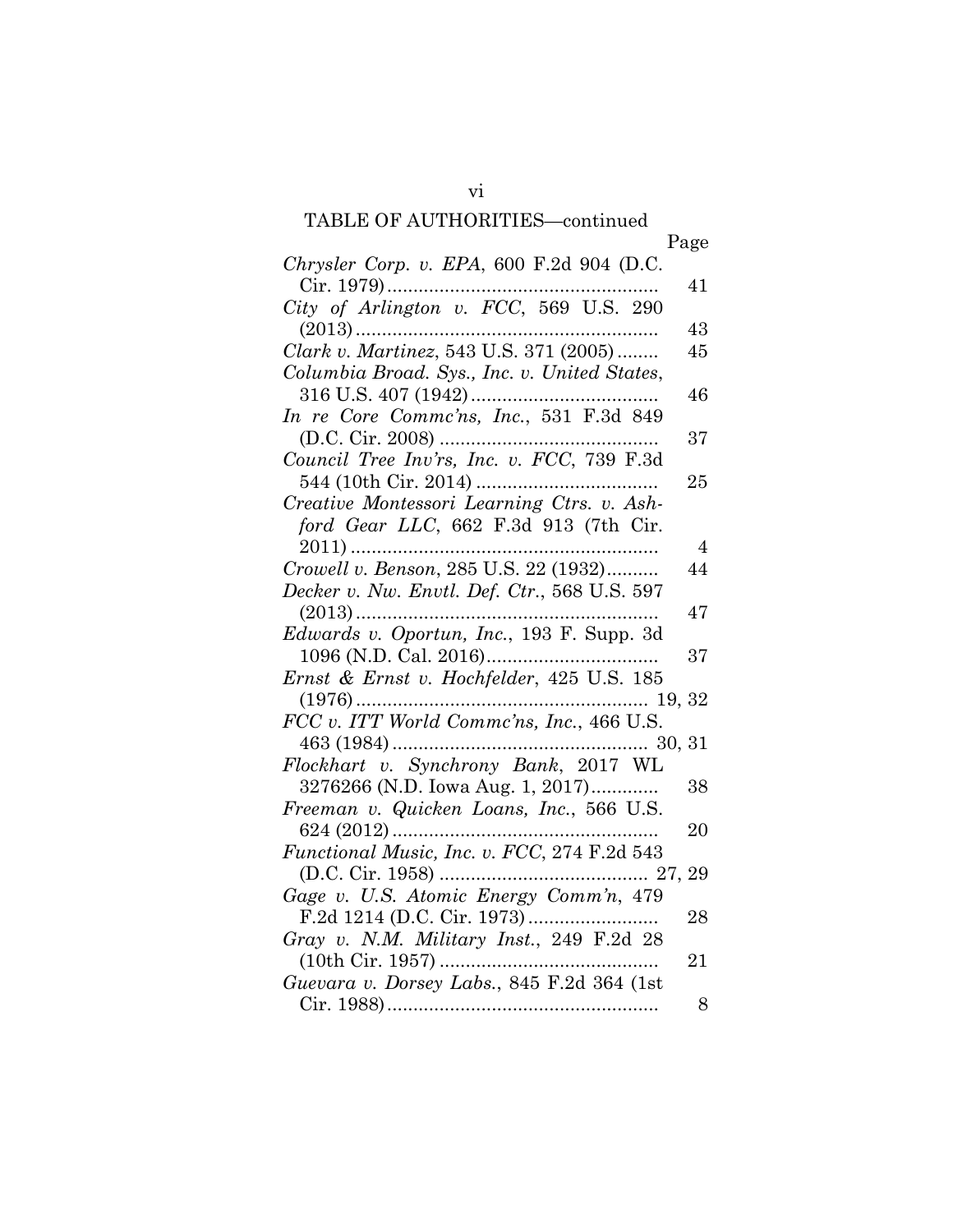TABLE OF AUTHORITIES—continued

| | Page |
|---|---|
| *Chrysler Corp. v. EPA*, 600 F.2d 904 (D.C. Cir. 1979) | 41 |
| *City of Arlington v. FCC*, 569 U.S. 290 (2013) | 43 |
| *Clark v. Martinez*, 543 U.S. 371 (2005) | 45 |
| *Columbia Broad. Sys., Inc. v. United States*, 316 U.S. 407 (1942) | 46 |
| *In re Core Commc'ns, Inc.*, 531 F.3d 849 (D.C. Cir. 2008) | 37 |
| *Council Tree Inv'rs, Inc. v. FCC*, 739 F.3d 544 (10th Cir. 2014) | 25 |
| *Creative Montessori Learning Ctrs. v. Ashford Gear LLC*, 662 F.3d 913 (7th Cir. 2011) | 4 |
| *Crowell v. Benson*, 285 U.S. 22 (1932) | 44 |
| *Decker v. Nw. Envtl. Def. Ctr.*, 568 U.S. 597 (2013) | 47 |
| *Edwards v. Oportun, Inc.*, 193 F. Supp. 3d 1096 (N.D. Cal. 2016) | 37 |
| *Ernst & Ernst v. Hochfelder*, 425 U.S. 185 (1976) | 19, 32 |
| *FCC v. ITT World Commc'ns, Inc.*, 466 U.S. 463 (1984) | 30, 31 |
| *Flockhart v. Synchrony Bank*, 2017 WL 3276266 (N.D. Iowa Aug. 1, 2017) | 38 |
| *Freeman v. Quicken Loans, Inc.*, 566 U.S. 624 (2012) | 20 |
| *Functional Music, Inc. v. FCC*, 274 F.2d 543 (D.C. Cir. 1958) | 27, 29 |
| *Gage v. U.S. Atomic Energy Comm'n*, 479 F.2d 1214 (D.C. Cir. 1973) | 28 |
| *Gray v. N.M. Military Inst.*, 249 F.2d 28 (10th Cir. 1957) | 21 |
| *Guevara v. Dorsey Labs.*, 845 F.2d 364 (1st Cir. 1988) | 8 |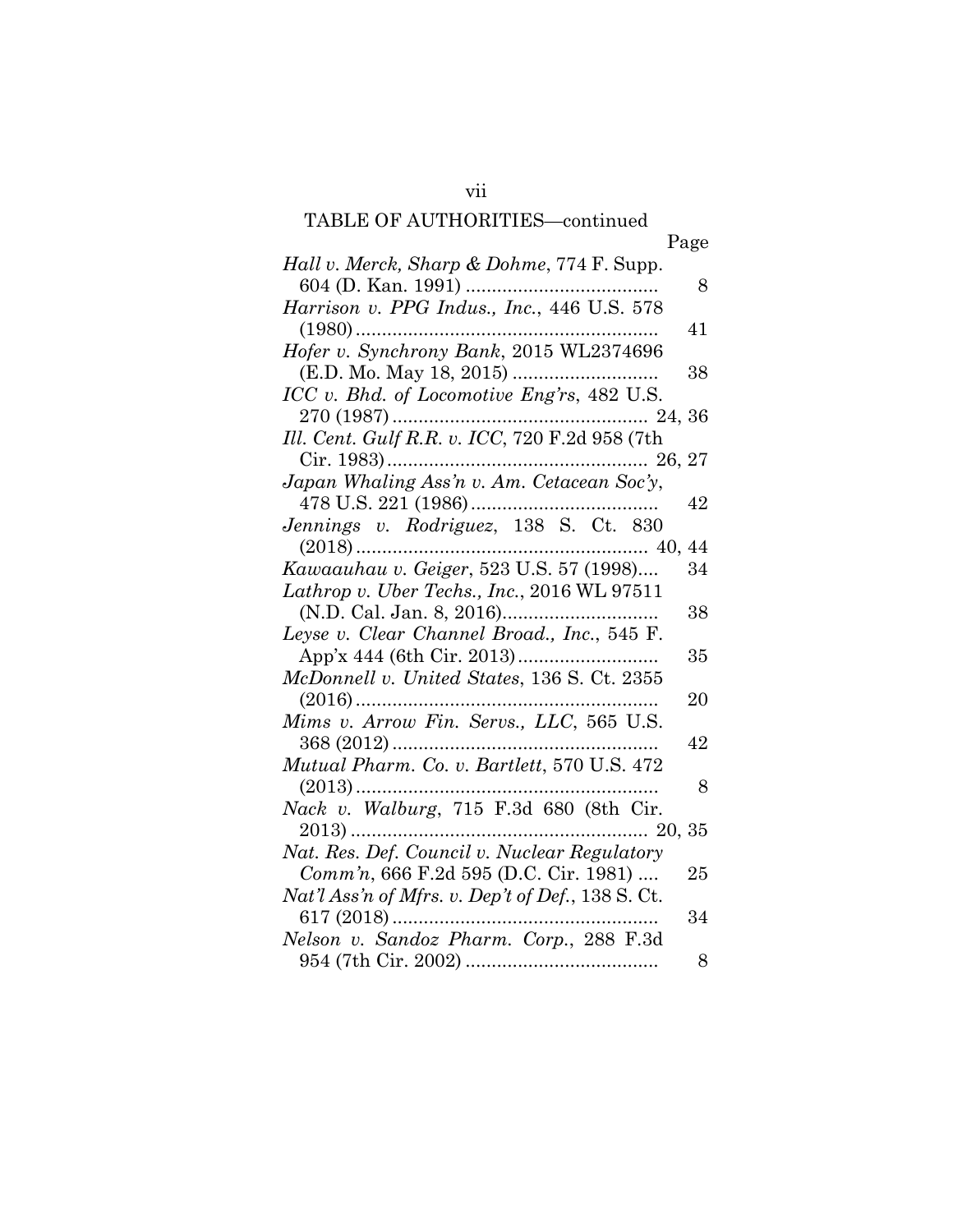TABLE OF AUTHORITIES—continued

| | Page |
|---|---|
| *Hall v. Merck, Sharp & Dohme*, 774 F. Supp. 604 (D. Kan. 1991) | 8 |
| *Harrison v. PPG Indus., Inc.*, 446 U.S. 578 (1980) | 41 |
| *Hofer v. Synchrony Bank*, 2015 WL2374696 (E.D. Mo. May 18, 2015) | 38 |
| *ICC v. Bhd. of Locomotive Eng'rs*, 482 U.S. 270 (1987) | 24, 36 |
| *Ill. Cent. Gulf R.R. v. ICC*, 720 F.2d 958 (7th Cir. 1983) | 26, 27 |
| *Japan Whaling Ass'n v. Am. Cetacean Soc'y*, 478 U.S. 221 (1986) | 42 |
| *Jennings v. Rodriguez*, 138 S. Ct. 830 (2018) | 40, 44 |
| *Kawaauhau v. Geiger*, 523 U.S. 57 (1998) | 34 |
| *Lathrop v. Uber Techs., Inc.*, 2016 WL 97511 (N.D. Cal. Jan. 8, 2016) | 38 |
| *Leyse v. Clear Channel Broad., Inc.*, 545 F. App'x 444 (6th Cir. 2013) | 35 |
| *McDonnell v. United States*, 136 S. Ct. 2355 (2016) | 20 |
| *Mims v. Arrow Fin. Servs., LLC*, 565 U.S. 368 (2012) | 42 |
| *Mutual Pharm. Co. v. Bartlett*, 570 U.S. 472 (2013) | 8 |
| *Nack v. Walburg*, 715 F.3d 680 (8th Cir. 2013) | 20, 35 |
| *Nat. Res. Def. Council v. Nuclear Regulatory Comm'n*, 666 F.2d 595 (D.C. Cir. 1981) | 25 |
| *Nat'l Ass'n of Mfrs. v. Dep't of Def.*, 138 S. Ct. 617 (2018) | 34 |
| *Nelson v. Sandoz Pharm. Corp.*, 288 F.3d 954 (7th Cir. 2002) | 8 |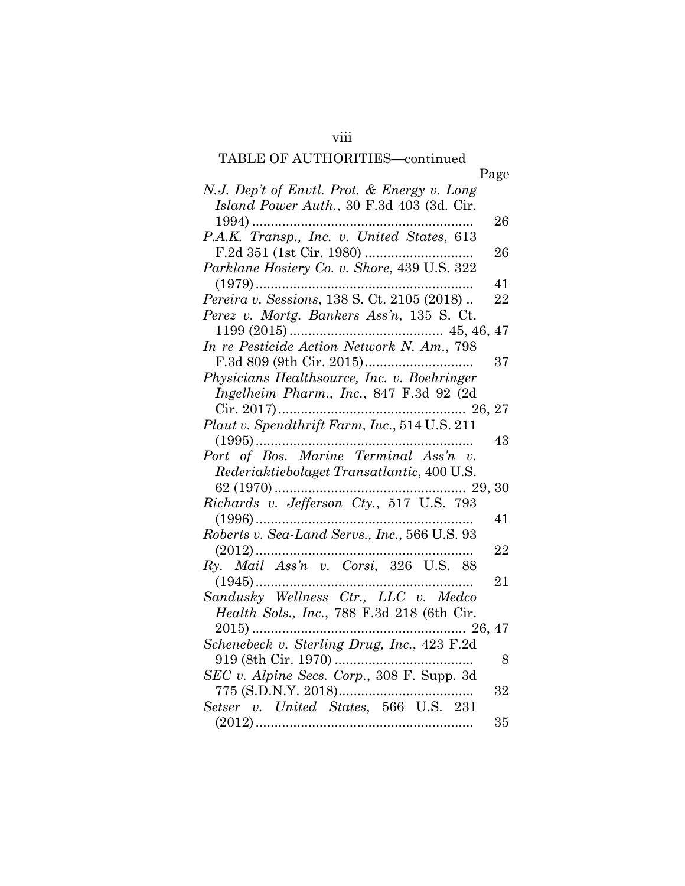TABLE OF AUTHORITIES—continued

| | Page |
|---|---|
| *N.J. Dep't of Envtl. Prot. & Energy v. Long Island Power Auth.*, 30 F.3d 403 (3d. Cir. 1994) | 26 |
| *P.A.K. Transp., Inc. v. United States*, 613 F.2d 351 (1st Cir. 1980) | 26 |
| *Parklane Hosiery Co. v. Shore*, 439 U.S. 322 (1979) | 41 |
| *Pereira v. Sessions*, 138 S. Ct. 2105 (2018) | 22 |
| *Perez v. Mortg. Bankers Ass'n*, 135 S. Ct. 1199 (2015) | 45, 46, 47 |
| *In re Pesticide Action Network N. Am.*, 798 F.3d 809 (9th Cir. 2015) | 37 |
| *Physicians Healthsource, Inc. v. Boehringer Ingelheim Pharm., Inc.*, 847 F.3d 92 (2d Cir. 2017) | 26, 27 |
| *Plaut v. Spendthrift Farm, Inc.*, 514 U.S. 211 (1995) | 43 |
| *Port of Bos. Marine Terminal Ass'n v. Rederiaktiebolaget Transatlantic*, 400 U.S. 62 (1970) | 29, 30 |
| *Richards v. Jefferson Cty.*, 517 U.S. 793 (1996) | 41 |
| *Roberts v. Sea-Land Servs., Inc.*, 566 U.S. 93 (2012) | 22 |
| *Ry. Mail Ass'n v. Corsi*, 326 U.S. 88 (1945) | 21 |
| *Sandusky Wellness Ctr., LLC v. Medco Health Sols., Inc.*, 788 F.3d 218 (6th Cir. 2015) | 26, 47 |
| *Schenebeck v. Sterling Drug, Inc.*, 423 F.2d 919 (8th Cir. 1970) | 8 |
| *SEC v. Alpine Secs. Corp.*, 308 F. Supp. 3d 775 (S.D.N.Y. 2018) | 32 |
| *Setser v. United States*, 566 U.S. 231 (2012) | 35 |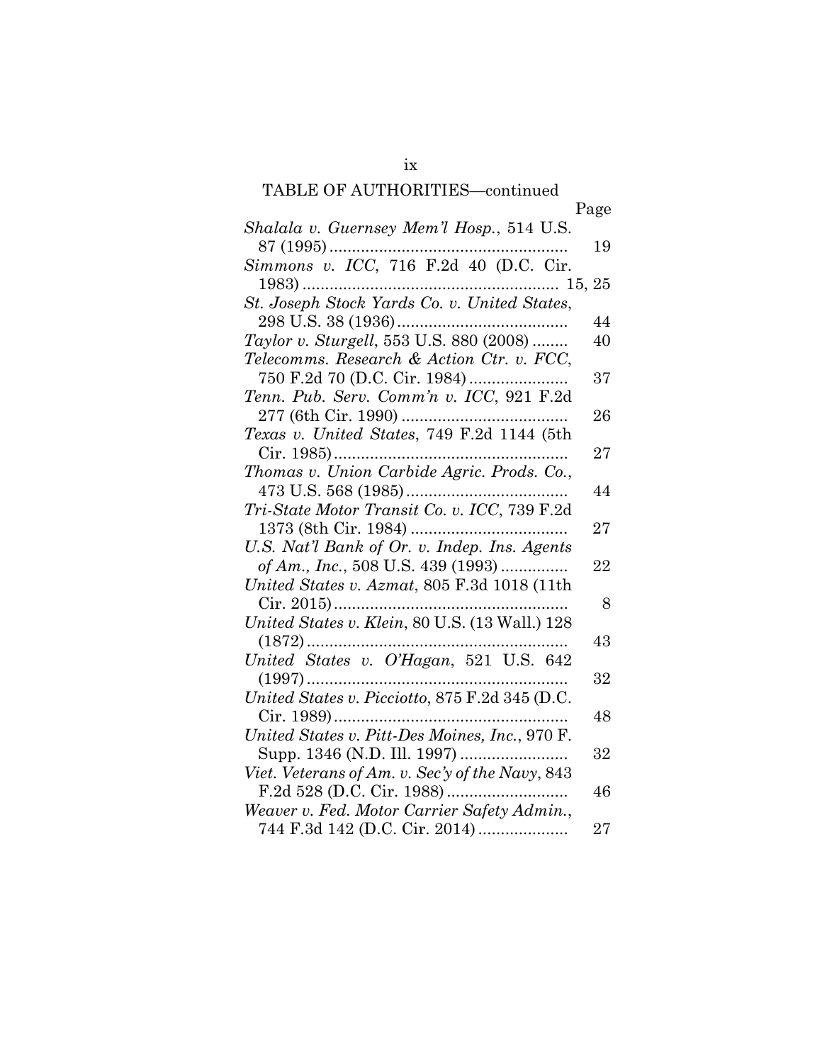TABLE OF AUTHORITIES—continued

| | Page |
|---|---|
| *Shalala v. Guernsey Mem'l Hosp.*, 514 U.S. 87 (1995) | 19 |
| *Simmons v. ICC*, 716 F.2d 40 (D.C. Cir. 1983) | 15, 25 |
| *St. Joseph Stock Yards Co. v. United States*, 298 U.S. 38 (1936) | 44 |
| *Taylor v. Sturgell*, 553 U.S. 880 (2008) | 40 |
| *Telecomms. Research & Action Ctr. v. FCC*, 750 F.2d 70 (D.C. Cir. 1984) | 37 |
| *Tenn. Pub. Serv. Comm'n v. ICC*, 921 F.2d 277 (6th Cir. 1990) | 26 |
| *Texas v. United States*, 749 F.2d 1144 (5th Cir. 1985) | 27 |
| *Thomas v. Union Carbide Agric. Prods. Co.*, 473 U.S. 568 (1985) | 44 |
| *Tri-State Motor Transit Co. v. ICC*, 739 F.2d 1373 (8th Cir. 1984) | 27 |
| *U.S. Nat'l Bank of Or. v. Indep. Ins. Agents of Am., Inc.*, 508 U.S. 439 (1993) | 22 |
| *United States v. Azmat*, 805 F.3d 1018 (11th Cir. 2015) | 8 |
| *United States v. Klein*, 80 U.S. (13 Wall.) 128 (1872) | 43 |
| *United States v. O'Hagan*, 521 U.S. 642 (1997) | 32 |
| *United States v. Picciotto*, 875 F.2d 345 (D.C. Cir. 1989) | 48 |
| *United States v. Pitt-Des Moines, Inc.*, 970 F. Supp. 1346 (N.D. Ill. 1997) | 32 |
| *Viet. Veterans of Am. v. Sec'y of the Navy*, 843 F.2d 528 (D.C. Cir. 1988) | 46 |
| *Weaver v. Fed. Motor Carrier Safety Admin.*, 744 F.3d 142 (D.C. Cir. 2014) | 27 |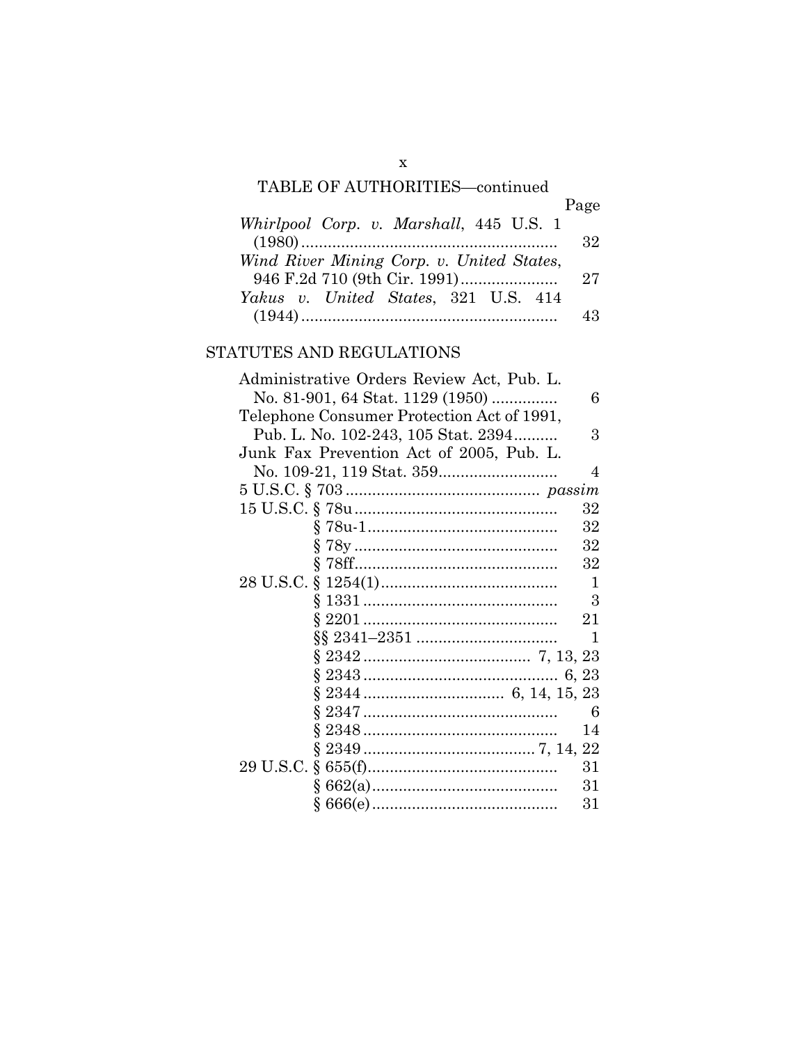TABLE OF AUTHORITIES—continued

| | Page |
|---|---|
| *Whirlpool Corp. v. Marshall*, 445 U.S. 1 (1980) | 32 |
| *Wind River Mining Corp. v. United States*, 946 F.2d 710 (9th Cir. 1991) | 27 |
| *Yakus v. United States*, 321 U.S. 414 (1944) | 43 |

## STATUTES AND REGULATIONS

| | |
|---|---|
| Administrative Orders Review Act, Pub. L. No. 81-901, 64 Stat. 1129 (1950) | 6 |
| Telephone Consumer Protection Act of 1991, Pub. L. No. 102-243, 105 Stat. 2394 | 3 |
| Junk Fax Prevention Act of 2005, Pub. L. No. 109-21, 119 Stat. 359 | 4 |
| 5 U.S.C. § 703 | *passim* |
| 15 U.S.C. § 78u | 32 |
| § 78u-1 | 32 |
| § 78y | 32 |
| § 78ff | 32 |
| 28 U.S.C. § 1254(1) | 1 |
| § 1331 | 3 |
| § 2201 | 21 |
| §§ 2341–2351 | 1 |
| § 2342 | 7, 13, 23 |
| § 2343 | 6, 23 |
| § 2344 | 6, 14, 15, 23 |
| § 2347 | 6 |
| § 2348 | 14 |
| § 2349 | 7, 14, 22 |
| 29 U.S.C. § 655(f) | 31 |
| § 662(a) | 31 |
| § 666(e) | 31 |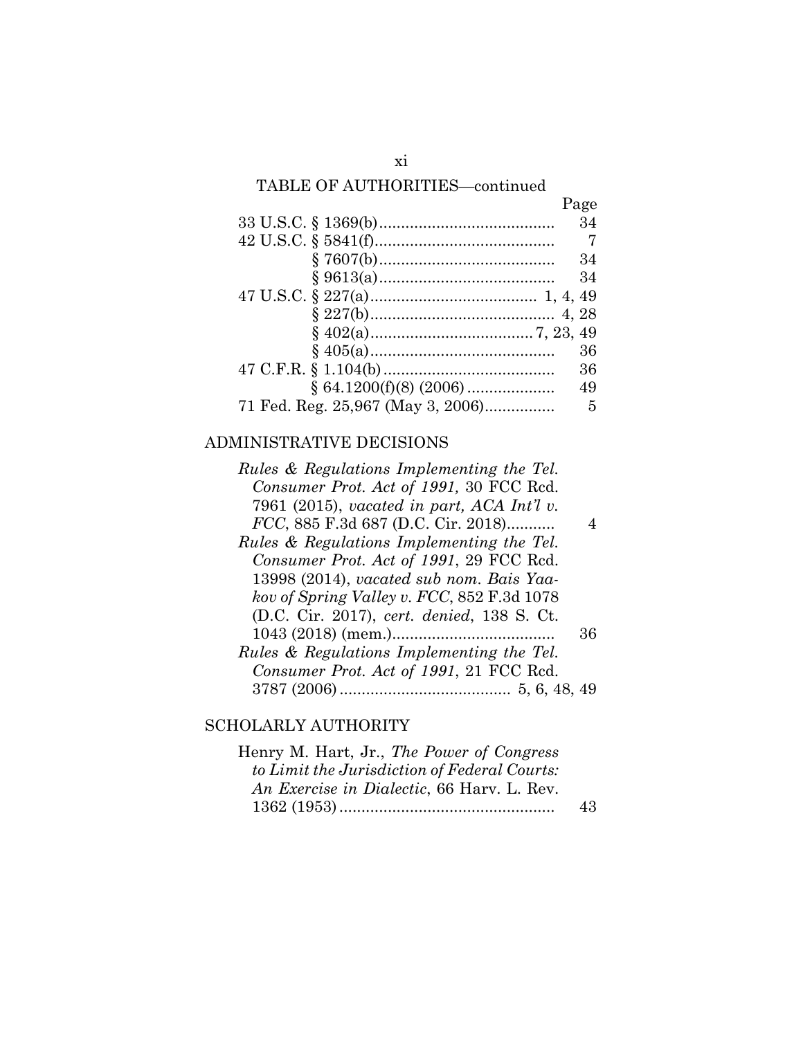TABLE OF AUTHORITIES—continued

| | Page |
|---|---|
| 33 U.S.C. § 1369(b) | 34 |
| 42 U.S.C. § 5841(f) | 7 |
| § 7607(b) | 34 |
| § 9613(a) | 34 |
| 47 U.S.C. § 227(a) | 1, 4, 49 |
| § 227(b) | 4, 28 |
| § 402(a) | 7, 23, 49 |
| § 405(a) | 36 |
| 47 C.F.R. § 1.104(b) | 36 |
| § 64.1200(f)(8) (2006) | 49 |
| 71 Fed. Reg. 25,967 (May 3, 2006) | 5 |

ADMINISTRATIVE DECISIONS

| | |
|---|---|
| *Rules & Regulations Implementing the Tel. Consumer Prot. Act of 1991,* 30 FCC Rcd. 7961 (2015), *vacated in part, ACA Int'l v. FCC*, 885 F.3d 687 (D.C. Cir. 2018) | 4 |
| *Rules & Regulations Implementing the Tel. Consumer Prot. Act of 1991*, 29 FCC Rcd. 13998 (2014), *vacated sub nom. Bais Yaakov of Spring Valley v. FCC*, 852 F.3d 1078 (D.C. Cir. 2017), *cert. denied*, 138 S. Ct. 1043 (2018) (mem.) | 36 |
| *Rules & Regulations Implementing the Tel. Consumer Prot. Act of 1991*, 21 FCC Rcd. 3787 (2006) | 5, 6, 48, 49 |

SCHOLARLY AUTHORITY

| | |
|---|---|
| Henry M. Hart, Jr., *The Power of Congress to Limit the Jurisdiction of Federal Courts: An Exercise in Dialectic*, 66 Harv. L. Rev. 1362 (1953) | 43 |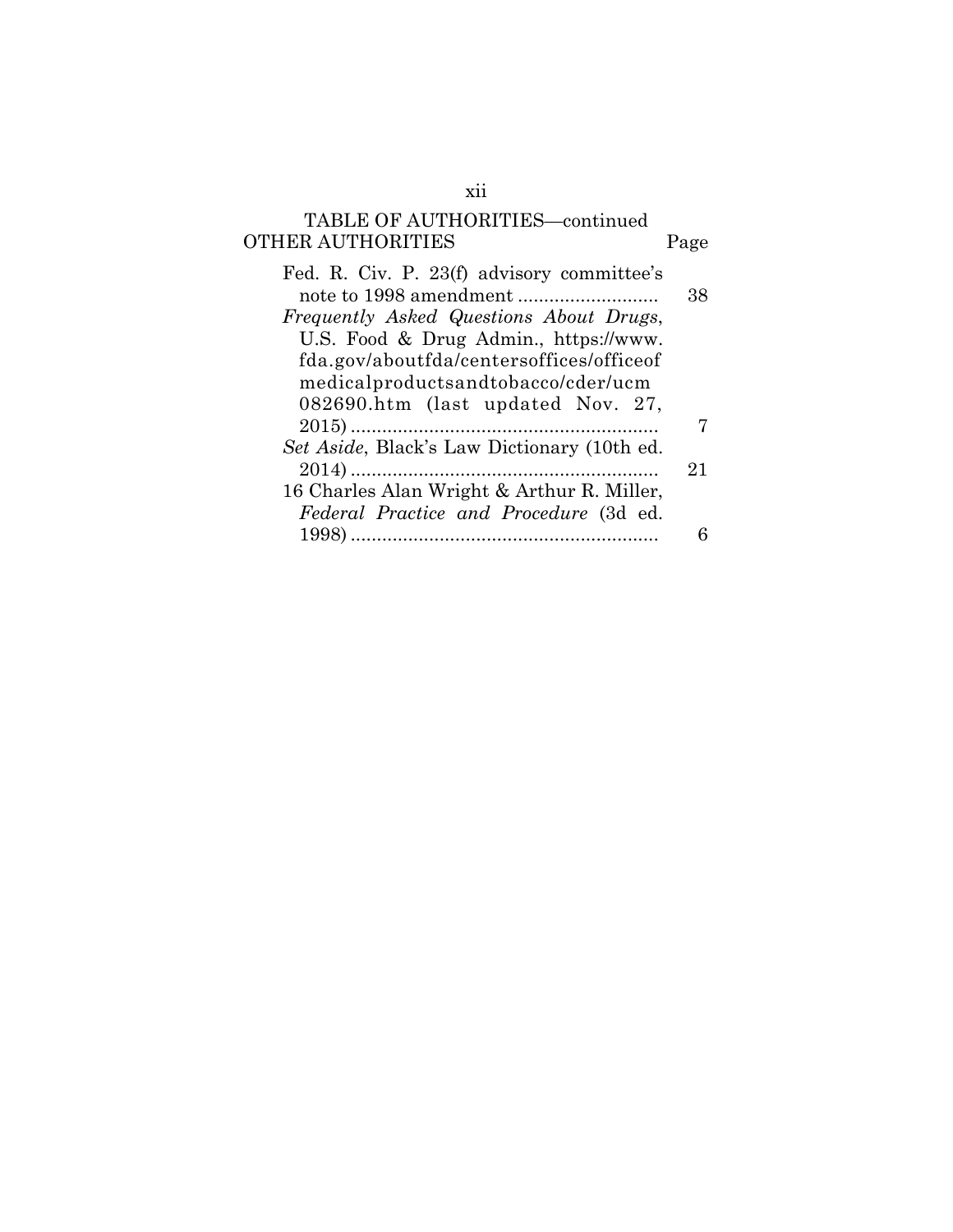## TABLE OF AUTHORITIES—continued

### OTHER AUTHORITIES

| | Page |
|---|---|
| Fed. R. Civ. P. 23(f) advisory committee's note to 1998 amendment | 38 |
| *Frequently Asked Questions About Drugs*, U.S. Food & Drug Admin., https://www.fda.gov/aboutfda/centersoffices/officeofmedicalproductsandtobacco/cder/ucm082690.htm (last updated Nov. 27, 2015) | 7 |
| *Set Aside*, Black's Law Dictionary (10th ed. 2014) | 21 |
| 16 Charles Alan Wright & Arthur R. Miller, *Federal Practice and Procedure* (3d ed. 1998) | 6 |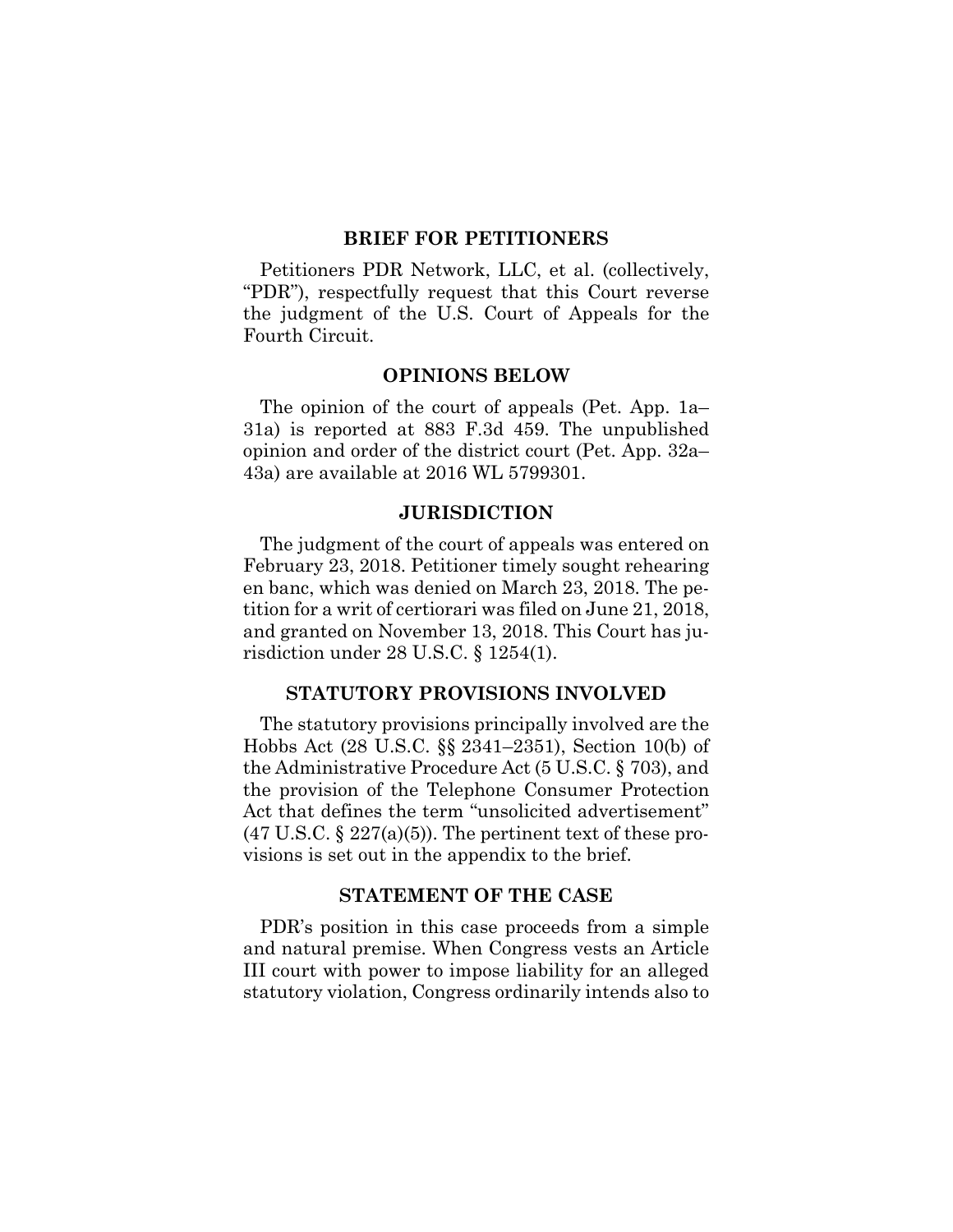## BRIEF FOR PETITIONERS

Petitioners PDR Network, LLC, et al. (collectively, "PDR"), respectfully request that this Court reverse the judgment of the U.S. Court of Appeals for the Fourth Circuit.

## OPINIONS BELOW

The opinion of the court of appeals (Pet. App. 1a–31a) is reported at 883 F.3d 459. The unpublished opinion and order of the district court (Pet. App. 32a–43a) are available at 2016 WL 5799301.

## JURISDICTION

The judgment of the court of appeals was entered on February 23, 2018. Petitioner timely sought rehearing en banc, which was denied on March 23, 2018. The petition for a writ of certiorari was filed on June 21, 2018, and granted on November 13, 2018. This Court has jurisdiction under 28 U.S.C. § 1254(1).

## STATUTORY PROVISIONS INVOLVED

The statutory provisions principally involved are the Hobbs Act (28 U.S.C. §§ 2341–2351), Section 10(b) of the Administrative Procedure Act (5 U.S.C. § 703), and the provision of the Telephone Consumer Protection Act that defines the term "unsolicited advertisement" (47 U.S.C. § 227(a)(5)). The pertinent text of these provisions is set out in the appendix to the brief.

## STATEMENT OF THE CASE

PDR's position in this case proceeds from a simple and natural premise. When Congress vests an Article III court with power to impose liability for an alleged statutory violation, Congress ordinarily intends also to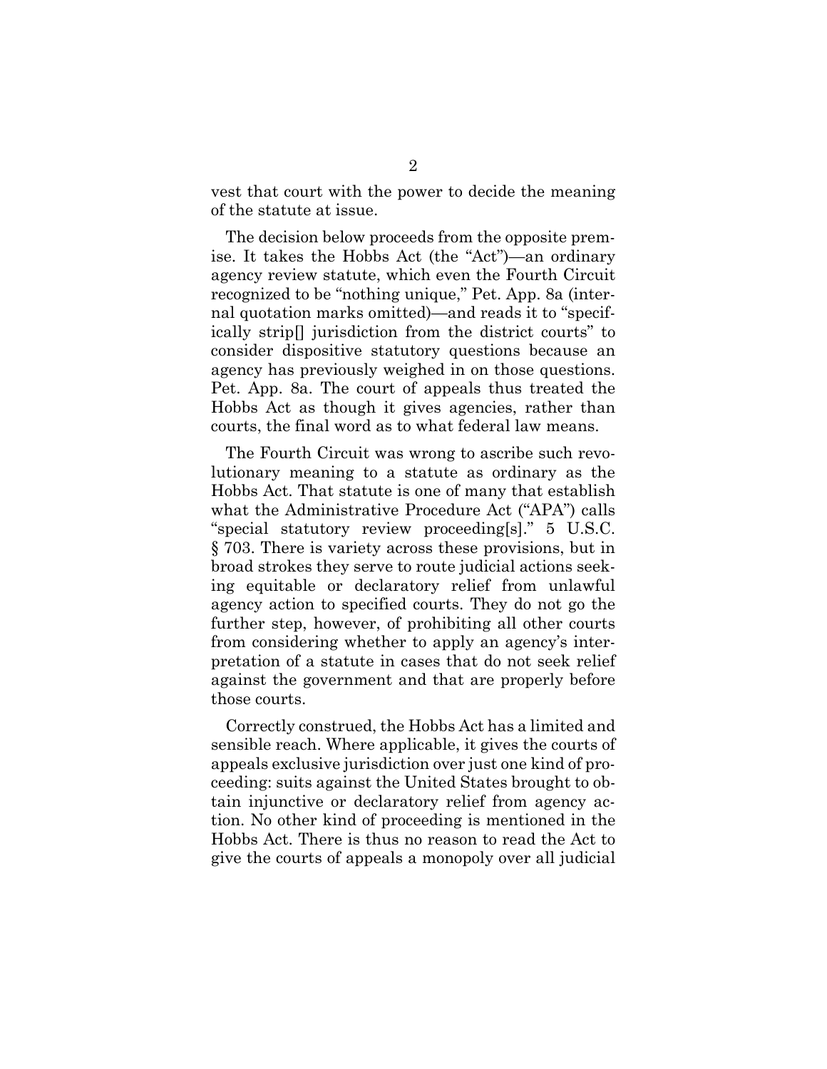vest that court with the power to decide the meaning of the statute at issue.

The decision below proceeds from the opposite premise. It takes the Hobbs Act (the "Act")—an ordinary agency review statute, which even the Fourth Circuit recognized to be "nothing unique," Pet. App. 8a (internal quotation marks omitted)—and reads it to "specifically strip[] jurisdiction from the district courts" to consider dispositive statutory questions because an agency has previously weighed in on those questions. Pet. App. 8a. The court of appeals thus treated the Hobbs Act as though it gives agencies, rather than courts, the final word as to what federal law means.

The Fourth Circuit was wrong to ascribe such revolutionary meaning to a statute as ordinary as the Hobbs Act. That statute is one of many that establish what the Administrative Procedure Act ("APA") calls "special statutory review proceeding[s]." 5 U.S.C. § 703. There is variety across these provisions, but in broad strokes they serve to route judicial actions seeking equitable or declaratory relief from unlawful agency action to specified courts. They do not go the further step, however, of prohibiting all other courts from considering whether to apply an agency's interpretation of a statute in cases that do not seek relief against the government and that are properly before those courts.

Correctly construed, the Hobbs Act has a limited and sensible reach. Where applicable, it gives the courts of appeals exclusive jurisdiction over just one kind of proceeding: suits against the United States brought to obtain injunctive or declaratory relief from agency action. No other kind of proceeding is mentioned in the Hobbs Act. There is thus no reason to read the Act to give the courts of appeals a monopoly over all judicial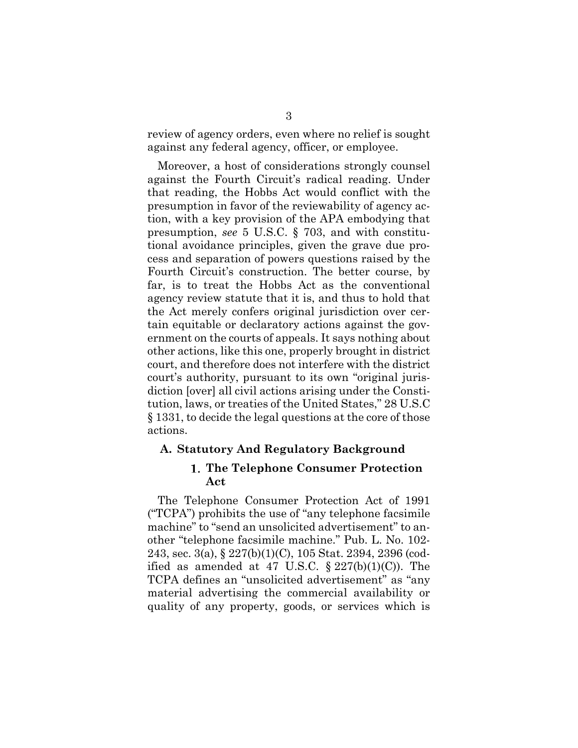review of agency orders, even where no relief is sought against any federal agency, officer, or employee.

Moreover, a host of considerations strongly counsel against the Fourth Circuit's radical reading. Under that reading, the Hobbs Act would conflict with the presumption in favor of the reviewability of agency action, with a key provision of the APA embodying that presumption, *see* 5 U.S.C. § 703, and with constitutional avoidance principles, given the grave due process and separation of powers questions raised by the Fourth Circuit's construction. The better course, by far, is to treat the Hobbs Act as the conventional agency review statute that it is, and thus to hold that the Act merely confers original jurisdiction over certain equitable or declaratory actions against the government on the courts of appeals. It says nothing about other actions, like this one, properly brought in district court, and therefore does not interfere with the district court's authority, pursuant to its own "original jurisdiction [over] all civil actions arising under the Constitution, laws, or treaties of the United States," 28 U.S.C § 1331, to decide the legal questions at the core of those actions.

## A. Statutory And Regulatory Background

### 1. The Telephone Consumer Protection Act

The Telephone Consumer Protection Act of 1991 ("TCPA") prohibits the use of "any telephone facsimile machine" to "send an unsolicited advertisement" to another "telephone facsimile machine." Pub. L. No. 102-243, sec. 3(a), § 227(b)(1)(C), 105 Stat. 2394, 2396 (codified as amended at 47 U.S.C. § 227(b)(1)(C)). The TCPA defines an "unsolicited advertisement" as "any material advertising the commercial availability or quality of any property, goods, or services which is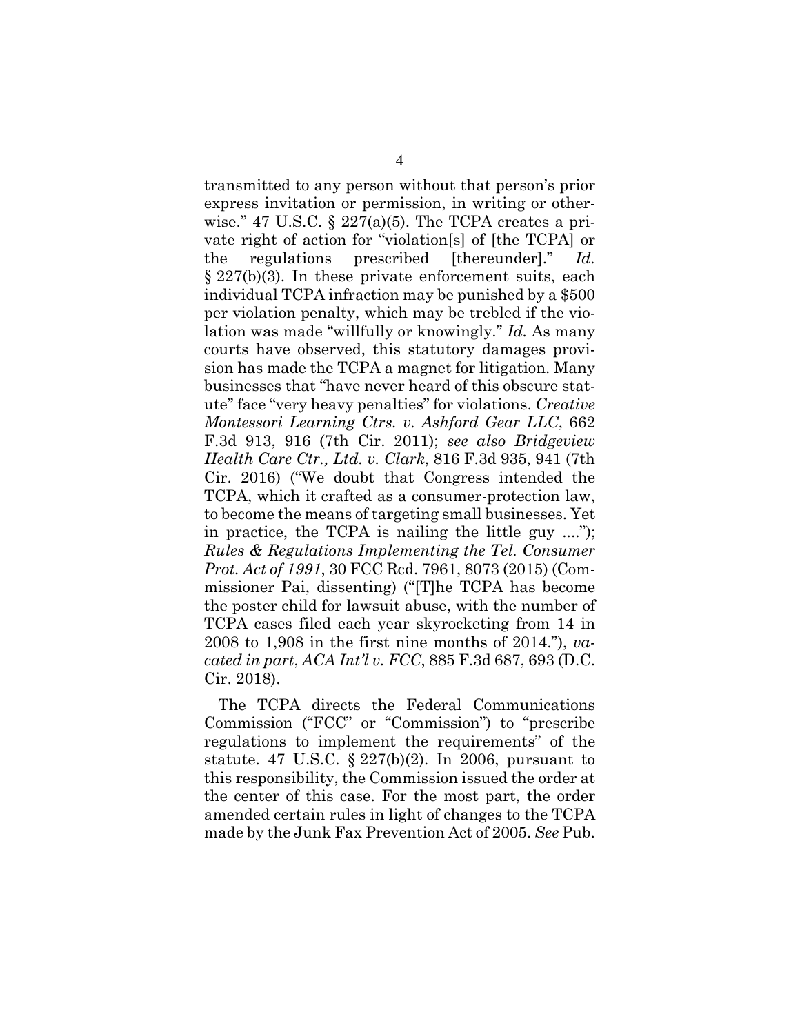transmitted to any person without that person's prior express invitation or permission, in writing or otherwise." 47 U.S.C. § 227(a)(5). The TCPA creates a private right of action for "violation[s] of [the TCPA] or the regulations prescribed [thereunder]." *Id.* § 227(b)(3). In these private enforcement suits, each individual TCPA infraction may be punished by a $500 per violation penalty, which may be trebled if the violation was made "willfully or knowingly." *Id.* As many courts have observed, this statutory damages provision has made the TCPA a magnet for litigation. Many businesses that "have never heard of this obscure statute" face "very heavy penalties" for violations. *Creative Montessori Learning Ctrs. v. Ashford Gear LLC*, 662 F.3d 913, 916 (7th Cir. 2011); *see also Bridgeview Health Care Ctr., Ltd. v. Clark*, 816 F.3d 935, 941 (7th Cir. 2016) ("We doubt that Congress intended the TCPA, which it crafted as a consumer-protection law, to become the means of targeting small businesses. Yet in practice, the TCPA is nailing the little guy ...."); *Rules & Regulations Implementing the Tel. Consumer Prot. Act of 1991*, 30 FCC Rcd. 7961, 8073 (2015) (Commissioner Pai, dissenting) ("[T]he TCPA has become the poster child for lawsuit abuse, with the number of TCPA cases filed each year skyrocketing from 14 in 2008 to 1,908 in the first nine months of 2014."), *vacated in part*, *ACA Int'l v. FCC*, 885 F.3d 687, 693 (D.C. Cir. 2018).

The TCPA directs the Federal Communications Commission ("FCC" or "Commission") to "prescribe regulations to implement the requirements" of the statute. 47 U.S.C. § 227(b)(2). In 2006, pursuant to this responsibility, the Commission issued the order at the center of this case. For the most part, the order amended certain rules in light of changes to the TCPA made by the Junk Fax Prevention Act of 2005. *See* Pub.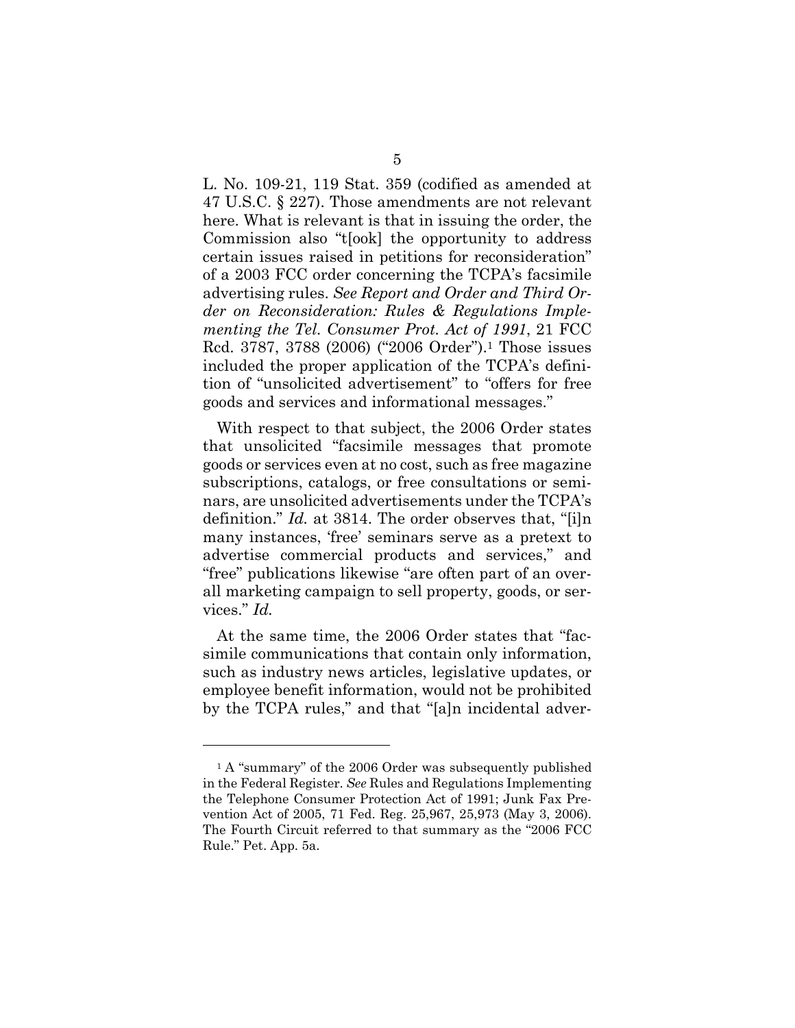L. No. 109-21, 119 Stat. 359 (codified as amended at 47 U.S.C. § 227). Those amendments are not relevant here. What is relevant is that in issuing the order, the Commission also "t[ook] the opportunity to address certain issues raised in petitions for reconsideration" of a 2003 FCC order concerning the TCPA's facsimile advertising rules. *See Report and Order and Third Order on Reconsideration: Rules & Regulations Implementing the Tel. Consumer Prot. Act of 1991*, 21 FCC Rcd. 3787, 3788 (2006) ("2006 Order").[1] Those issues included the proper application of the TCPA's definition of "unsolicited advertisement" to "offers for free goods and services and informational messages."

With respect to that subject, the 2006 Order states that unsolicited "facsimile messages that promote goods or services even at no cost, such as free magazine subscriptions, catalogs, or free consultations or seminars, are unsolicited advertisements under the TCPA's definition." *Id.* at 3814. The order observes that, "[i]n many instances, 'free' seminars serve as a pretext to advertise commercial products and services," and "free" publications likewise "are often part of an overall marketing campaign to sell property, goods, or services." *Id.*

At the same time, the 2006 Order states that "facsimile communications that contain only information, such as industry news articles, legislative updates, or employee benefit information, would not be prohibited by the TCPA rules," and that "[a]n incidental adver-

[1] A "summary" of the 2006 Order was subsequently published in the Federal Register. *See* Rules and Regulations Implementing the Telephone Consumer Protection Act of 1991; Junk Fax Prevention Act of 2005, 71 Fed. Reg. 25,967, 25,973 (May 3, 2006). The Fourth Circuit referred to that summary as the "2006 FCC Rule." Pet. App. 5a.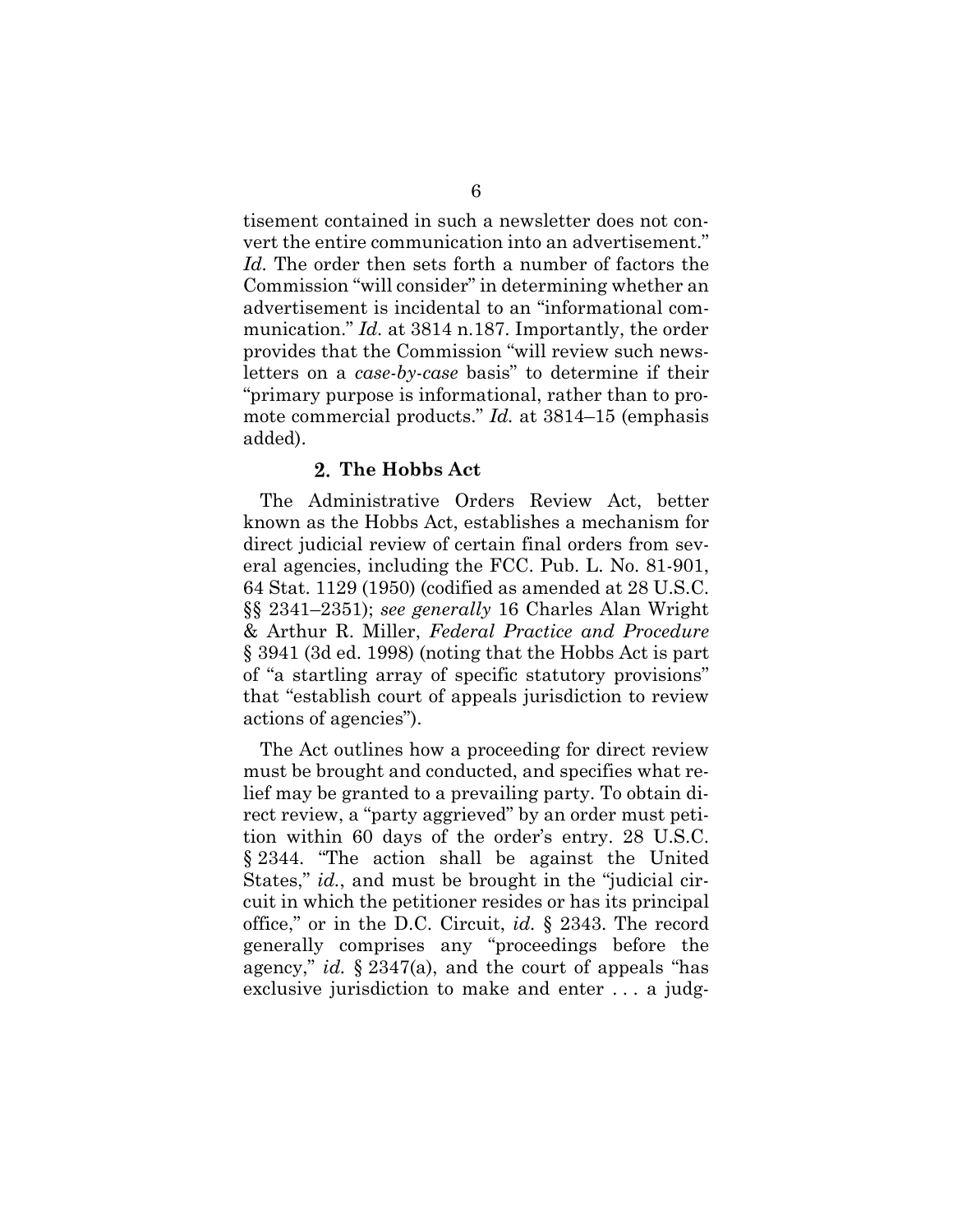tisement contained in such a newsletter does not convert the entire communication into an advertisement." *Id.* The order then sets forth a number of factors the Commission "will consider" in determining whether an advertisement is incidental to an "informational communication." *Id.* at 3814 n.187. Importantly, the order provides that the Commission "will review such newsletters on a *case-by-case* basis" to determine if their "primary purpose is informational, rather than to promote commercial products." *Id.* at 3814–15 (emphasis added).

### 2. The Hobbs Act

The Administrative Orders Review Act, better known as the Hobbs Act, establishes a mechanism for direct judicial review of certain final orders from several agencies, including the FCC. Pub. L. No. 81-901, 64 Stat. 1129 (1950) (codified as amended at 28 U.S.C. §§ 2341–2351); *see generally* 16 Charles Alan Wright & Arthur R. Miller, *Federal Practice and Procedure* § 3941 (3d ed. 1998) (noting that the Hobbs Act is part of "a startling array of specific statutory provisions" that "establish court of appeals jurisdiction to review actions of agencies").

The Act outlines how a proceeding for direct review must be brought and conducted, and specifies what relief may be granted to a prevailing party. To obtain direct review, a "party aggrieved" by an order must petition within 60 days of the order's entry. 28 U.S.C. § 2344. "The action shall be against the United States," *id.*, and must be brought in the "judicial circuit in which the petitioner resides or has its principal office," or in the D.C. Circuit, *id.* § 2343. The record generally comprises any "proceedings before the agency," *id.* § 2347(a), and the court of appeals "has exclusive jurisdiction to make and enter . . . a judg-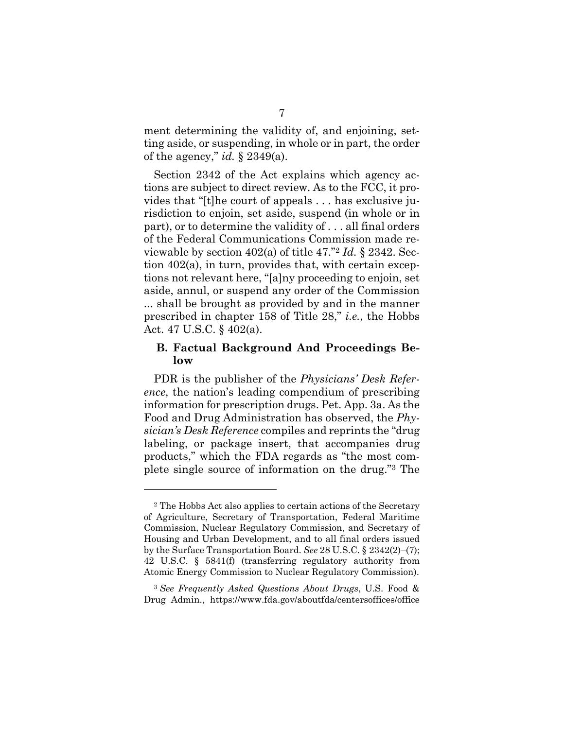ment determining the validity of, and enjoining, setting aside, or suspending, in whole or in part, the order of the agency," *id.* § 2349(a).

Section 2342 of the Act explains which agency actions are subject to direct review. As to the FCC, it provides that "[t]he court of appeals . . . has exclusive jurisdiction to enjoin, set aside, suspend (in whole or in part), or to determine the validity of . . . all final orders of the Federal Communications Commission made reviewable by section 402(a) of title 47."[2] *Id.* § 2342. Section 402(a), in turn, provides that, with certain exceptions not relevant here, "[a]ny proceeding to enjoin, set aside, annul, or suspend any order of the Commission ... shall be brought as provided by and in the manner prescribed in chapter 158 of Title 28," *i.e.*, the Hobbs Act. 47 U.S.C. § 402(a).

### B. Factual Background And Proceedings Below

PDR is the publisher of the *Physicians' Desk Reference*, the nation's leading compendium of prescribing information for prescription drugs. Pet. App. 3a. As the Food and Drug Administration has observed, the *Physician's Desk Reference* compiles and reprints the "drug labeling, or package insert, that accompanies drug products," which the FDA regards as "the most complete single source of information on the drug."[3] The

---

[2] The Hobbs Act also applies to certain actions of the Secretary of Agriculture, Secretary of Transportation, Federal Maritime Commission, Nuclear Regulatory Commission, and Secretary of Housing and Urban Development, and to all final orders issued by the Surface Transportation Board. *See* 28 U.S.C. § 2342(2)–(7); 42 U.S.C. § 5841(f) (transferring regulatory authority from Atomic Energy Commission to Nuclear Regulatory Commission).

[3] *See Frequently Asked Questions About Drugs*, U.S. Food & Drug Admin., https://www.fda.gov/aboutfda/centersoffices/office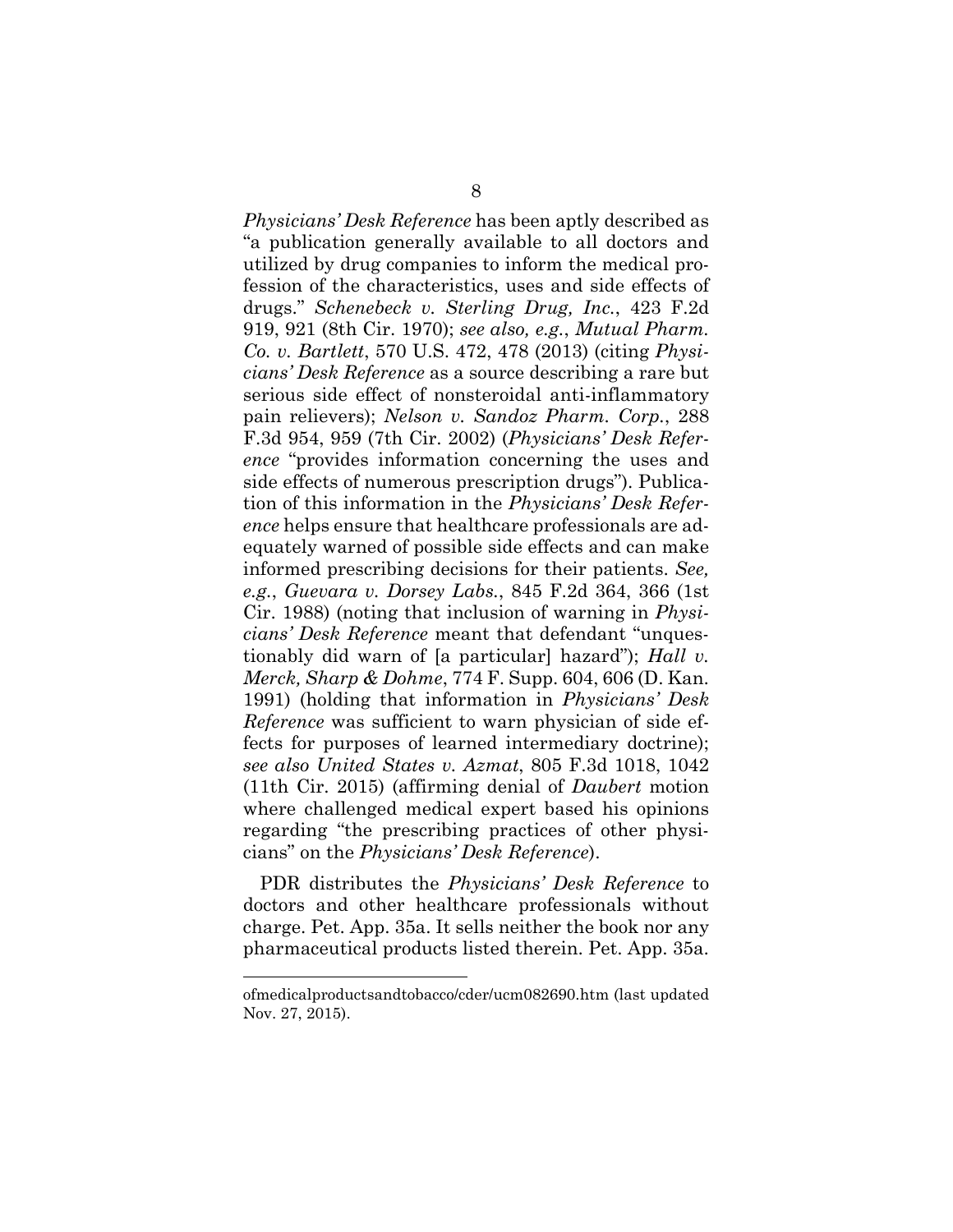*Physicians' Desk Reference* has been aptly described as "a publication generally available to all doctors and utilized by drug companies to inform the medical profession of the characteristics, uses and side effects of drugs." *Schenebeck v. Sterling Drug, Inc.*, 423 F.2d 919, 921 (8th Cir. 1970); *see also, e.g.*, *Mutual Pharm. Co. v. Bartlett*, 570 U.S. 472, 478 (2013) (citing *Physicians' Desk Reference* as a source describing a rare but serious side effect of nonsteroidal anti-inflammatory pain relievers); *Nelson v. Sandoz Pharm. Corp.*, 288 F.3d 954, 959 (7th Cir. 2002) (*Physicians' Desk Reference* "provides information concerning the uses and side effects of numerous prescription drugs"). Publication of this information in the *Physicians' Desk Reference* helps ensure that healthcare professionals are adequately warned of possible side effects and can make informed prescribing decisions for their patients. *See, e.g.*, *Guevara v. Dorsey Labs.*, 845 F.2d 364, 366 (1st Cir. 1988) (noting that inclusion of warning in *Physicians' Desk Reference* meant that defendant "unquestionably did warn of [a particular] hazard"); *Hall v. Merck, Sharp & Dohme*, 774 F. Supp. 604, 606 (D. Kan. 1991) (holding that information in *Physicians' Desk Reference* was sufficient to warn physician of side effects for purposes of learned intermediary doctrine); *see also United States v. Azmat*, 805 F.3d 1018, 1042 (11th Cir. 2015) (affirming denial of *Daubert* motion where challenged medical expert based his opinions regarding "the prescribing practices of other physicians" on the *Physicians' Desk Reference*).

PDR distributes the *Physicians' Desk Reference* to doctors and other healthcare professionals without charge. Pet. App. 35a. It sells neither the book nor any pharmaceutical products listed therein. Pet. App. 35a.

---

ofmedicalproductsandtobacco/cder/ucm082690.htm (last updated Nov. 27, 2015).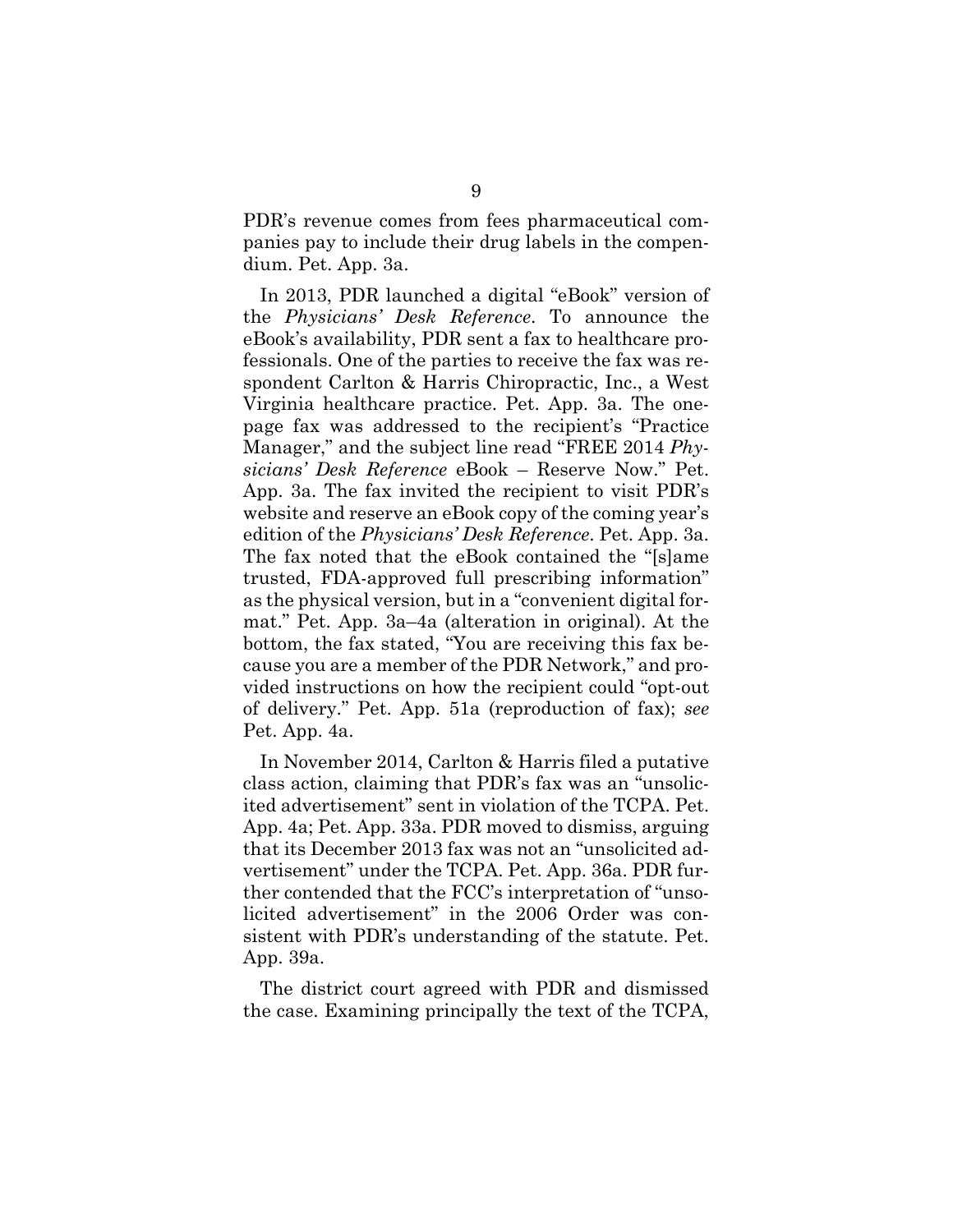PDR's revenue comes from fees pharmaceutical companies pay to include their drug labels in the compendium. Pet. App. 3a.

In 2013, PDR launched a digital "eBook" version of the *Physicians' Desk Reference*. To announce the eBook's availability, PDR sent a fax to healthcare professionals. One of the parties to receive the fax was respondent Carlton & Harris Chiropractic, Inc., a West Virginia healthcare practice. Pet. App. 3a. The one-page fax was addressed to the recipient's "Practice Manager," and the subject line read "FREE 2014 *Physicians' Desk Reference* eBook – Reserve Now." Pet. App. 3a. The fax invited the recipient to visit PDR's website and reserve an eBook copy of the coming year's edition of the *Physicians' Desk Reference*. Pet. App. 3a. The fax noted that the eBook contained the "[s]ame trusted, FDA-approved full prescribing information" as the physical version, but in a "convenient digital format." Pet. App. 3a–4a (alteration in original). At the bottom, the fax stated, "You are receiving this fax because you are a member of the PDR Network," and provided instructions on how the recipient could "opt-out of delivery." Pet. App. 51a (reproduction of fax); *see* Pet. App. 4a.

In November 2014, Carlton & Harris filed a putative class action, claiming that PDR's fax was an "unsolicited advertisement" sent in violation of the TCPA. Pet. App. 4a; Pet. App. 33a. PDR moved to dismiss, arguing that its December 2013 fax was not an "unsolicited advertisement" under the TCPA. Pet. App. 36a. PDR further contended that the FCC's interpretation of "unsolicited advertisement" in the 2006 Order was consistent with PDR's understanding of the statute. Pet. App. 39a.

The district court agreed with PDR and dismissed the case. Examining principally the text of the TCPA,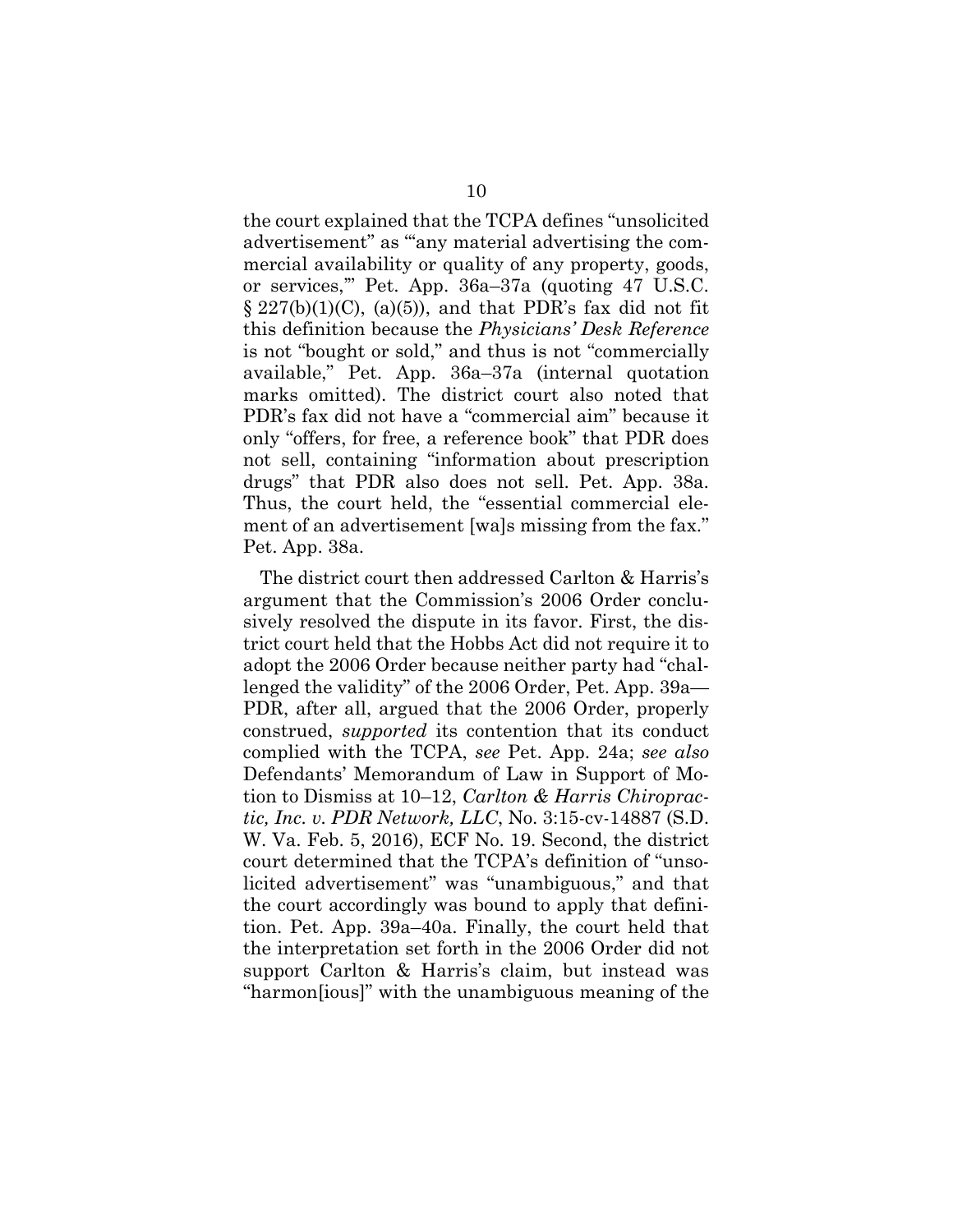the court explained that the TCPA defines "unsolicited advertisement" as "'any material advertising the commercial availability or quality of any property, goods, or services,'" Pet. App. 36a–37a (quoting 47 U.S.C. § 227(b)(1)(C), (a)(5)), and that PDR's fax did not fit this definition because the *Physicians' Desk Reference* is not "bought or sold," and thus is not "commercially available," Pet. App. 36a–37a (internal quotation marks omitted). The district court also noted that PDR's fax did not have a "commercial aim" because it only "offers, for free, a reference book" that PDR does not sell, containing "information about prescription drugs" that PDR also does not sell. Pet. App. 38a. Thus, the court held, the "essential commercial element of an advertisement [wa]s missing from the fax." Pet. App. 38a.

The district court then addressed Carlton & Harris's argument that the Commission's 2006 Order conclusively resolved the dispute in its favor. First, the district court held that the Hobbs Act did not require it to adopt the 2006 Order because neither party had "challenged the validity" of the 2006 Order, Pet. App. 39a—PDR, after all, argued that the 2006 Order, properly construed, *supported* its contention that its conduct complied with the TCPA, *see* Pet. App. 24a; *see also* Defendants' Memorandum of Law in Support of Motion to Dismiss at 10–12, *Carlton & Harris Chiropractic, Inc. v. PDR Network, LLC*, No. 3:15-cv-14887 (S.D. W. Va. Feb. 5, 2016), ECF No. 19. Second, the district court determined that the TCPA's definition of "unsolicited advertisement" was "unambiguous," and that the court accordingly was bound to apply that definition. Pet. App. 39a–40a. Finally, the court held that the interpretation set forth in the 2006 Order did not support Carlton & Harris's claim, but instead was "harmon[ious]" with the unambiguous meaning of the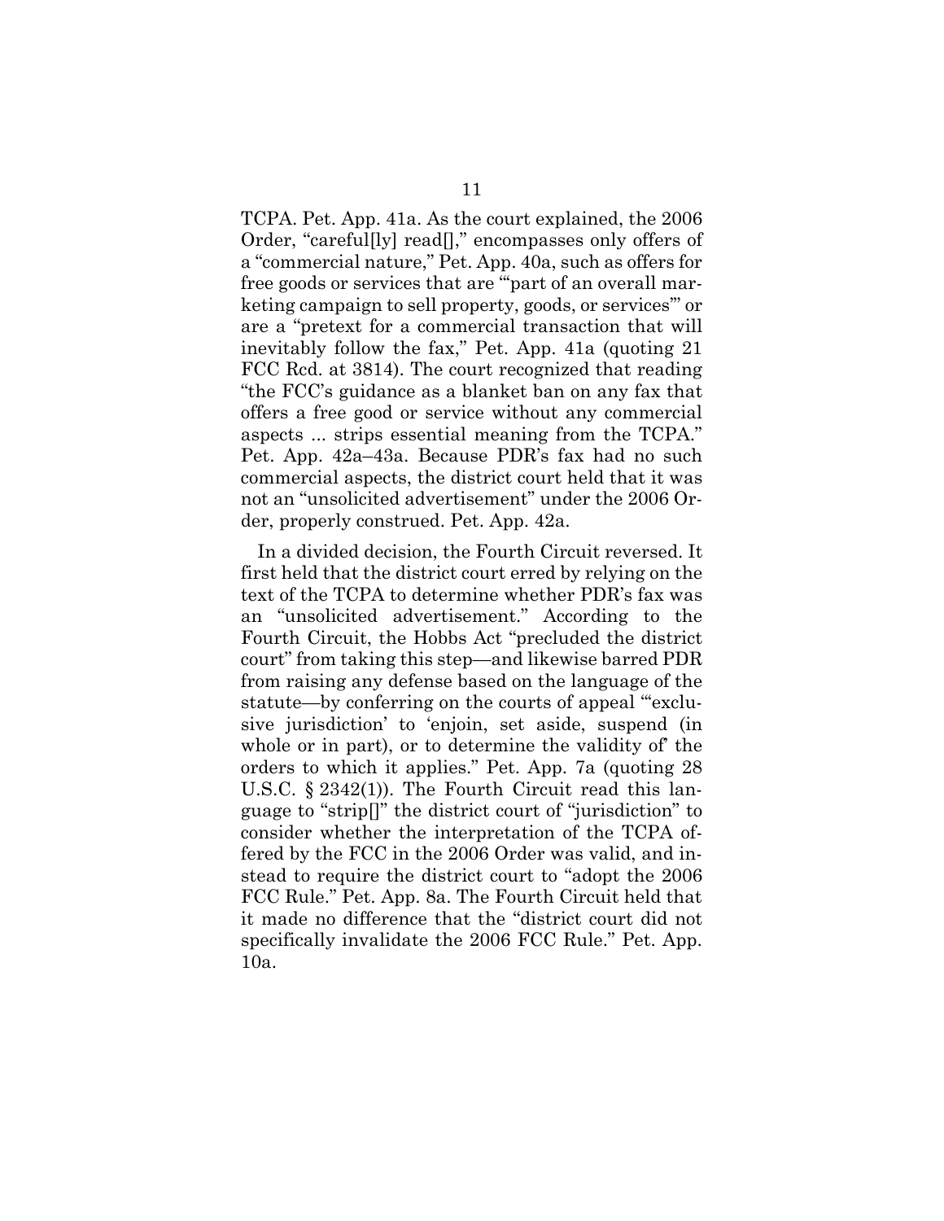TCPA. Pet. App. 41a. As the court explained, the 2006 Order, "careful[ly] read[]," encompasses only offers of a "commercial nature," Pet. App. 40a, such as offers for free goods or services that are "'part of an overall marketing campaign to sell property, goods, or services'" or are a "pretext for a commercial transaction that will inevitably follow the fax," Pet. App. 41a (quoting 21 FCC Rcd. at 3814). The court recognized that reading "the FCC's guidance as a blanket ban on any fax that offers a free good or service without any commercial aspects ... strips essential meaning from the TCPA." Pet. App. 42a–43a. Because PDR's fax had no such commercial aspects, the district court held that it was not an "unsolicited advertisement" under the 2006 Order, properly construed. Pet. App. 42a.

In a divided decision, the Fourth Circuit reversed. It first held that the district court erred by relying on the text of the TCPA to determine whether PDR's fax was an "unsolicited advertisement." According to the Fourth Circuit, the Hobbs Act "precluded the district court" from taking this step—and likewise barred PDR from raising any defense based on the language of the statute—by conferring on the courts of appeal "'exclusive jurisdiction' to 'enjoin, set aside, suspend (in whole or in part), or to determine the validity of' the orders to which it applies." Pet. App. 7a (quoting 28 U.S.C. § 2342(1)). The Fourth Circuit read this language to "strip[]" the district court of "jurisdiction" to consider whether the interpretation of the TCPA offered by the FCC in the 2006 Order was valid, and instead to require the district court to "adopt the 2006 FCC Rule." Pet. App. 8a. The Fourth Circuit held that it made no difference that the "district court did not specifically invalidate the 2006 FCC Rule." Pet. App. 10a.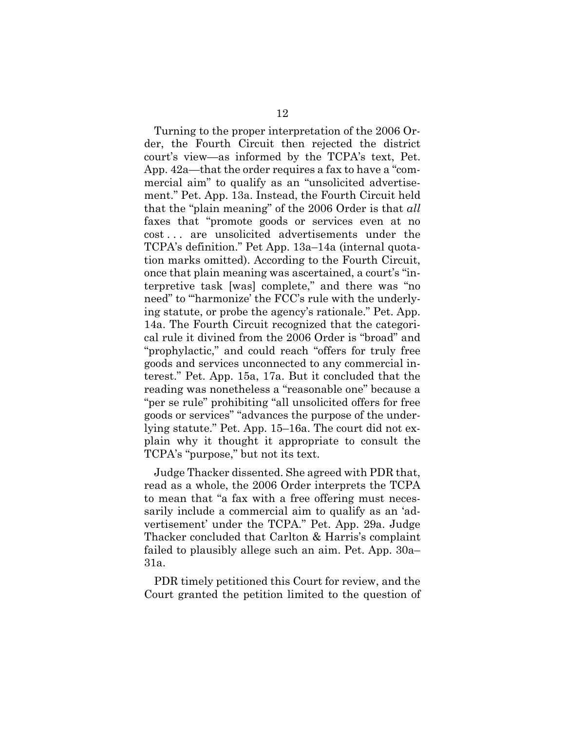Turning to the proper interpretation of the 2006 Order, the Fourth Circuit then rejected the district court's view—as informed by the TCPA's text, Pet. App. 42a—that the order requires a fax to have a "commercial aim" to qualify as an "unsolicited advertisement." Pet. App. 13a. Instead, the Fourth Circuit held that the "plain meaning" of the 2006 Order is that *all* faxes that "promote goods or services even at no cost . . . are unsolicited advertisements under the TCPA's definition." Pet App. 13a–14a (internal quotation marks omitted). According to the Fourth Circuit, once that plain meaning was ascertained, a court's "interpretive task [was] complete," and there was "no need" to "'harmonize' the FCC's rule with the underlying statute, or probe the agency's rationale." Pet. App. 14a. The Fourth Circuit recognized that the categorical rule it divined from the 2006 Order is "broad" and "prophylactic," and could reach "offers for truly free goods and services unconnected to any commercial interest." Pet. App. 15a, 17a. But it concluded that the reading was nonetheless a "reasonable one" because a "per se rule" prohibiting "all unsolicited offers for free goods or services" "advances the purpose of the underlying statute." Pet. App. 15–16a. The court did not explain why it thought it appropriate to consult the TCPA's "purpose," but not its text.

Judge Thacker dissented. She agreed with PDR that, read as a whole, the 2006 Order interprets the TCPA to mean that "a fax with a free offering must necessarily include a commercial aim to qualify as an 'advertisement' under the TCPA." Pet. App. 29a. Judge Thacker concluded that Carlton & Harris's complaint failed to plausibly allege such an aim. Pet. App. 30a–31a.

PDR timely petitioned this Court for review, and the Court granted the petition limited to the question of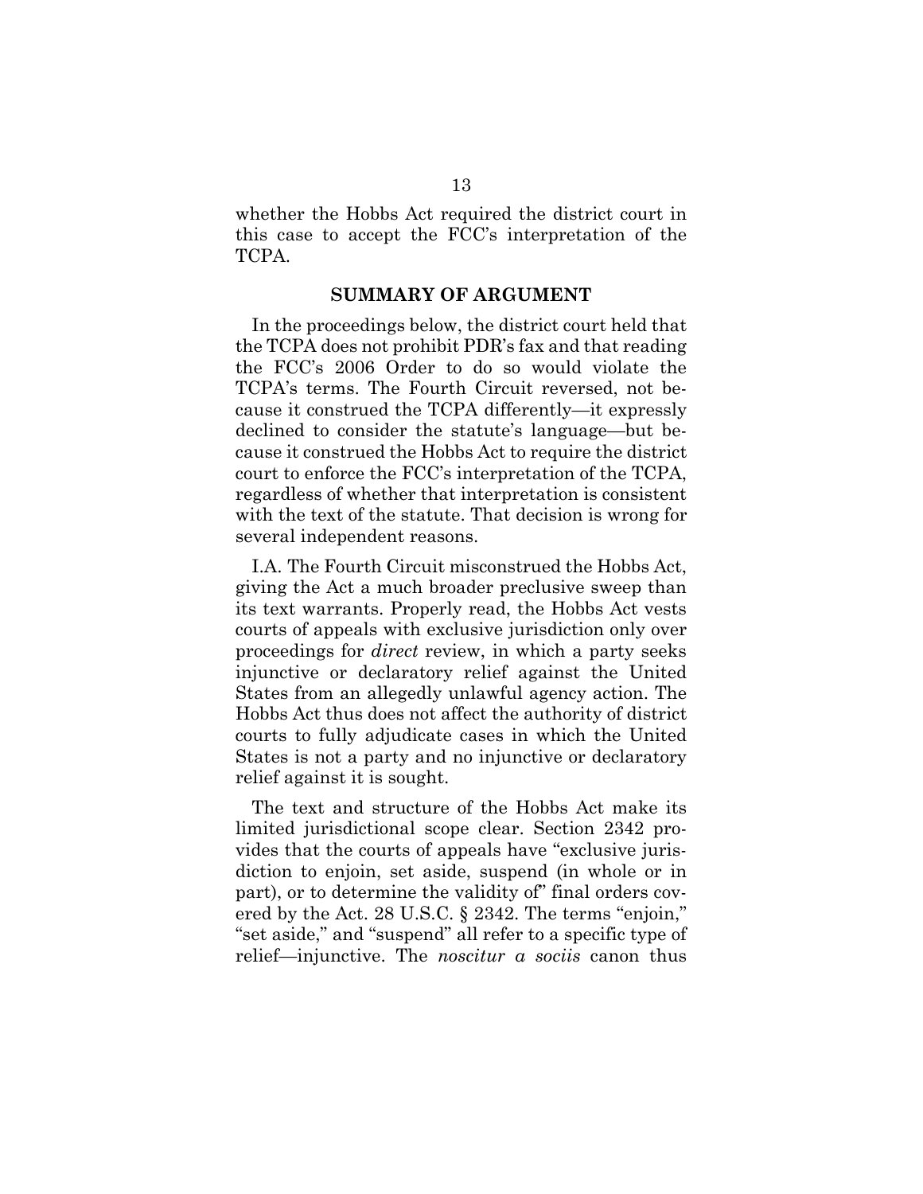whether the Hobbs Act required the district court in this case to accept the FCC's interpretation of the TCPA.

## SUMMARY OF ARGUMENT

In the proceedings below, the district court held that the TCPA does not prohibit PDR's fax and that reading the FCC's 2006 Order to do so would violate the TCPA's terms. The Fourth Circuit reversed, not because it construed the TCPA differently—it expressly declined to consider the statute's language—but because it construed the Hobbs Act to require the district court to enforce the FCC's interpretation of the TCPA, regardless of whether that interpretation is consistent with the text of the statute. That decision is wrong for several independent reasons.

I.A. The Fourth Circuit misconstrued the Hobbs Act, giving the Act a much broader preclusive sweep than its text warrants. Properly read, the Hobbs Act vests courts of appeals with exclusive jurisdiction only over proceedings for *direct* review, in which a party seeks injunctive or declaratory relief against the United States from an allegedly unlawful agency action. The Hobbs Act thus does not affect the authority of district courts to fully adjudicate cases in which the United States is not a party and no injunctive or declaratory relief against it is sought.

The text and structure of the Hobbs Act make its limited jurisdictional scope clear. Section 2342 provides that the courts of appeals have "exclusive jurisdiction to enjoin, set aside, suspend (in whole or in part), or to determine the validity of" final orders covered by the Act. 28 U.S.C. § 2342. The terms "enjoin," "set aside," and "suspend" all refer to a specific type of relief—injunctive. The *noscitur a sociis* canon thus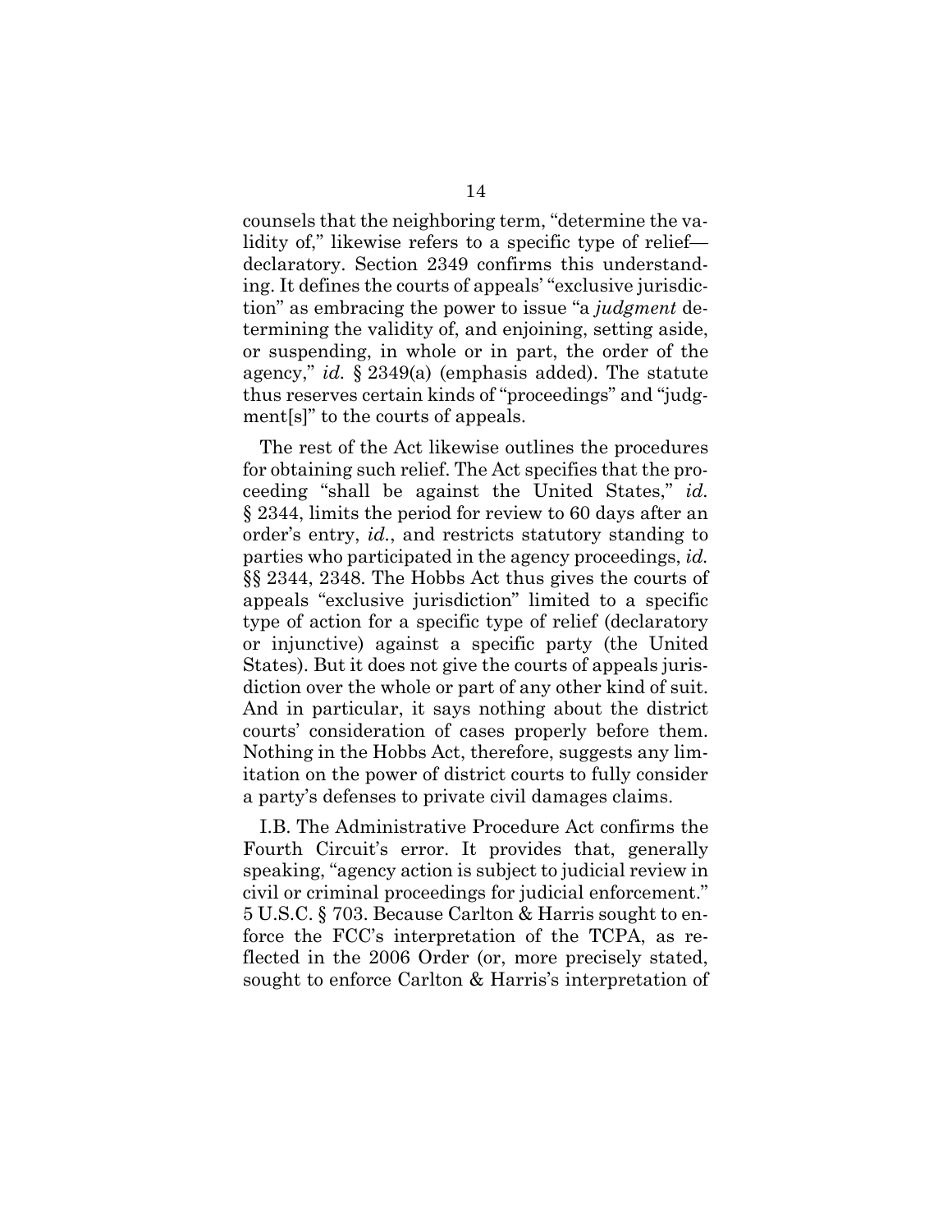counsels that the neighboring term, "determine the validity of," likewise refers to a specific type of relief—declaratory. Section 2349 confirms this understanding. It defines the courts of appeals' "exclusive jurisdiction" as embracing the power to issue "a *judgment* determining the validity of, and enjoining, setting aside, or suspending, in whole or in part, the order of the agency," *id.* § 2349(a) (emphasis added). The statute thus reserves certain kinds of "proceedings" and "judgment[s]" to the courts of appeals.

The rest of the Act likewise outlines the procedures for obtaining such relief. The Act specifies that the proceeding "shall be against the United States," *id.* § 2344, limits the period for review to 60 days after an order's entry, *id.*, and restricts statutory standing to parties who participated in the agency proceedings, *id.* §§ 2344, 2348. The Hobbs Act thus gives the courts of appeals "exclusive jurisdiction" limited to a specific type of action for a specific type of relief (declaratory or injunctive) against a specific party (the United States). But it does not give the courts of appeals jurisdiction over the whole or part of any other kind of suit. And in particular, it says nothing about the district courts' consideration of cases properly before them. Nothing in the Hobbs Act, therefore, suggests any limitation on the power of district courts to fully consider a party's defenses to private civil damages claims.

I.B. The Administrative Procedure Act confirms the Fourth Circuit's error. It provides that, generally speaking, "agency action is subject to judicial review in civil or criminal proceedings for judicial enforcement." 5 U.S.C. § 703. Because Carlton & Harris sought to enforce the FCC's interpretation of the TCPA, as reflected in the 2006 Order (or, more precisely stated, sought to enforce Carlton & Harris's interpretation of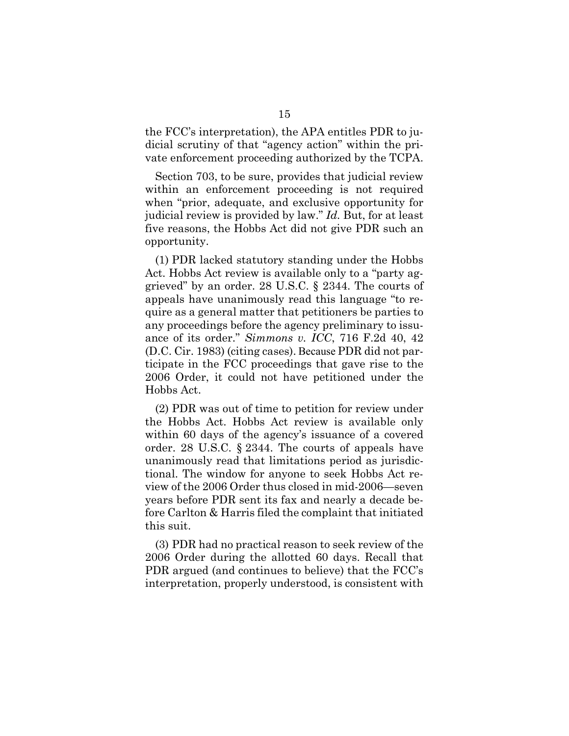the FCC's interpretation), the APA entitles PDR to judicial scrutiny of that "agency action" within the private enforcement proceeding authorized by the TCPA.

Section 703, to be sure, provides that judicial review within an enforcement proceeding is not required when "prior, adequate, and exclusive opportunity for judicial review is provided by law." *Id.* But, for at least five reasons, the Hobbs Act did not give PDR such an opportunity.

(1) PDR lacked statutory standing under the Hobbs Act. Hobbs Act review is available only to a "party aggrieved" by an order. 28 U.S.C. § 2344. The courts of appeals have unanimously read this language "to require as a general matter that petitioners be parties to any proceedings before the agency preliminary to issuance of its order." *Simmons v. ICC*, 716 F.2d 40, 42 (D.C. Cir. 1983) (citing cases). Because PDR did not participate in the FCC proceedings that gave rise to the 2006 Order, it could not have petitioned under the Hobbs Act.

(2) PDR was out of time to petition for review under the Hobbs Act. Hobbs Act review is available only within 60 days of the agency's issuance of a covered order. 28 U.S.C. § 2344. The courts of appeals have unanimously read that limitations period as jurisdictional. The window for anyone to seek Hobbs Act review of the 2006 Order thus closed in mid-2006—seven years before PDR sent its fax and nearly a decade before Carlton & Harris filed the complaint that initiated this suit.

(3) PDR had no practical reason to seek review of the 2006 Order during the allotted 60 days. Recall that PDR argued (and continues to believe) that the FCC's interpretation, properly understood, is consistent with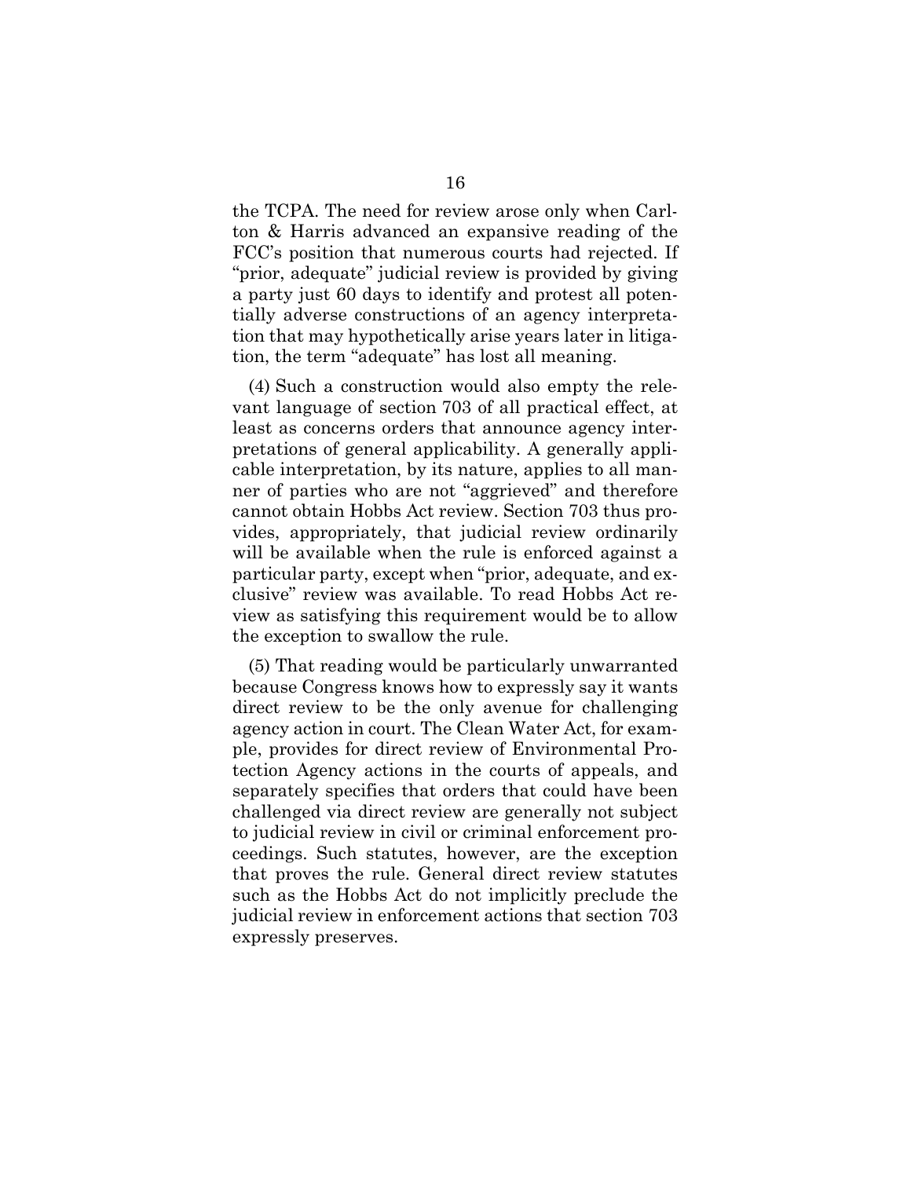the TCPA. The need for review arose only when Carlton & Harris advanced an expansive reading of the FCC's position that numerous courts had rejected. If "prior, adequate" judicial review is provided by giving a party just 60 days to identify and protest all potentially adverse constructions of an agency interpretation that may hypothetically arise years later in litigation, the term "adequate" has lost all meaning.

(4) Such a construction would also empty the relevant language of section 703 of all practical effect, at least as concerns orders that announce agency interpretations of general applicability. A generally applicable interpretation, by its nature, applies to all manner of parties who are not "aggrieved" and therefore cannot obtain Hobbs Act review. Section 703 thus provides, appropriately, that judicial review ordinarily will be available when the rule is enforced against a particular party, except when "prior, adequate, and exclusive" review was available. To read Hobbs Act review as satisfying this requirement would be to allow the exception to swallow the rule.

(5) That reading would be particularly unwarranted because Congress knows how to expressly say it wants direct review to be the only avenue for challenging agency action in court. The Clean Water Act, for example, provides for direct review of Environmental Protection Agency actions in the courts of appeals, and separately specifies that orders that could have been challenged via direct review are generally not subject to judicial review in civil or criminal enforcement proceedings. Such statutes, however, are the exception that proves the rule. General direct review statutes such as the Hobbs Act do not implicitly preclude the judicial review in enforcement actions that section 703 expressly preserves.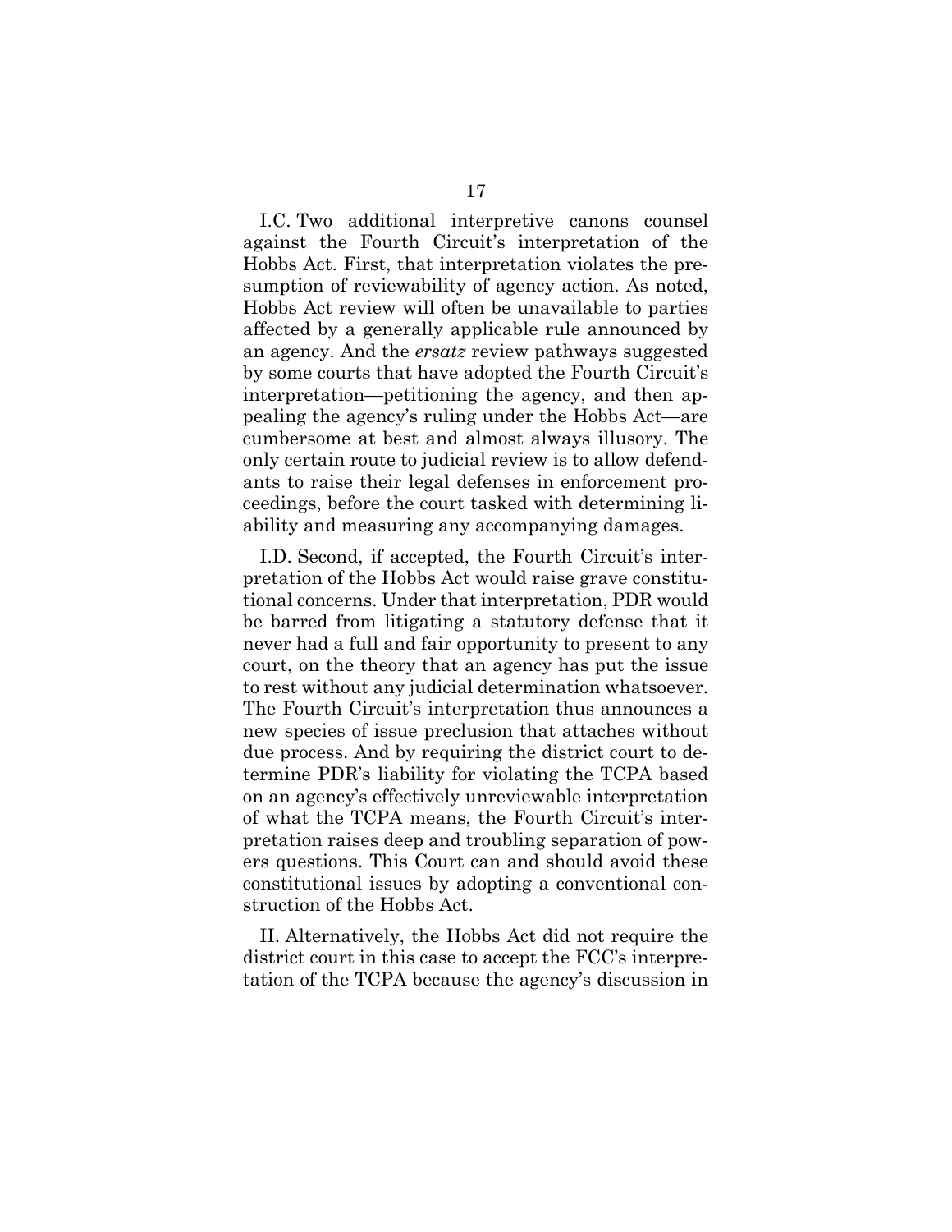I.C. Two additional interpretive canons counsel against the Fourth Circuit's interpretation of the Hobbs Act. First, that interpretation violates the presumption of reviewability of agency action. As noted, Hobbs Act review will often be unavailable to parties affected by a generally applicable rule announced by an agency. And the *ersatz* review pathways suggested by some courts that have adopted the Fourth Circuit's interpretation—petitioning the agency, and then appealing the agency's ruling under the Hobbs Act—are cumbersome at best and almost always illusory. The only certain route to judicial review is to allow defendants to raise their legal defenses in enforcement proceedings, before the court tasked with determining liability and measuring any accompanying damages.

I.D. Second, if accepted, the Fourth Circuit's interpretation of the Hobbs Act would raise grave constitutional concerns. Under that interpretation, PDR would be barred from litigating a statutory defense that it never had a full and fair opportunity to present to any court, on the theory that an agency has put the issue to rest without any judicial determination whatsoever. The Fourth Circuit's interpretation thus announces a new species of issue preclusion that attaches without due process. And by requiring the district court to determine PDR's liability for violating the TCPA based on an agency's effectively unreviewable interpretation of what the TCPA means, the Fourth Circuit's interpretation raises deep and troubling separation of powers questions. This Court can and should avoid these constitutional issues by adopting a conventional construction of the Hobbs Act.

II. Alternatively, the Hobbs Act did not require the district court in this case to accept the FCC's interpretation of the TCPA because the agency's discussion in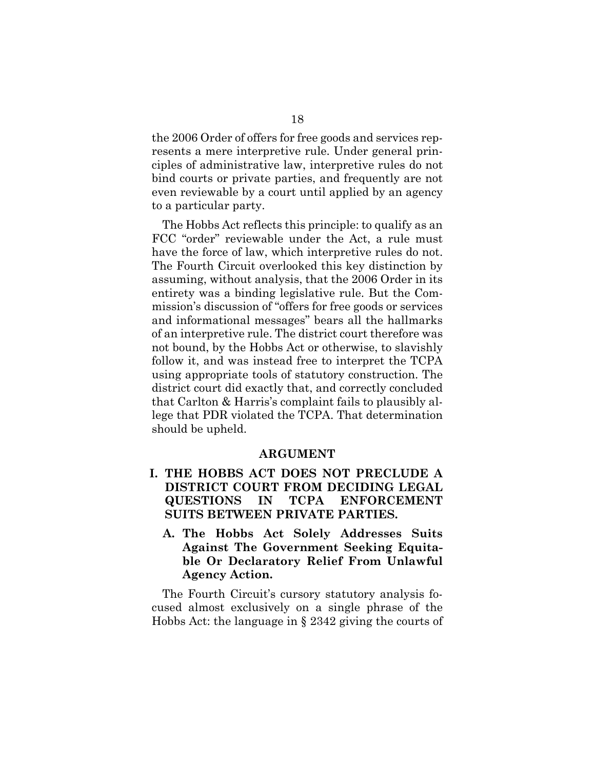the 2006 Order of offers for free goods and services represents a mere interpretive rule. Under general principles of administrative law, interpretive rules do not bind courts or private parties, and frequently are not even reviewable by a court until applied by an agency to a particular party.

The Hobbs Act reflects this principle: to qualify as an FCC "order" reviewable under the Act, a rule must have the force of law, which interpretive rules do not. The Fourth Circuit overlooked this key distinction by assuming, without analysis, that the 2006 Order in its entirety was a binding legislative rule. But the Commission's discussion of "offers for free goods or services and informational messages" bears all the hallmarks of an interpretive rule. The district court therefore was not bound, by the Hobbs Act or otherwise, to slavishly follow it, and was instead free to interpret the TCPA using appropriate tools of statutory construction. The district court did exactly that, and correctly concluded that Carlton & Harris's complaint fails to plausibly allege that PDR violated the TCPA. That determination should be upheld.

## ARGUMENT

### I. THE HOBBS ACT DOES NOT PRECLUDE A DISTRICT COURT FROM DECIDING LEGAL QUESTIONS IN TCPA ENFORCEMENT SUITS BETWEEN PRIVATE PARTIES.

#### A. The Hobbs Act Solely Addresses Suits Against The Government Seeking Equitable Or Declaratory Relief From Unlawful Agency Action.

The Fourth Circuit's cursory statutory analysis focused almost exclusively on a single phrase of the Hobbs Act: the language in § 2342 giving the courts of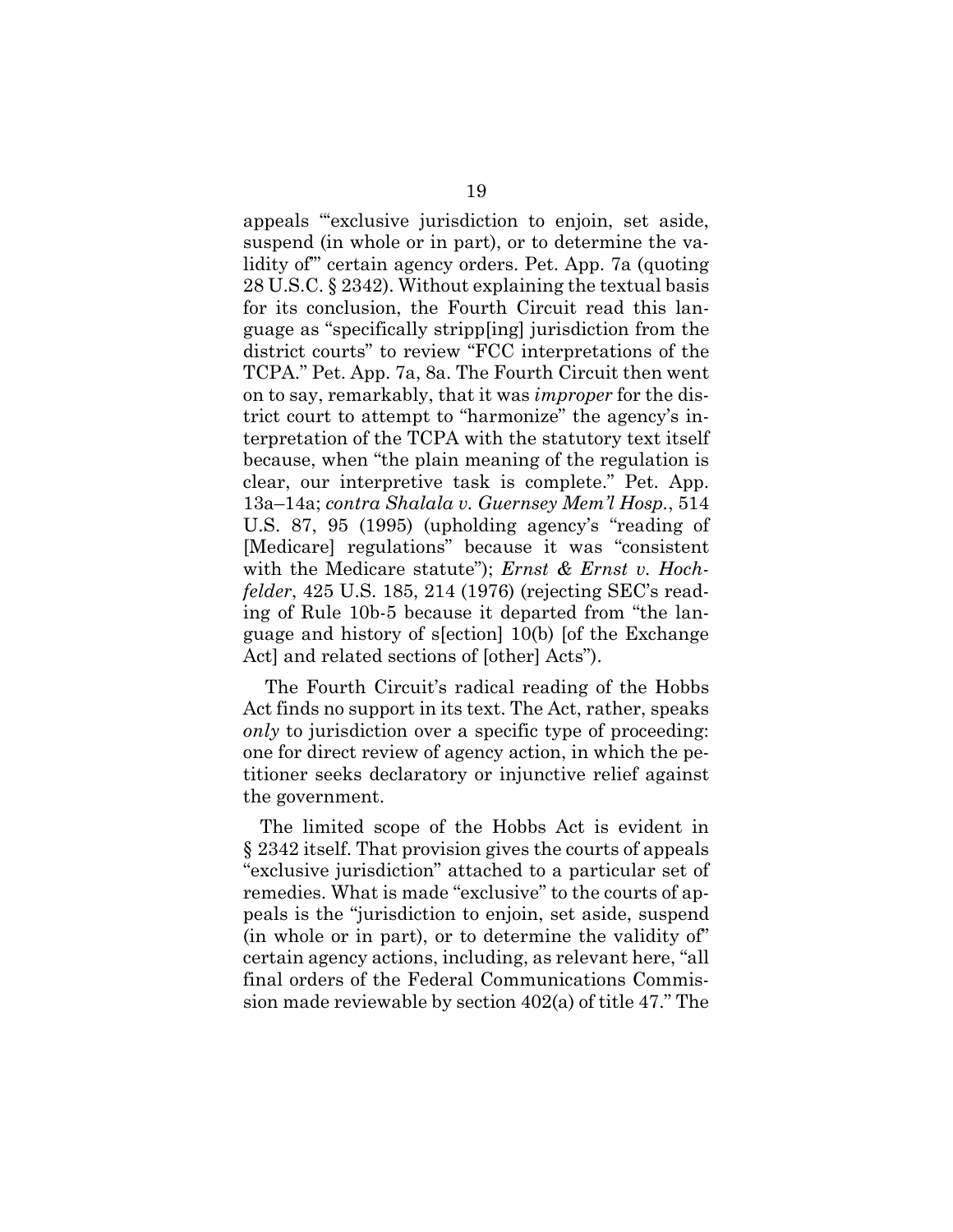appeals "'exclusive jurisdiction to enjoin, set aside, suspend (in whole or in part), or to determine the validity of'" certain agency orders. Pet. App. 7a (quoting 28 U.S.C. § 2342). Without explaining the textual basis for its conclusion, the Fourth Circuit read this language as "specifically stripp[ing] jurisdiction from the district courts" to review "FCC interpretations of the TCPA." Pet. App. 7a, 8a. The Fourth Circuit then went on to say, remarkably, that it was *improper* for the district court to attempt to "harmonize" the agency's interpretation of the TCPA with the statutory text itself because, when "the plain meaning of the regulation is clear, our interpretive task is complete." Pet. App. 13a–14a; *contra Shalala v. Guernsey Mem'l Hosp.*, 514 U.S. 87, 95 (1995) (upholding agency's "reading of [Medicare] regulations" because it was "consistent with the Medicare statute"); *Ernst & Ernst v. Hochfelder*, 425 U.S. 185, 214 (1976) (rejecting SEC's reading of Rule 10b-5 because it departed from "the language and history of s[ection] 10(b) [of the Exchange Act] and related sections of [other] Acts").

The Fourth Circuit's radical reading of the Hobbs Act finds no support in its text. The Act, rather, speaks *only* to jurisdiction over a specific type of proceeding: one for direct review of agency action, in which the petitioner seeks declaratory or injunctive relief against the government.

The limited scope of the Hobbs Act is evident in § 2342 itself. That provision gives the courts of appeals "exclusive jurisdiction" attached to a particular set of remedies. What is made "exclusive" to the courts of appeals is the "jurisdiction to enjoin, set aside, suspend (in whole or in part), or to determine the validity of" certain agency actions, including, as relevant here, "all final orders of the Federal Communications Commission made reviewable by section 402(a) of title 47." The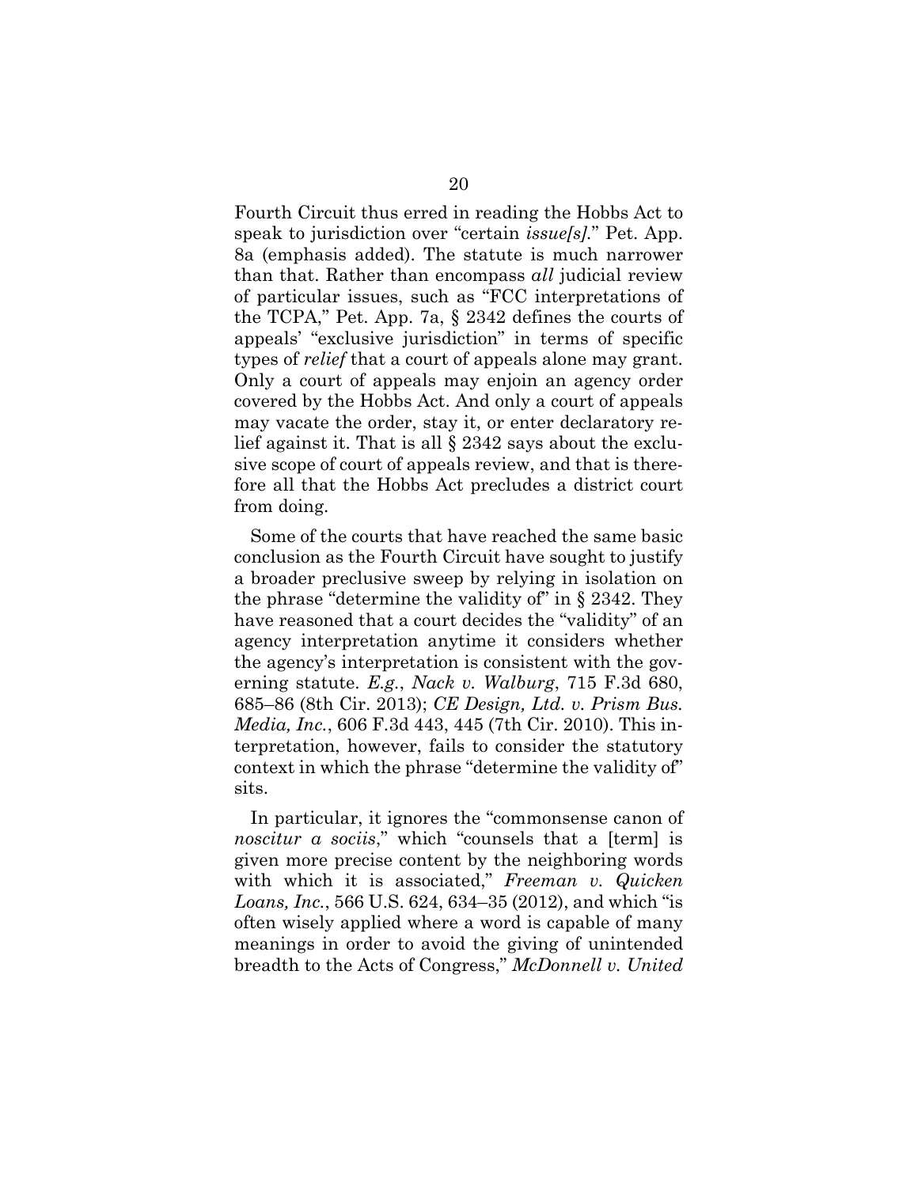Fourth Circuit thus erred in reading the Hobbs Act to speak to jurisdiction over "certain *issue[s]*." Pet. App. 8a (emphasis added). The statute is much narrower than that. Rather than encompass *all* judicial review of particular issues, such as "FCC interpretations of the TCPA," Pet. App. 7a, § 2342 defines the courts of appeals' "exclusive jurisdiction" in terms of specific types of *relief* that a court of appeals alone may grant. Only a court of appeals may enjoin an agency order covered by the Hobbs Act. And only a court of appeals may vacate the order, stay it, or enter declaratory relief against it. That is all § 2342 says about the exclusive scope of court of appeals review, and that is therefore all that the Hobbs Act precludes a district court from doing.

Some of the courts that have reached the same basic conclusion as the Fourth Circuit have sought to justify a broader preclusive sweep by relying in isolation on the phrase "determine the validity of" in § 2342. They have reasoned that a court decides the "validity" of an agency interpretation anytime it considers whether the agency's interpretation is consistent with the governing statute. *E.g.*, *Nack v. Walburg*, 715 F.3d 680, 685–86 (8th Cir. 2013); *CE Design, Ltd. v. Prism Bus. Media, Inc.*, 606 F.3d 443, 445 (7th Cir. 2010). This interpretation, however, fails to consider the statutory context in which the phrase "determine the validity of" sits.

In particular, it ignores the "commonsense canon of *noscitur a sociis*," which "counsels that a [term] is given more precise content by the neighboring words with which it is associated," *Freeman v. Quicken Loans, Inc.*, 566 U.S. 624, 634–35 (2012), and which "is often wisely applied where a word is capable of many meanings in order to avoid the giving of unintended breadth to the Acts of Congress," *McDonnell v. United*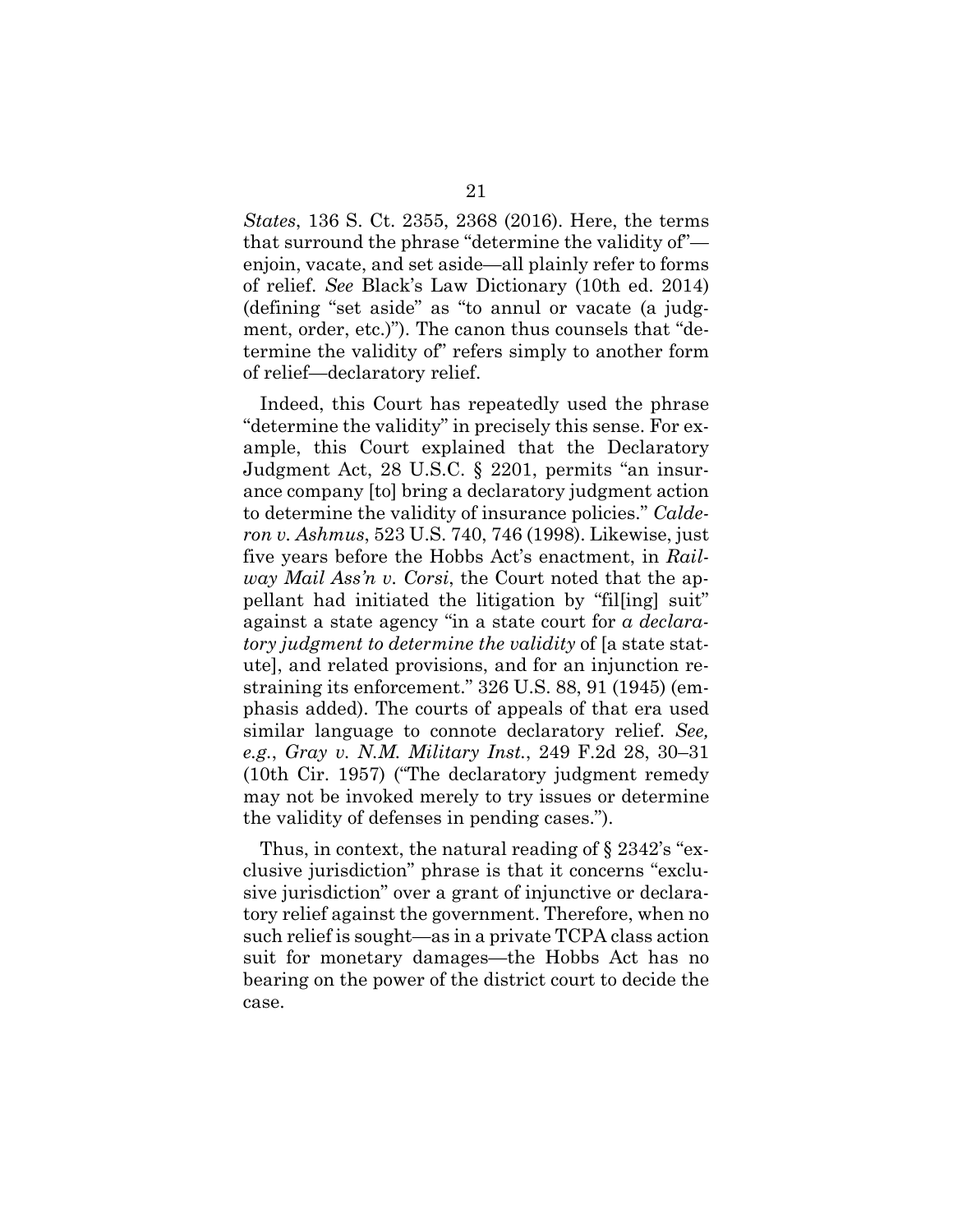*States*, 136 S. Ct. 2355, 2368 (2016). Here, the terms that surround the phrase "determine the validity of"—enjoin, vacate, and set aside—all plainly refer to forms of relief. *See* Black's Law Dictionary (10th ed. 2014) (defining "set aside" as "to annul or vacate (a judgment, order, etc.)"). The canon thus counsels that "determine the validity of" refers simply to another form of relief—declaratory relief.

Indeed, this Court has repeatedly used the phrase "determine the validity" in precisely this sense. For example, this Court explained that the Declaratory Judgment Act, 28 U.S.C. § 2201, permits "an insurance company [to] bring a declaratory judgment action to determine the validity of insurance policies." *Calderon v. Ashmus*, 523 U.S. 740, 746 (1998). Likewise, just five years before the Hobbs Act's enactment, in *Railway Mail Ass'n v. Corsi*, the Court noted that the appellant had initiated the litigation by "fil[ing] suit" against a state agency "in a state court for *a declaratory judgment to determine the validity* of [a state statute], and related provisions, and for an injunction restraining its enforcement." 326 U.S. 88, 91 (1945) (emphasis added). The courts of appeals of that era used similar language to connote declaratory relief. *See, e.g.*, *Gray v. N.M. Military Inst.*, 249 F.2d 28, 30–31 (10th Cir. 1957) ("The declaratory judgment remedy may not be invoked merely to try issues or determine the validity of defenses in pending cases.").

Thus, in context, the natural reading of § 2342's "exclusive jurisdiction" phrase is that it concerns "exclusive jurisdiction" over a grant of injunctive or declaratory relief against the government. Therefore, when no such relief is sought—as in a private TCPA class action suit for monetary damages—the Hobbs Act has no bearing on the power of the district court to decide the case.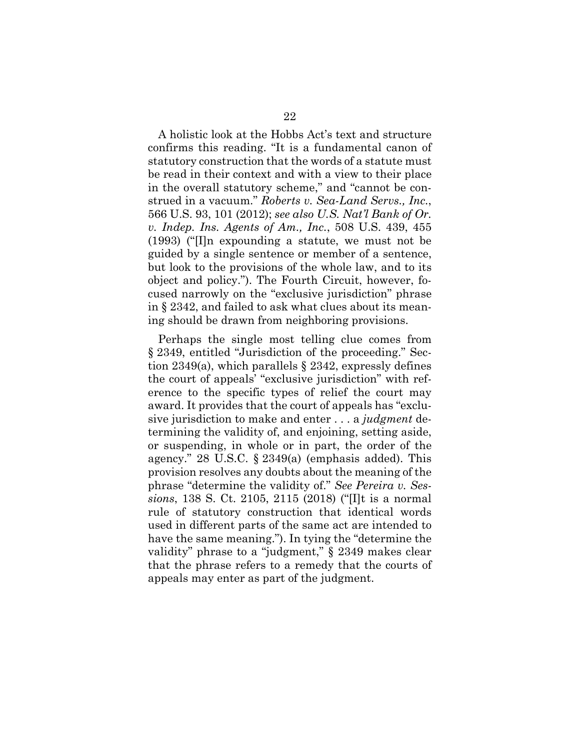A holistic look at the Hobbs Act's text and structure confirms this reading. "It is a fundamental canon of statutory construction that the words of a statute must be read in their context and with a view to their place in the overall statutory scheme," and "cannot be construed in a vacuum." *Roberts v. Sea-Land Servs., Inc.*, 566 U.S. 93, 101 (2012); *see also U.S. Nat'l Bank of Or. v. Indep. Ins. Agents of Am., Inc.*, 508 U.S. 439, 455 (1993) ("[I]n expounding a statute, we must not be guided by a single sentence or member of a sentence, but look to the provisions of the whole law, and to its object and policy."). The Fourth Circuit, however, focused narrowly on the "exclusive jurisdiction" phrase in § 2342, and failed to ask what clues about its meaning should be drawn from neighboring provisions.

Perhaps the single most telling clue comes from § 2349, entitled "Jurisdiction of the proceeding." Section 2349(a), which parallels § 2342, expressly defines the court of appeals' "exclusive jurisdiction" with reference to the specific types of relief the court may award. It provides that the court of appeals has "exclusive jurisdiction to make and enter . . . a *judgment* determining the validity of, and enjoining, setting aside, or suspending, in whole or in part, the order of the agency." 28 U.S.C. § 2349(a) (emphasis added). This provision resolves any doubts about the meaning of the phrase "determine the validity of." *See Pereira v. Sessions*, 138 S. Ct. 2105, 2115 (2018) ("[I]t is a normal rule of statutory construction that identical words used in different parts of the same act are intended to have the same meaning."). In tying the "determine the validity" phrase to a "judgment," § 2349 makes clear that the phrase refers to a remedy that the courts of appeals may enter as part of the judgment.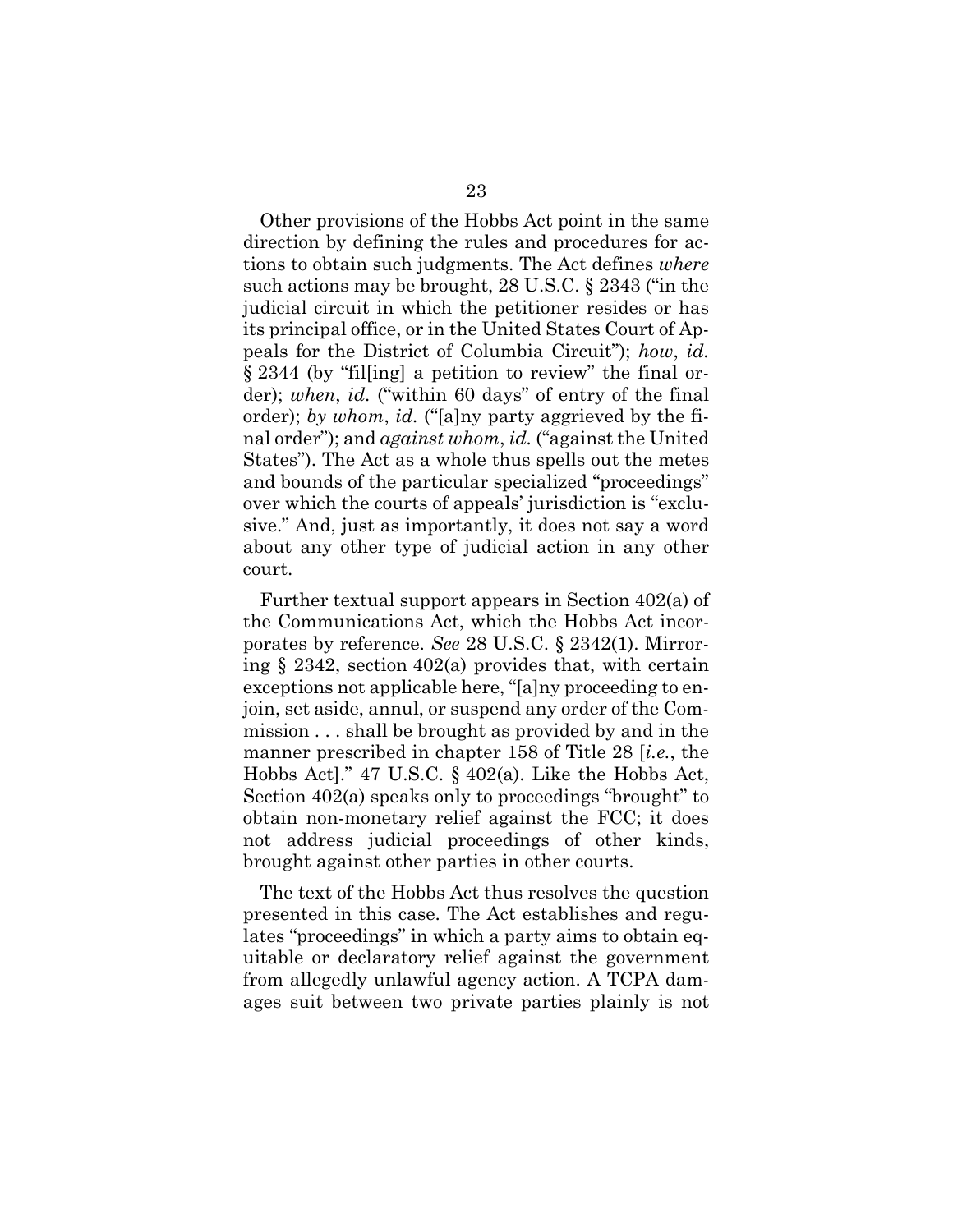Other provisions of the Hobbs Act point in the same direction by defining the rules and procedures for actions to obtain such judgments. The Act defines *where* such actions may be brought, 28 U.S.C. § 2343 ("in the judicial circuit in which the petitioner resides or has its principal office, or in the United States Court of Appeals for the District of Columbia Circuit"); *how*, *id.* § 2344 (by "fil[ing] a petition to review" the final order); *when*, *id.* ("within 60 days" of entry of the final order); *by whom*, *id.* ("[a]ny party aggrieved by the final order"); and *against whom*, *id.* ("against the United States"). The Act as a whole thus spells out the metes and bounds of the particular specialized "proceedings" over which the courts of appeals' jurisdiction is "exclusive." And, just as importantly, it does not say a word about any other type of judicial action in any other court.

Further textual support appears in Section 402(a) of the Communications Act, which the Hobbs Act incorporates by reference. *See* 28 U.S.C. § 2342(1). Mirroring § 2342, section 402(a) provides that, with certain exceptions not applicable here, "[a]ny proceeding to enjoin, set aside, annul, or suspend any order of the Commission . . . shall be brought as provided by and in the manner prescribed in chapter 158 of Title 28 [*i.e.*, the Hobbs Act]." 47 U.S.C. § 402(a). Like the Hobbs Act, Section 402(a) speaks only to proceedings "brought" to obtain non-monetary relief against the FCC; it does not address judicial proceedings of other kinds, brought against other parties in other courts.

The text of the Hobbs Act thus resolves the question presented in this case. The Act establishes and regulates "proceedings" in which a party aims to obtain equitable or declaratory relief against the government from allegedly unlawful agency action. A TCPA damages suit between two private parties plainly is not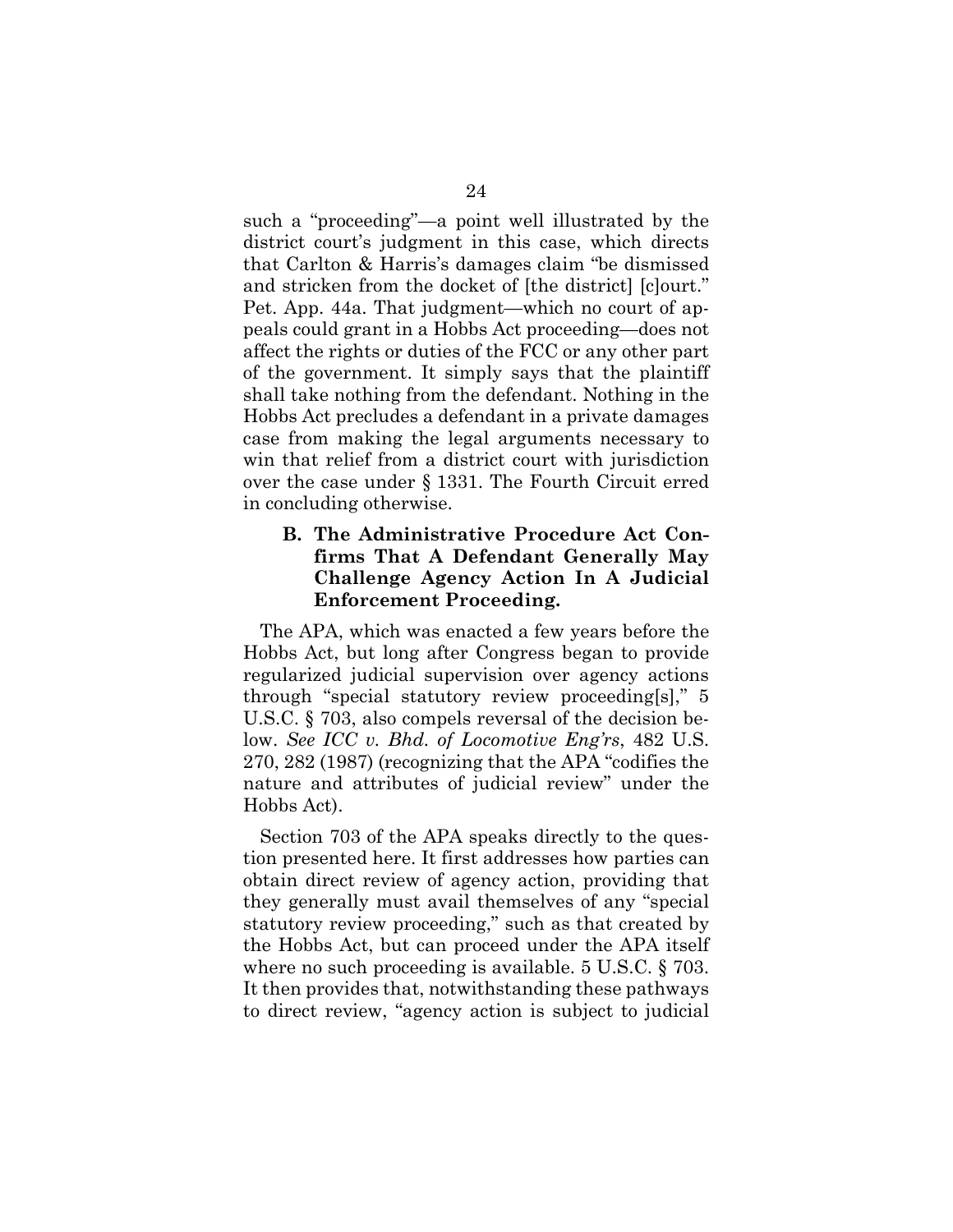such a "proceeding"—a point well illustrated by the district court's judgment in this case, which directs that Carlton & Harris's damages claim "be dismissed and stricken from the docket of [the district] [c]ourt." Pet. App. 44a. That judgment—which no court of appeals could grant in a Hobbs Act proceeding—does not affect the rights or duties of the FCC or any other part of the government. It simply says that the plaintiff shall take nothing from the defendant. Nothing in the Hobbs Act precludes a defendant in a private damages case from making the legal arguments necessary to win that relief from a district court with jurisdiction over the case under § 1331. The Fourth Circuit erred in concluding otherwise.

### B. The Administrative Procedure Act Confirms That A Defendant Generally May Challenge Agency Action In A Judicial Enforcement Proceeding.

The APA, which was enacted a few years before the Hobbs Act, but long after Congress began to provide regularized judicial supervision over agency actions through "special statutory review proceeding[s]," 5 U.S.C. § 703, also compels reversal of the decision below. *See ICC v. Bhd. of Locomotive Eng'rs*, 482 U.S. 270, 282 (1987) (recognizing that the APA "codifies the nature and attributes of judicial review" under the Hobbs Act).

Section 703 of the APA speaks directly to the question presented here. It first addresses how parties can obtain direct review of agency action, providing that they generally must avail themselves of any "special statutory review proceeding," such as that created by the Hobbs Act, but can proceed under the APA itself where no such proceeding is available. 5 U.S.C. § 703. It then provides that, notwithstanding these pathways to direct review, "agency action is subject to judicial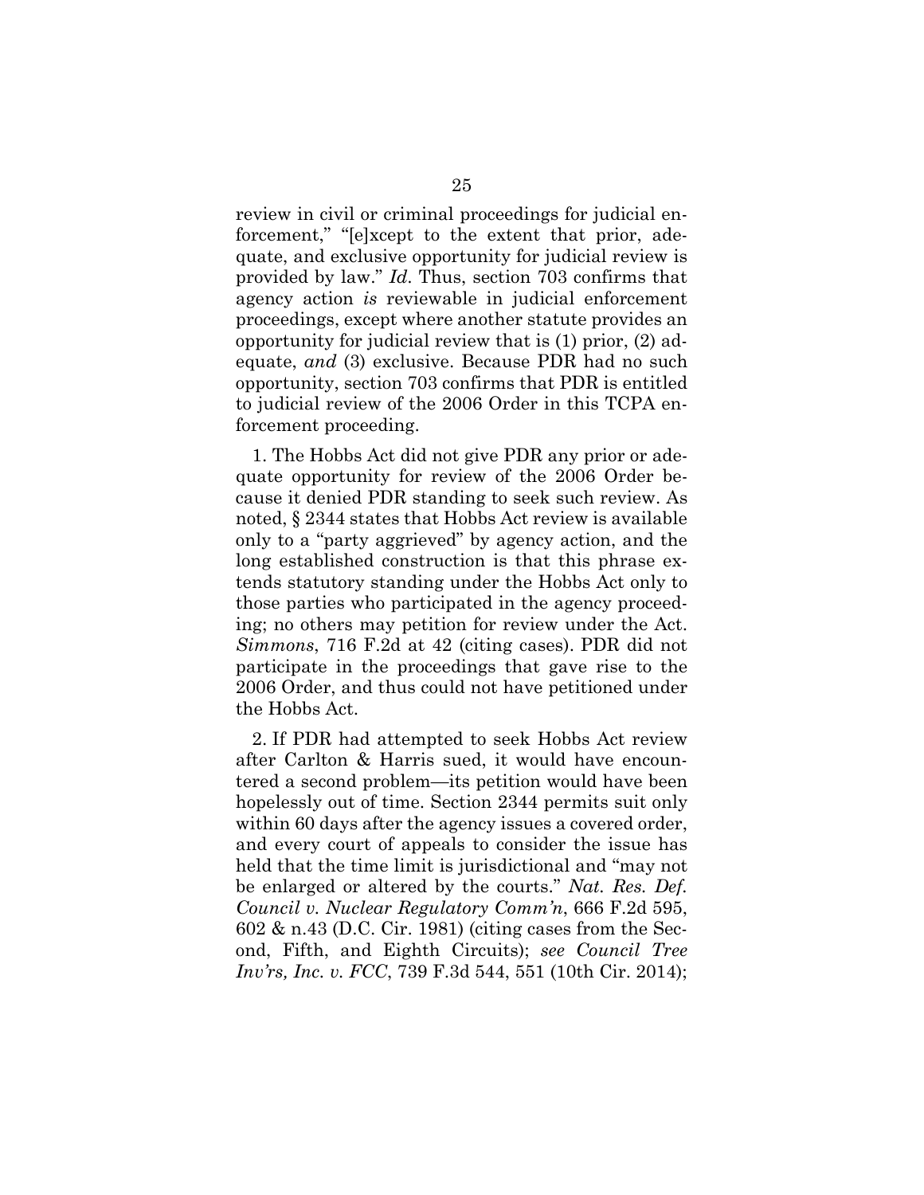review in civil or criminal proceedings for judicial enforcement," "[e]xcept to the extent that prior, adequate, and exclusive opportunity for judicial review is provided by law." *Id*. Thus, section 703 confirms that agency action *is* reviewable in judicial enforcement proceedings, except where another statute provides an opportunity for judicial review that is (1) prior, (2) adequate, *and* (3) exclusive. Because PDR had no such opportunity, section 703 confirms that PDR is entitled to judicial review of the 2006 Order in this TCPA enforcement proceeding.

1. The Hobbs Act did not give PDR any prior or adequate opportunity for review of the 2006 Order because it denied PDR standing to seek such review. As noted, § 2344 states that Hobbs Act review is available only to a "party aggrieved" by agency action, and the long established construction is that this phrase extends statutory standing under the Hobbs Act only to those parties who participated in the agency proceeding; no others may petition for review under the Act. *Simmons*, 716 F.2d at 42 (citing cases). PDR did not participate in the proceedings that gave rise to the 2006 Order, and thus could not have petitioned under the Hobbs Act.

2. If PDR had attempted to seek Hobbs Act review after Carlton & Harris sued, it would have encountered a second problem—its petition would have been hopelessly out of time. Section 2344 permits suit only within 60 days after the agency issues a covered order, and every court of appeals to consider the issue has held that the time limit is jurisdictional and "may not be enlarged or altered by the courts." *Nat. Res. Def. Council v. Nuclear Regulatory Comm'n*, 666 F.2d 595, 602 & n.43 (D.C. Cir. 1981) (citing cases from the Second, Fifth, and Eighth Circuits); *see Council Tree Inv'rs, Inc. v. FCC*, 739 F.3d 544, 551 (10th Cir. 2014);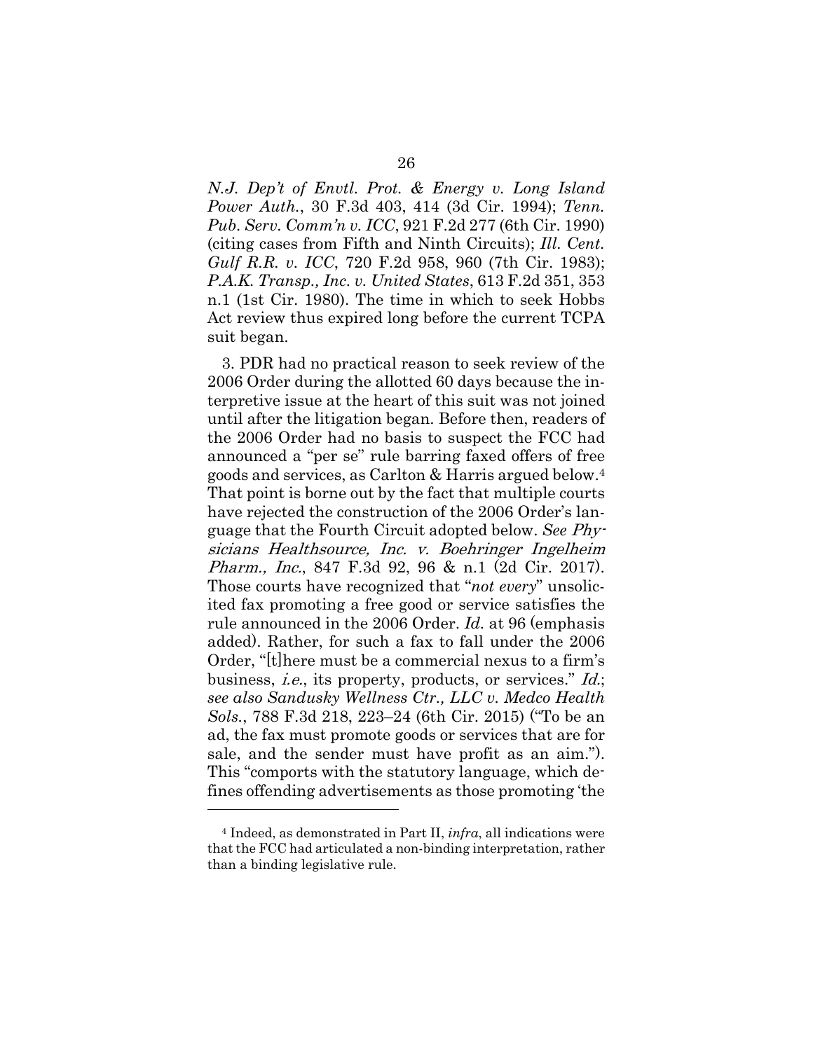*N.J. Dep't of Envtl. Prot. & Energy v. Long Island Power Auth.*, 30 F.3d 403, 414 (3d Cir. 1994); *Tenn. Pub. Serv. Comm'n v. ICC*, 921 F.2d 277 (6th Cir. 1990) (citing cases from Fifth and Ninth Circuits); *Ill. Cent. Gulf R.R. v. ICC*, 720 F.2d 958, 960 (7th Cir. 1983); *P.A.K. Transp., Inc. v. United States*, 613 F.2d 351, 353 n.1 (1st Cir. 1980). The time in which to seek Hobbs Act review thus expired long before the current TCPA suit began.

3. PDR had no practical reason to seek review of the 2006 Order during the allotted 60 days because the interpretive issue at the heart of this suit was not joined until after the litigation began. Before then, readers of the 2006 Order had no basis to suspect the FCC had announced a "per se" rule barring faxed offers of free goods and services, as Carlton & Harris argued below.[4] That point is borne out by the fact that multiple courts have rejected the construction of the 2006 Order's language that the Fourth Circuit adopted below. *See Physicians Healthsource, Inc. v. Boehringer Ingelheim Pharm., Inc.*, 847 F.3d 92, 96 & n.1 (2d Cir. 2017). Those courts have recognized that "*not every*" unsolicited fax promoting a free good or service satisfies the rule announced in the 2006 Order. *Id.* at 96 (emphasis added). Rather, for such a fax to fall under the 2006 Order, "[t]here must be a commercial nexus to a firm's business, *i.e.*, its property, products, or services." *Id.*; *see also Sandusky Wellness Ctr., LLC v. Medco Health Sols.*, 788 F.3d 218, 223–24 (6th Cir. 2015) ("To be an ad, the fax must promote goods or services that are for sale, and the sender must have profit as an aim."). This "comports with the statutory language, which defines offending advertisements as those promoting 'the

[4] Indeed, as demonstrated in Part II, *infra*, all indications were that the FCC had articulated a non-binding interpretation, rather than a binding legislative rule.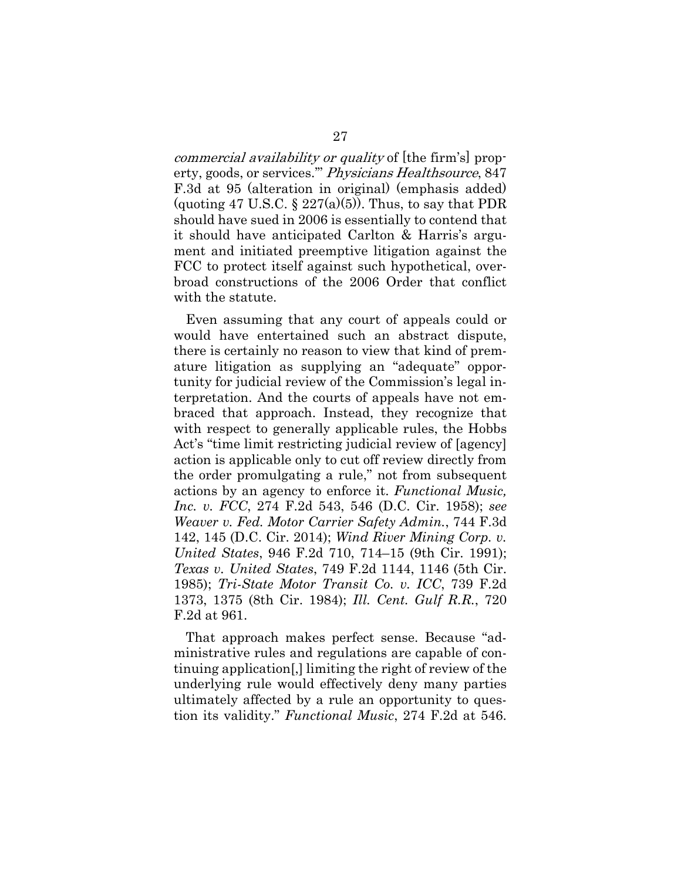*commercial availability or quality* of [the firm's] property, goods, or services.'" *Physicians Healthsource*, 847 F.3d at 95 (alteration in original) (emphasis added) (quoting 47 U.S.C. § 227(a)(5)). Thus, to say that PDR should have sued in 2006 is essentially to contend that it should have anticipated Carlton & Harris's argument and initiated preemptive litigation against the FCC to protect itself against such hypothetical, overbroad constructions of the 2006 Order that conflict with the statute.

Even assuming that any court of appeals could or would have entertained such an abstract dispute, there is certainly no reason to view that kind of premature litigation as supplying an "adequate" opportunity for judicial review of the Commission's legal interpretation. And the courts of appeals have not embraced that approach. Instead, they recognize that with respect to generally applicable rules, the Hobbs Act's "time limit restricting judicial review of [agency] action is applicable only to cut off review directly from the order promulgating a rule," not from subsequent actions by an agency to enforce it. *Functional Music, Inc. v. FCC*, 274 F.2d 543, 546 (D.C. Cir. 1958); *see Weaver v. Fed. Motor Carrier Safety Admin.*, 744 F.3d 142, 145 (D.C. Cir. 2014); *Wind River Mining Corp. v. United States*, 946 F.2d 710, 714–15 (9th Cir. 1991); *Texas v. United States*, 749 F.2d 1144, 1146 (5th Cir. 1985); *Tri-State Motor Transit Co. v. ICC*, 739 F.2d 1373, 1375 (8th Cir. 1984); *Ill. Cent. Gulf R.R.*, 720 F.2d at 961.

That approach makes perfect sense. Because "administrative rules and regulations are capable of continuing application[,] limiting the right of review of the underlying rule would effectively deny many parties ultimately affected by a rule an opportunity to question its validity." *Functional Music*, 274 F.2d at 546.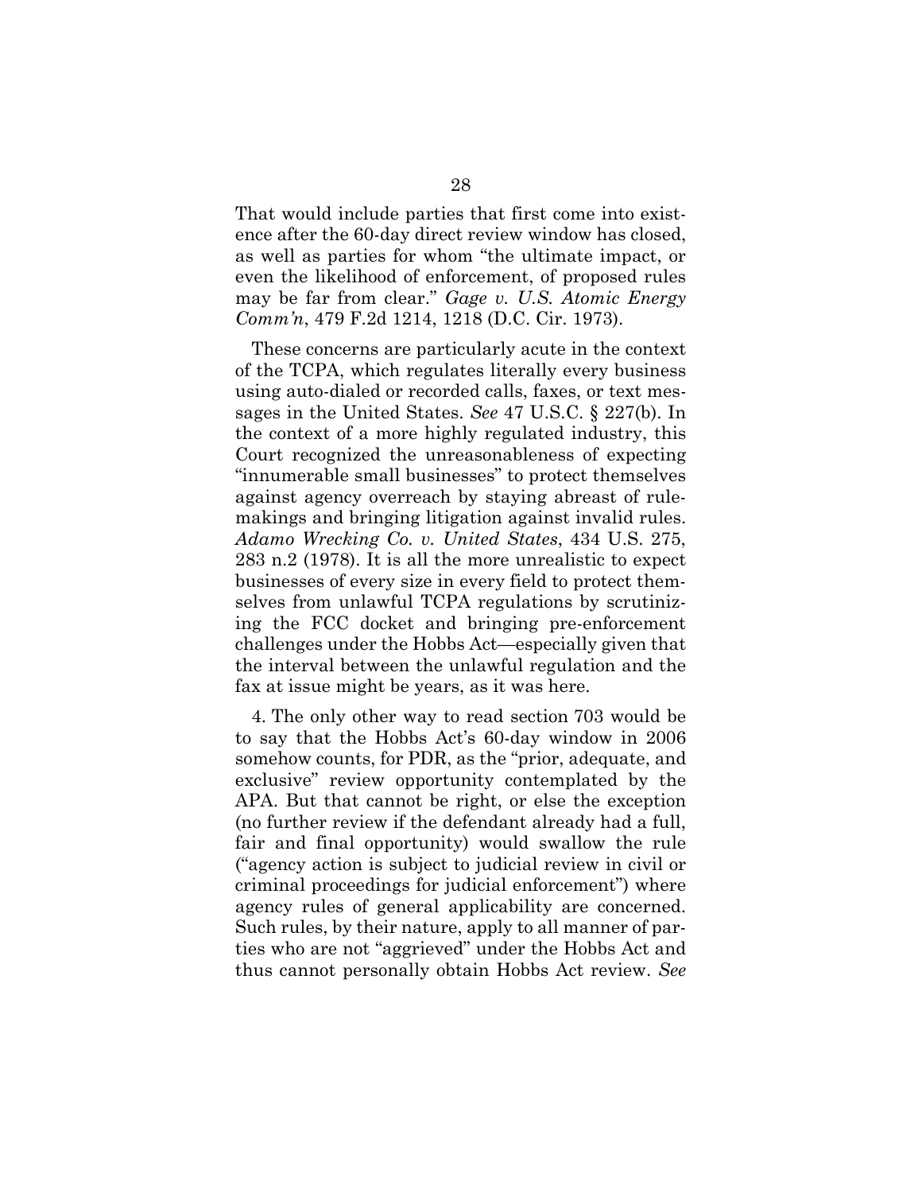That would include parties that first come into existence after the 60-day direct review window has closed, as well as parties for whom "the ultimate impact, or even the likelihood of enforcement, of proposed rules may be far from clear." *Gage v. U.S. Atomic Energy Comm'n*, 479 F.2d 1214, 1218 (D.C. Cir. 1973).

These concerns are particularly acute in the context of the TCPA, which regulates literally every business using auto-dialed or recorded calls, faxes, or text messages in the United States. *See* 47 U.S.C. § 227(b). In the context of a more highly regulated industry, this Court recognized the unreasonableness of expecting "innumerable small businesses" to protect themselves against agency overreach by staying abreast of rulemakings and bringing litigation against invalid rules. *Adamo Wrecking Co. v. United States*, 434 U.S. 275, 283 n.2 (1978). It is all the more unrealistic to expect businesses of every size in every field to protect themselves from unlawful TCPA regulations by scrutinizing the FCC docket and bringing pre-enforcement challenges under the Hobbs Act—especially given that the interval between the unlawful regulation and the fax at issue might be years, as it was here.

4. The only other way to read section 703 would be to say that the Hobbs Act's 60-day window in 2006 somehow counts, for PDR, as the "prior, adequate, and exclusive" review opportunity contemplated by the APA. But that cannot be right, or else the exception (no further review if the defendant already had a full, fair and final opportunity) would swallow the rule ("agency action is subject to judicial review in civil or criminal proceedings for judicial enforcement") where agency rules of general applicability are concerned. Such rules, by their nature, apply to all manner of parties who are not "aggrieved" under the Hobbs Act and thus cannot personally obtain Hobbs Act review. *See*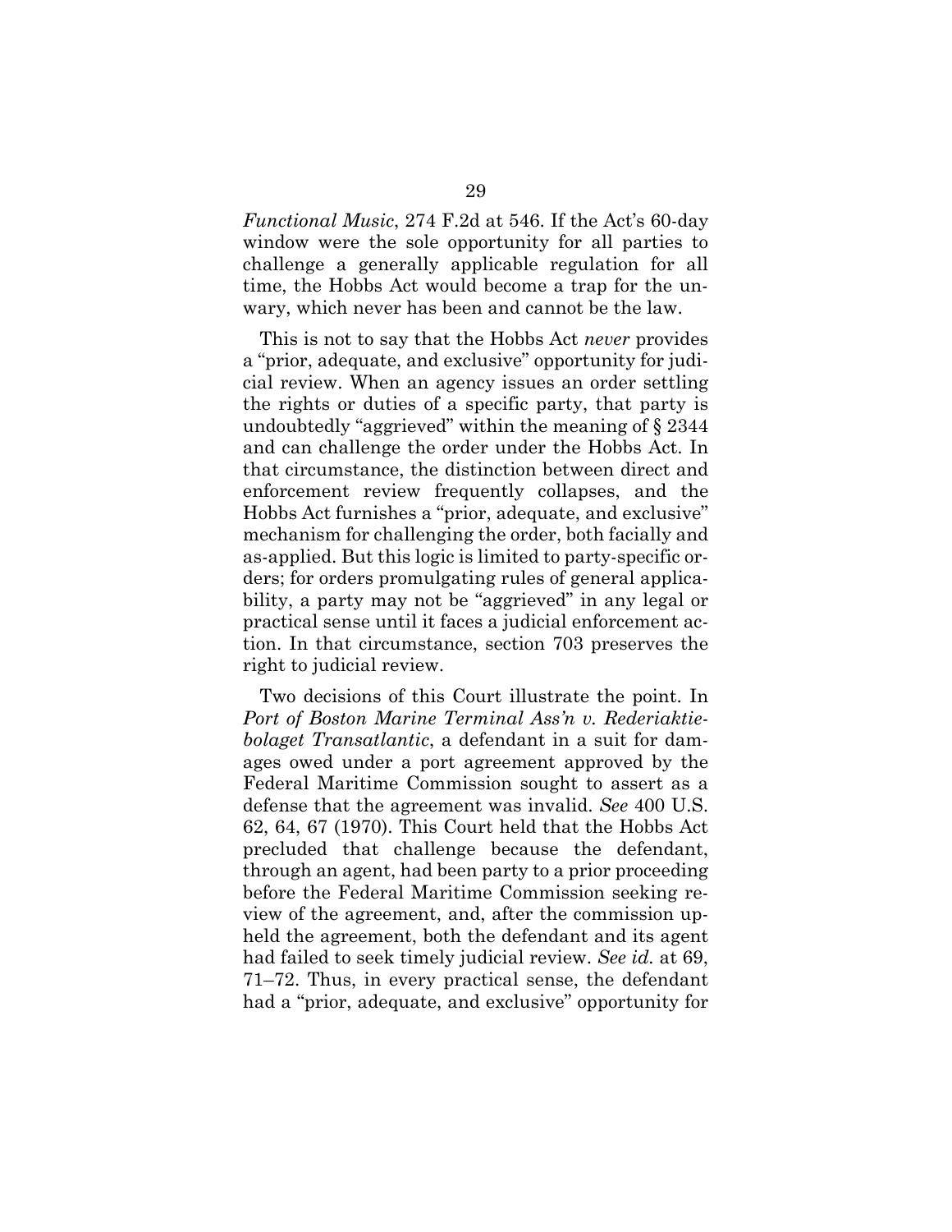*Functional Music*, 274 F.2d at 546. If the Act's 60-day window were the sole opportunity for all parties to challenge a generally applicable regulation for all time, the Hobbs Act would become a trap for the unwary, which never has been and cannot be the law.

This is not to say that the Hobbs Act *never* provides a "prior, adequate, and exclusive" opportunity for judicial review. When an agency issues an order settling the rights or duties of a specific party, that party is undoubtedly "aggrieved" within the meaning of § 2344 and can challenge the order under the Hobbs Act. In that circumstance, the distinction between direct and enforcement review frequently collapses, and the Hobbs Act furnishes a "prior, adequate, and exclusive" mechanism for challenging the order, both facially and as-applied. But this logic is limited to party-specific orders; for orders promulgating rules of general applicability, a party may not be "aggrieved" in any legal or practical sense until it faces a judicial enforcement action. In that circumstance, section 703 preserves the right to judicial review.

Two decisions of this Court illustrate the point. In *Port of Boston Marine Terminal Ass'n v. Rederiaktiebolaget Transatlantic*, a defendant in a suit for damages owed under a port agreement approved by the Federal Maritime Commission sought to assert as a defense that the agreement was invalid. *See* 400 U.S. 62, 64, 67 (1970). This Court held that the Hobbs Act precluded that challenge because the defendant, through an agent, had been party to a prior proceeding before the Federal Maritime Commission seeking review of the agreement, and, after the commission upheld the agreement, both the defendant and its agent had failed to seek timely judicial review. *See id.* at 69, 71–72. Thus, in every practical sense, the defendant had a "prior, adequate, and exclusive" opportunity for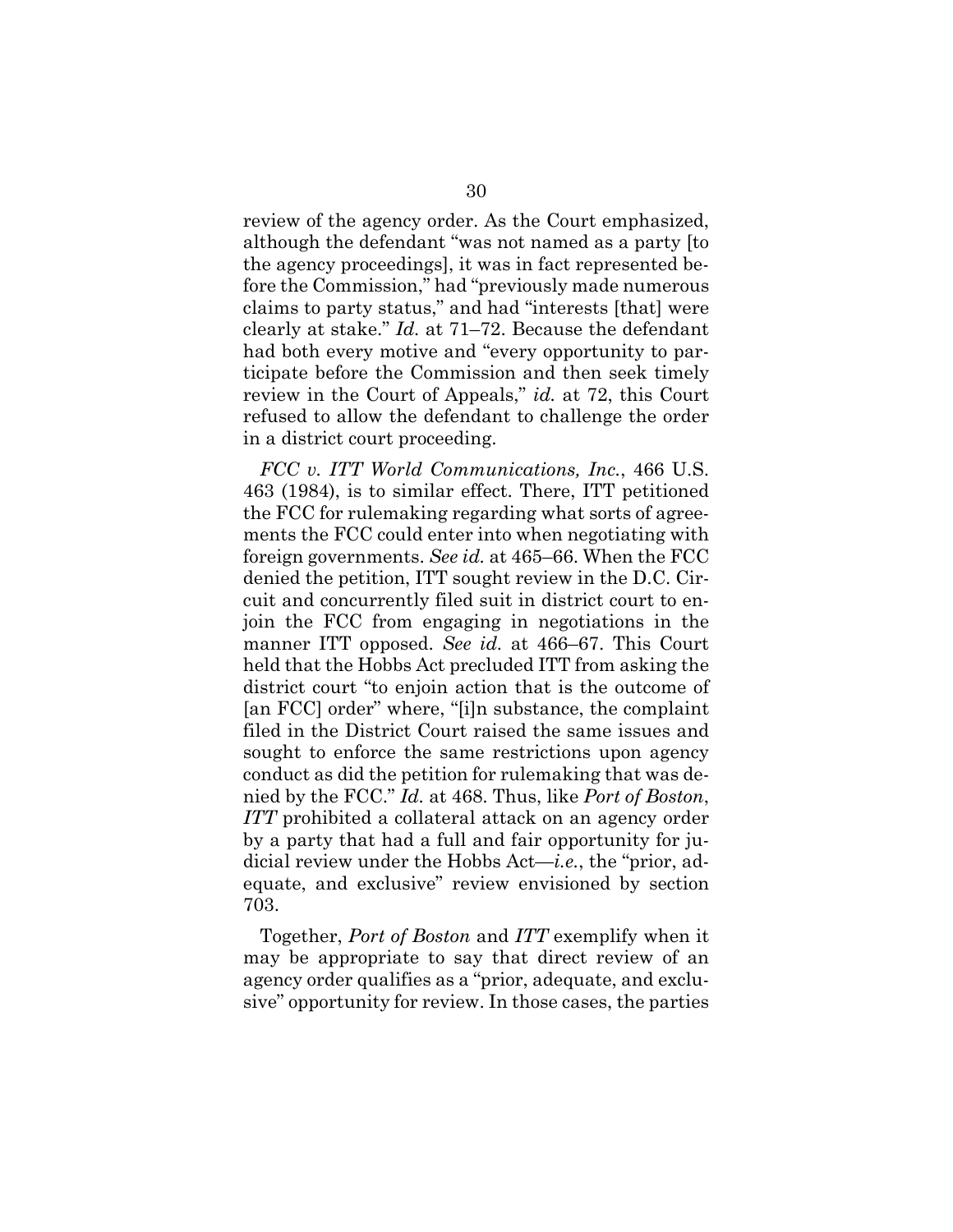review of the agency order. As the Court emphasized, although the defendant "was not named as a party [to the agency proceedings], it was in fact represented before the Commission," had "previously made numerous claims to party status," and had "interests [that] were clearly at stake." *Id.* at 71–72. Because the defendant had both every motive and "every opportunity to participate before the Commission and then seek timely review in the Court of Appeals," *id.* at 72, this Court refused to allow the defendant to challenge the order in a district court proceeding.

*FCC v. ITT World Communications, Inc.*, 466 U.S. 463 (1984), is to similar effect. There, ITT petitioned the FCC for rulemaking regarding what sorts of agreements the FCC could enter into when negotiating with foreign governments. *See id.* at 465–66. When the FCC denied the petition, ITT sought review in the D.C. Circuit and concurrently filed suit in district court to enjoin the FCC from engaging in negotiations in the manner ITT opposed. *See id.* at 466–67. This Court held that the Hobbs Act precluded ITT from asking the district court "to enjoin action that is the outcome of [an FCC] order" where, "[i]n substance, the complaint filed in the District Court raised the same issues and sought to enforce the same restrictions upon agency conduct as did the petition for rulemaking that was denied by the FCC." *Id.* at 468. Thus, like *Port of Boston*, *ITT* prohibited a collateral attack on an agency order by a party that had a full and fair opportunity for judicial review under the Hobbs Act—*i.e.*, the "prior, adequate, and exclusive" review envisioned by section 703.

Together, *Port of Boston* and *ITT* exemplify when it may be appropriate to say that direct review of an agency order qualifies as a "prior, adequate, and exclusive" opportunity for review. In those cases, the parties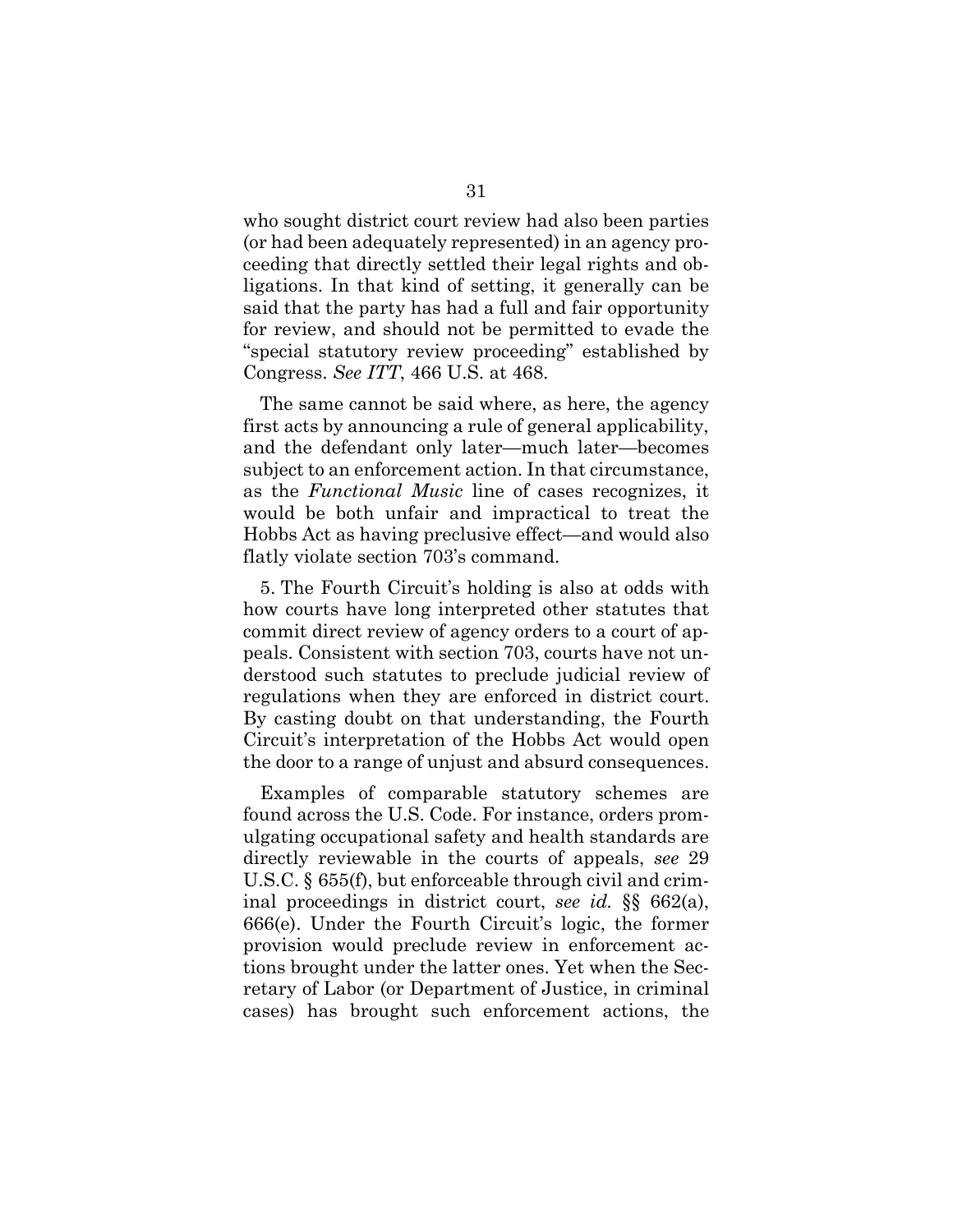who sought district court review had also been parties (or had been adequately represented) in an agency proceeding that directly settled their legal rights and obligations. In that kind of setting, it generally can be said that the party has had a full and fair opportunity for review, and should not be permitted to evade the "special statutory review proceeding" established by Congress. *See ITT*, 466 U.S. at 468.

The same cannot be said where, as here, the agency first acts by announcing a rule of general applicability, and the defendant only later—much later—becomes subject to an enforcement action. In that circumstance, as the *Functional Music* line of cases recognizes, it would be both unfair and impractical to treat the Hobbs Act as having preclusive effect—and would also flatly violate section 703's command.

5. The Fourth Circuit's holding is also at odds with how courts have long interpreted other statutes that commit direct review of agency orders to a court of appeals. Consistent with section 703, courts have not understood such statutes to preclude judicial review of regulations when they are enforced in district court. By casting doubt on that understanding, the Fourth Circuit's interpretation of the Hobbs Act would open the door to a range of unjust and absurd consequences.

Examples of comparable statutory schemes are found across the U.S. Code. For instance, orders promulgating occupational safety and health standards are directly reviewable in the courts of appeals, *see* 29 U.S.C. § 655(f), but enforceable through civil and criminal proceedings in district court, *see id.* §§ 662(a), 666(e). Under the Fourth Circuit's logic, the former provision would preclude review in enforcement actions brought under the latter ones. Yet when the Secretary of Labor (or Department of Justice, in criminal cases) has brought such enforcement actions, the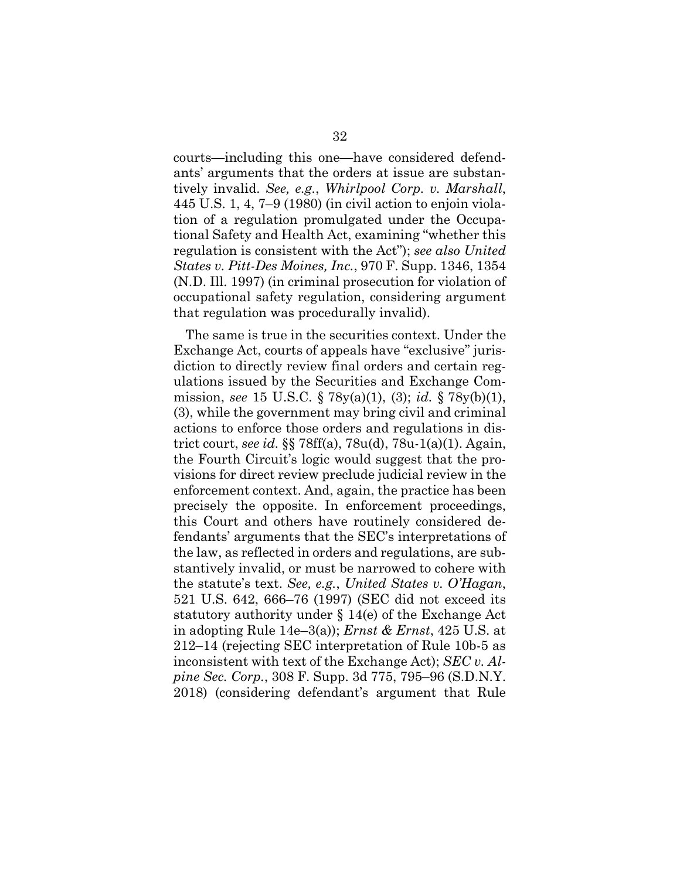courts—including this one—have considered defendants' arguments that the orders at issue are substantively invalid. *See, e.g.*, *Whirlpool Corp. v. Marshall*, 445 U.S. 1, 4, 7–9 (1980) (in civil action to enjoin violation of a regulation promulgated under the Occupational Safety and Health Act, examining "whether this regulation is consistent with the Act"); *see also United States v. Pitt-Des Moines, Inc.*, 970 F. Supp. 1346, 1354 (N.D. Ill. 1997) (in criminal prosecution for violation of occupational safety regulation, considering argument that regulation was procedurally invalid).

The same is true in the securities context. Under the Exchange Act, courts of appeals have "exclusive" jurisdiction to directly review final orders and certain regulations issued by the Securities and Exchange Commission, *see* 15 U.S.C. § 78y(a)(1), (3); *id.* § 78y(b)(1), (3), while the government may bring civil and criminal actions to enforce those orders and regulations in district court, *see id.* §§ 78ff(a), 78u(d), 78u-1(a)(1). Again, the Fourth Circuit's logic would suggest that the provisions for direct review preclude judicial review in the enforcement context. And, again, the practice has been precisely the opposite. In enforcement proceedings, this Court and others have routinely considered defendants' arguments that the SEC's interpretations of the law, as reflected in orders and regulations, are substantively invalid, or must be narrowed to cohere with the statute's text. *See, e.g.*, *United States v. O'Hagan*, 521 U.S. 642, 666–76 (1997) (SEC did not exceed its statutory authority under § 14(e) of the Exchange Act in adopting Rule 14e–3(a)); *Ernst & Ernst*, 425 U.S. at 212–14 (rejecting SEC interpretation of Rule 10b-5 as inconsistent with text of the Exchange Act); *SEC v. Alpine Sec. Corp.*, 308 F. Supp. 3d 775, 795–96 (S.D.N.Y. 2018) (considering defendant's argument that Rule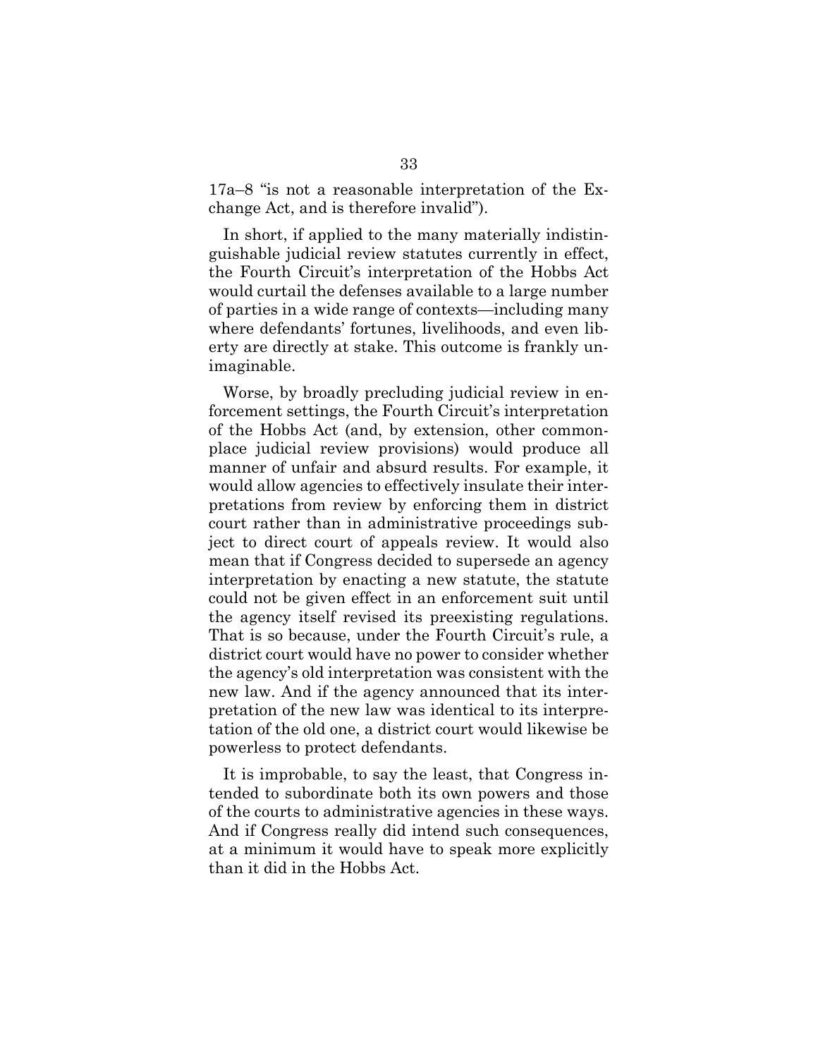17a–8 "is not a reasonable interpretation of the Exchange Act, and is therefore invalid").

In short, if applied to the many materially indistinguishable judicial review statutes currently in effect, the Fourth Circuit's interpretation of the Hobbs Act would curtail the defenses available to a large number of parties in a wide range of contexts—including many where defendants' fortunes, livelihoods, and even liberty are directly at stake. This outcome is frankly unimaginable.

Worse, by broadly precluding judicial review in enforcement settings, the Fourth Circuit's interpretation of the Hobbs Act (and, by extension, other commonplace judicial review provisions) would produce all manner of unfair and absurd results. For example, it would allow agencies to effectively insulate their interpretations from review by enforcing them in district court rather than in administrative proceedings subject to direct court of appeals review. It would also mean that if Congress decided to supersede an agency interpretation by enacting a new statute, the statute could not be given effect in an enforcement suit until the agency itself revised its preexisting regulations. That is so because, under the Fourth Circuit's rule, a district court would have no power to consider whether the agency's old interpretation was consistent with the new law. And if the agency announced that its interpretation of the new law was identical to its interpretation of the old one, a district court would likewise be powerless to protect defendants.

It is improbable, to say the least, that Congress intended to subordinate both its own powers and those of the courts to administrative agencies in these ways. And if Congress really did intend such consequences, at a minimum it would have to speak more explicitly than it did in the Hobbs Act.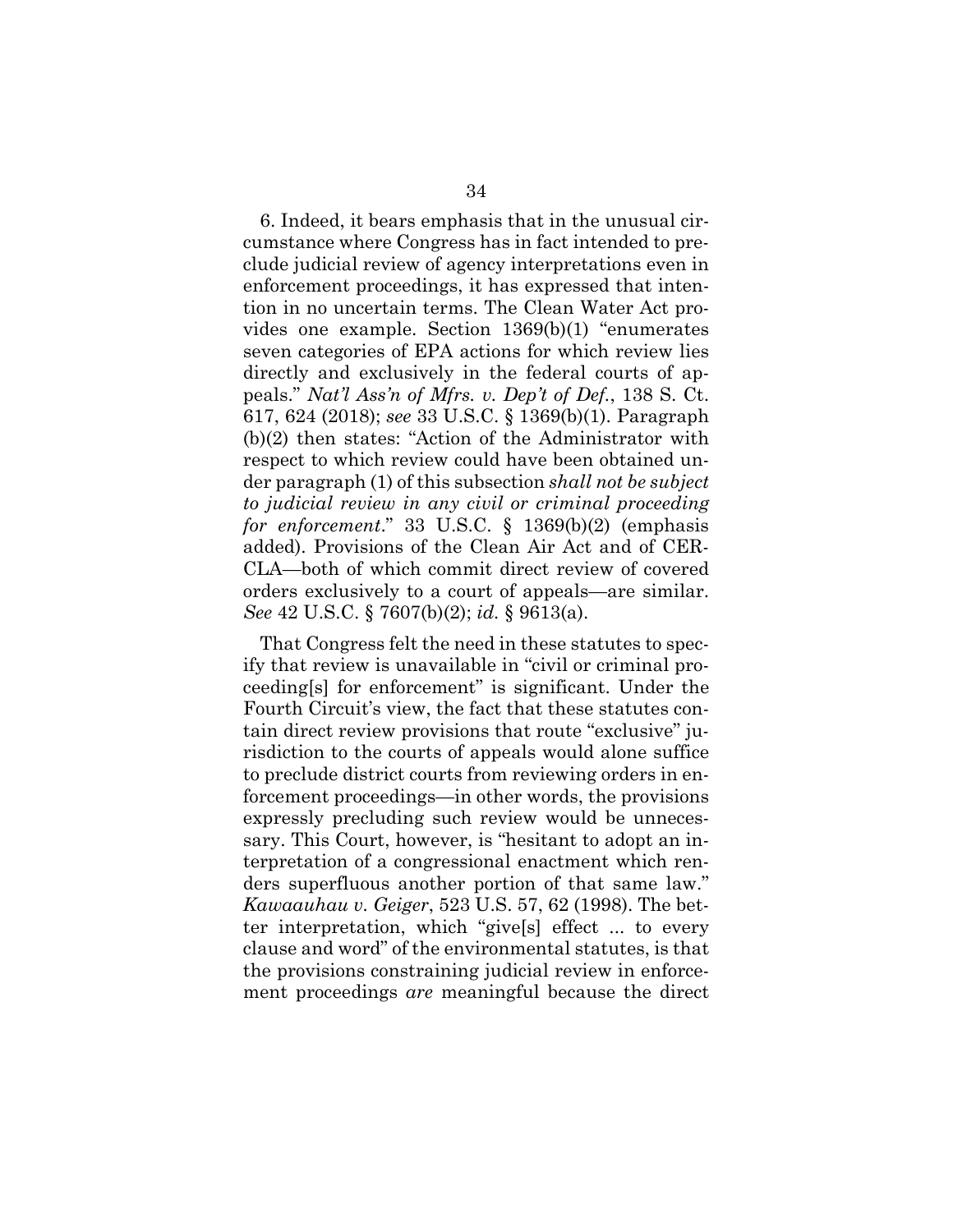6. Indeed, it bears emphasis that in the unusual circumstance where Congress has in fact intended to preclude judicial review of agency interpretations even in enforcement proceedings, it has expressed that intention in no uncertain terms. The Clean Water Act provides one example. Section 1369(b)(1) "enumerates seven categories of EPA actions for which review lies directly and exclusively in the federal courts of appeals." *Nat'l Ass'n of Mfrs. v. Dep't of Def.*, 138 S. Ct. 617, 624 (2018); *see* 33 U.S.C. § 1369(b)(1). Paragraph (b)(2) then states: "Action of the Administrator with respect to which review could have been obtained under paragraph (1) of this subsection *shall not be subject to judicial review in any civil or criminal proceeding for enforcement*." 33 U.S.C. § 1369(b)(2) (emphasis added). Provisions of the Clean Air Act and of CERCLA—both of which commit direct review of covered orders exclusively to a court of appeals—are similar. *See* 42 U.S.C. § 7607(b)(2); *id.* § 9613(a).

That Congress felt the need in these statutes to specify that review is unavailable in "civil or criminal proceeding[s] for enforcement" is significant. Under the Fourth Circuit's view, the fact that these statutes contain direct review provisions that route "exclusive" jurisdiction to the courts of appeals would alone suffice to preclude district courts from reviewing orders in enforcement proceedings—in other words, the provisions expressly precluding such review would be unnecessary. This Court, however, is "hesitant to adopt an interpretation of a congressional enactment which renders superfluous another portion of that same law." *Kawaauhau v. Geiger*, 523 U.S. 57, 62 (1998). The better interpretation, which "give[s] effect ... to every clause and word" of the environmental statutes, is that the provisions constraining judicial review in enforcement proceedings *are* meaningful because the direct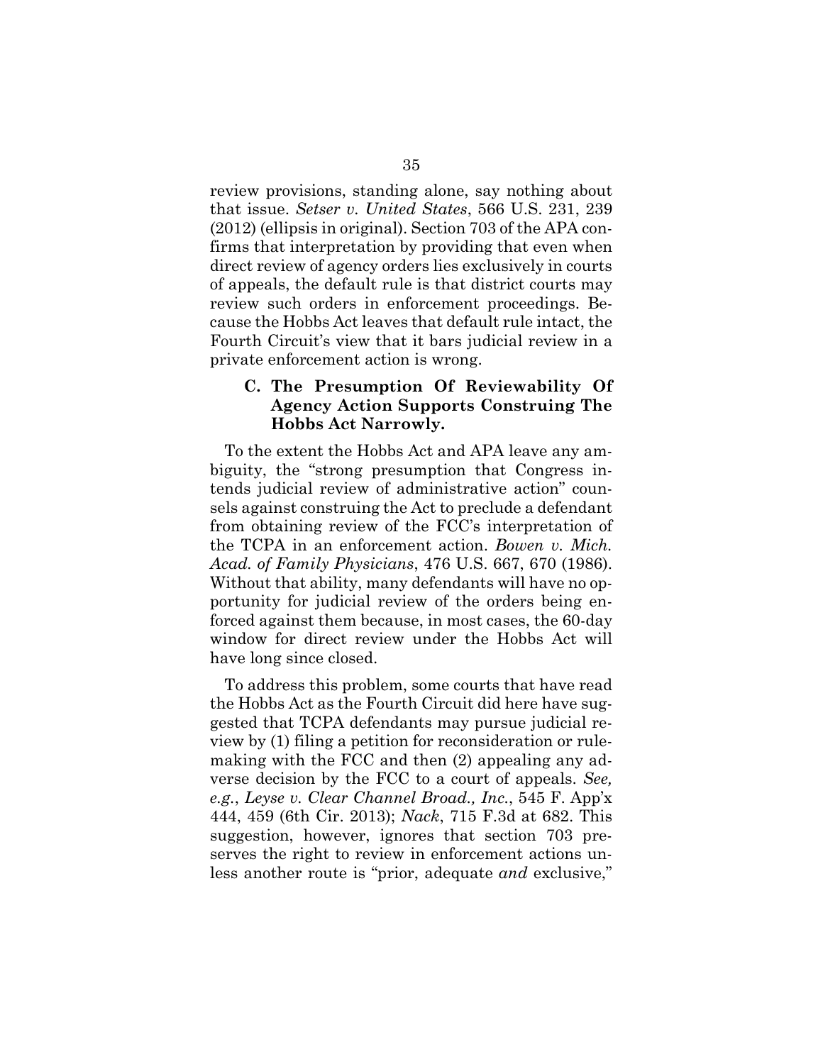review provisions, standing alone, say nothing about that issue. *Setser v. United States*, 566 U.S. 231, 239 (2012) (ellipsis in original). Section 703 of the APA confirms that interpretation by providing that even when direct review of agency orders lies exclusively in courts of appeals, the default rule is that district courts may review such orders in enforcement proceedings. Because the Hobbs Act leaves that default rule intact, the Fourth Circuit's view that it bars judicial review in a private enforcement action is wrong.

### C. The Presumption Of Reviewability Of Agency Action Supports Construing The Hobbs Act Narrowly.

To the extent the Hobbs Act and APA leave any ambiguity, the "strong presumption that Congress intends judicial review of administrative action" counsels against construing the Act to preclude a defendant from obtaining review of the FCC's interpretation of the TCPA in an enforcement action. *Bowen v. Mich. Acad. of Family Physicians*, 476 U.S. 667, 670 (1986). Without that ability, many defendants will have no opportunity for judicial review of the orders being enforced against them because, in most cases, the 60-day window for direct review under the Hobbs Act will have long since closed.

To address this problem, some courts that have read the Hobbs Act as the Fourth Circuit did here have suggested that TCPA defendants may pursue judicial review by (1) filing a petition for reconsideration or rulemaking with the FCC and then (2) appealing any adverse decision by the FCC to a court of appeals. *See, e.g.*, *Leyse v. Clear Channel Broad., Inc.*, 545 F. App'x 444, 459 (6th Cir. 2013); *Nack*, 715 F.3d at 682. This suggestion, however, ignores that section 703 preserves the right to review in enforcement actions unless another route is "prior, adequate *and* exclusive,"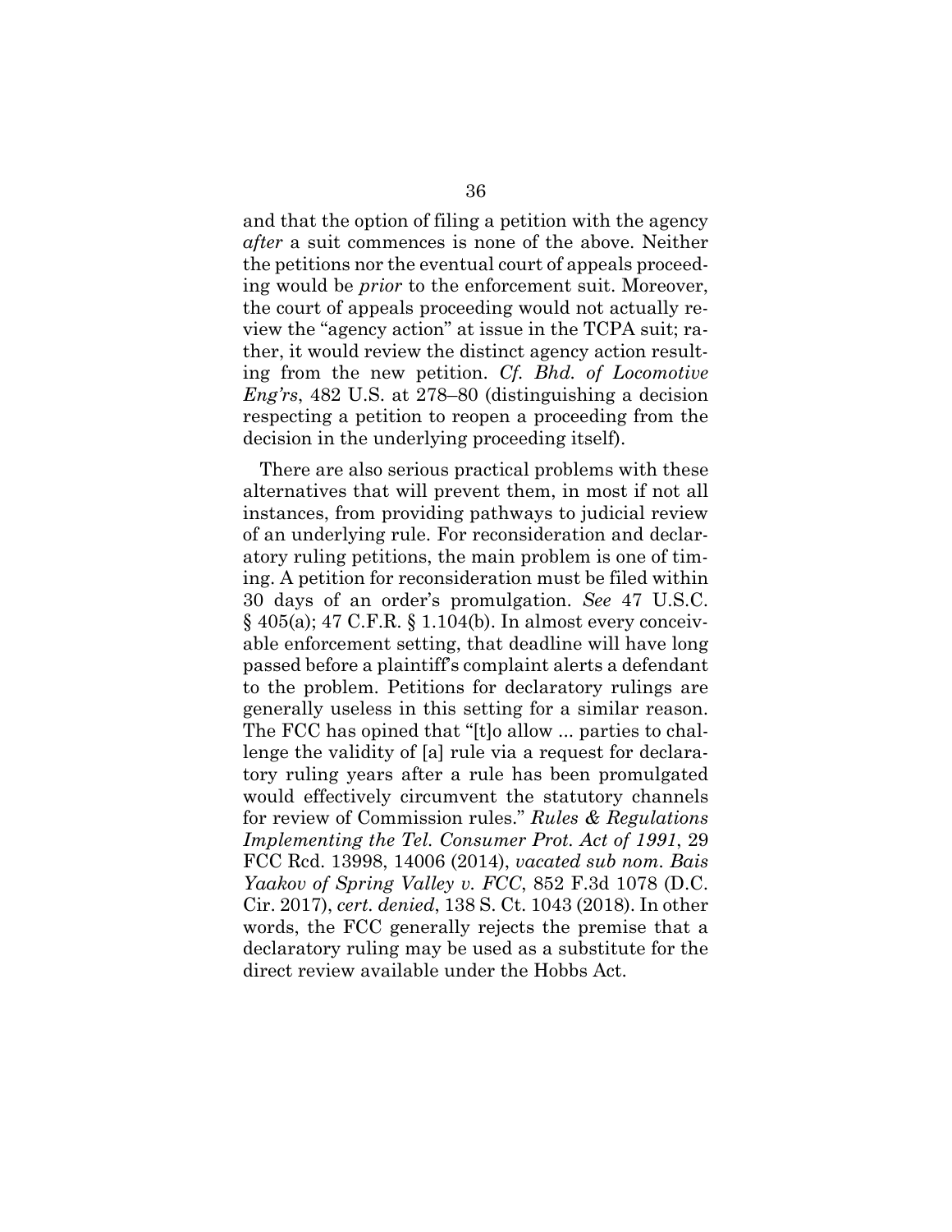and that the option of filing a petition with the agency *after* a suit commences is none of the above. Neither the petitions nor the eventual court of appeals proceeding would be *prior* to the enforcement suit. Moreover, the court of appeals proceeding would not actually review the "agency action" at issue in the TCPA suit; rather, it would review the distinct agency action resulting from the new petition. *Cf. Bhd. of Locomotive Eng'rs*, 482 U.S. at 278–80 (distinguishing a decision respecting a petition to reopen a proceeding from the decision in the underlying proceeding itself).

There are also serious practical problems with these alternatives that will prevent them, in most if not all instances, from providing pathways to judicial review of an underlying rule. For reconsideration and declaratory ruling petitions, the main problem is one of timing. A petition for reconsideration must be filed within 30 days of an order's promulgation. *See* 47 U.S.C. § 405(a); 47 C.F.R. § 1.104(b). In almost every conceivable enforcement setting, that deadline will have long passed before a plaintiff's complaint alerts a defendant to the problem. Petitions for declaratory rulings are generally useless in this setting for a similar reason. The FCC has opined that "[t]o allow ... parties to challenge the validity of [a] rule via a request for declaratory ruling years after a rule has been promulgated would effectively circumvent the statutory channels for review of Commission rules." *Rules & Regulations Implementing the Tel. Consumer Prot. Act of 1991*, 29 FCC Rcd. 13998, 14006 (2014), *vacated sub nom. Bais Yaakov of Spring Valley v. FCC*, 852 F.3d 1078 (D.C. Cir. 2017), *cert. denied*, 138 S. Ct. 1043 (2018). In other words, the FCC generally rejects the premise that a declaratory ruling may be used as a substitute for the direct review available under the Hobbs Act.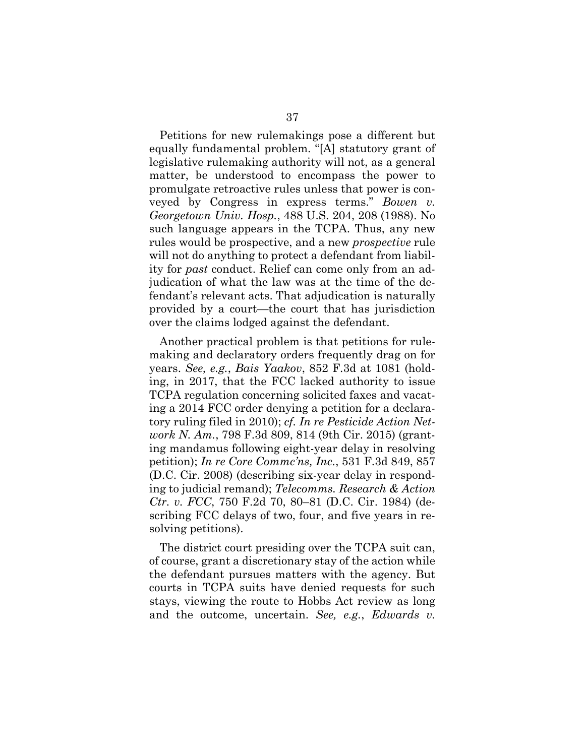Petitions for new rulemakings pose a different but equally fundamental problem. "[A] statutory grant of legislative rulemaking authority will not, as a general matter, be understood to encompass the power to promulgate retroactive rules unless that power is conveyed by Congress in express terms." *Bowen v. Georgetown Univ. Hosp.*, 488 U.S. 204, 208 (1988). No such language appears in the TCPA. Thus, any new rules would be prospective, and a new *prospective* rule will not do anything to protect a defendant from liability for *past* conduct. Relief can come only from an adjudication of what the law was at the time of the defendant's relevant acts. That adjudication is naturally provided by a court—the court that has jurisdiction over the claims lodged against the defendant.

Another practical problem is that petitions for rulemaking and declaratory orders frequently drag on for years. *See, e.g.*, *Bais Yaakov*, 852 F.3d at 1081 (holding, in 2017, that the FCC lacked authority to issue TCPA regulation concerning solicited faxes and vacating a 2014 FCC order denying a petition for a declaratory ruling filed in 2010); *cf. In re Pesticide Action Network N. Am.*, 798 F.3d 809, 814 (9th Cir. 2015) (granting mandamus following eight-year delay in resolving petition); *In re Core Commc'ns, Inc.*, 531 F.3d 849, 857 (D.C. Cir. 2008) (describing six-year delay in responding to judicial remand); *Telecomms. Research & Action Ctr. v. FCC*, 750 F.2d 70, 80–81 (D.C. Cir. 1984) (describing FCC delays of two, four, and five years in resolving petitions).

The district court presiding over the TCPA suit can, of course, grant a discretionary stay of the action while the defendant pursues matters with the agency. But courts in TCPA suits have denied requests for such stays, viewing the route to Hobbs Act review as long and the outcome, uncertain. *See, e.g.*, *Edwards v.*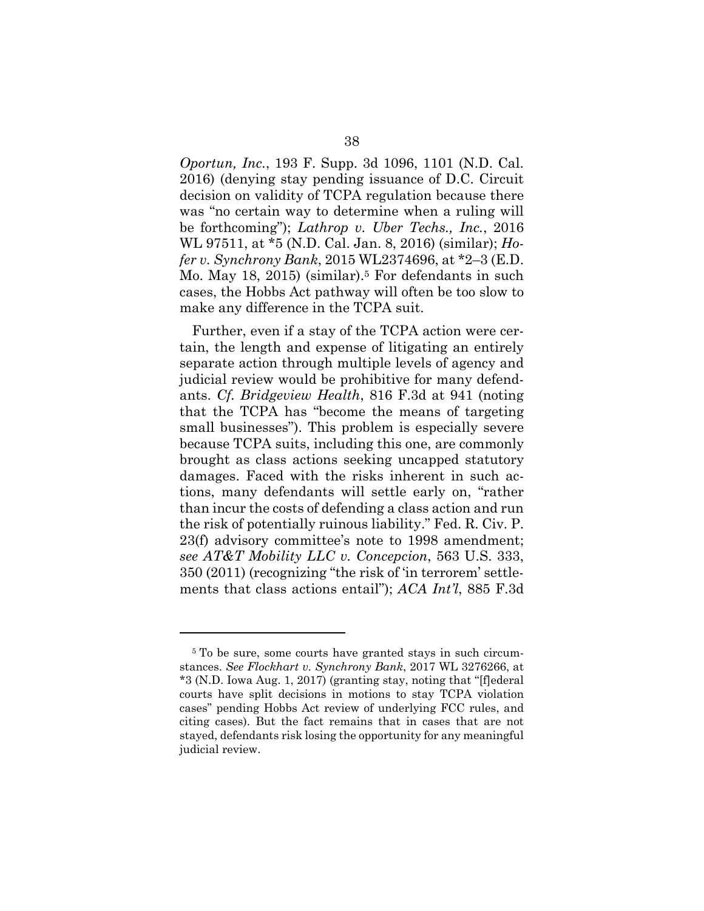*Oportun, Inc.*, 193 F. Supp. 3d 1096, 1101 (N.D. Cal. 2016) (denying stay pending issuance of D.C. Circuit decision on validity of TCPA regulation because there was "no certain way to determine when a ruling will be forthcoming"); *Lathrop v. Uber Techs., Inc.*, 2016 WL 97511, at *5 (N.D. Cal. Jan. 8, 2016) (similar); *Hofer v. Synchrony Bank*, 2015 WL2374696, at *2–3 (E.D. Mo. May 18, 2015) (similar).[5] For defendants in such cases, the Hobbs Act pathway will often be too slow to make any difference in the TCPA suit.

Further, even if a stay of the TCPA action were certain, the length and expense of litigating an entirely separate action through multiple levels of agency and judicial review would be prohibitive for many defendants. *Cf. Bridgeview Health*, 816 F.3d at 941 (noting that the TCPA has "become the means of targeting small businesses"). This problem is especially severe because TCPA suits, including this one, are commonly brought as class actions seeking uncapped statutory damages. Faced with the risks inherent in such actions, many defendants will settle early on, "rather than incur the costs of defending a class action and run the risk of potentially ruinous liability." Fed. R. Civ. P. 23(f) advisory committee's note to 1998 amendment; *see AT&T Mobility LLC v. Concepcion*, 563 U.S. 333, 350 (2011) (recognizing "the risk of 'in terrorem' settlements that class actions entail"); *ACA Int'l*, 885 F.3d

[5] To be sure, some courts have granted stays in such circumstances. *See Flockhart v. Synchrony Bank*, 2017 WL 3276266, at *3 (N.D. Iowa Aug. 1, 2017) (granting stay, noting that "[f]ederal courts have split decisions in motions to stay TCPA violation cases" pending Hobbs Act review of underlying FCC rules, and citing cases). But the fact remains that in cases that are not stayed, defendants risk losing the opportunity for any meaningful judicial review.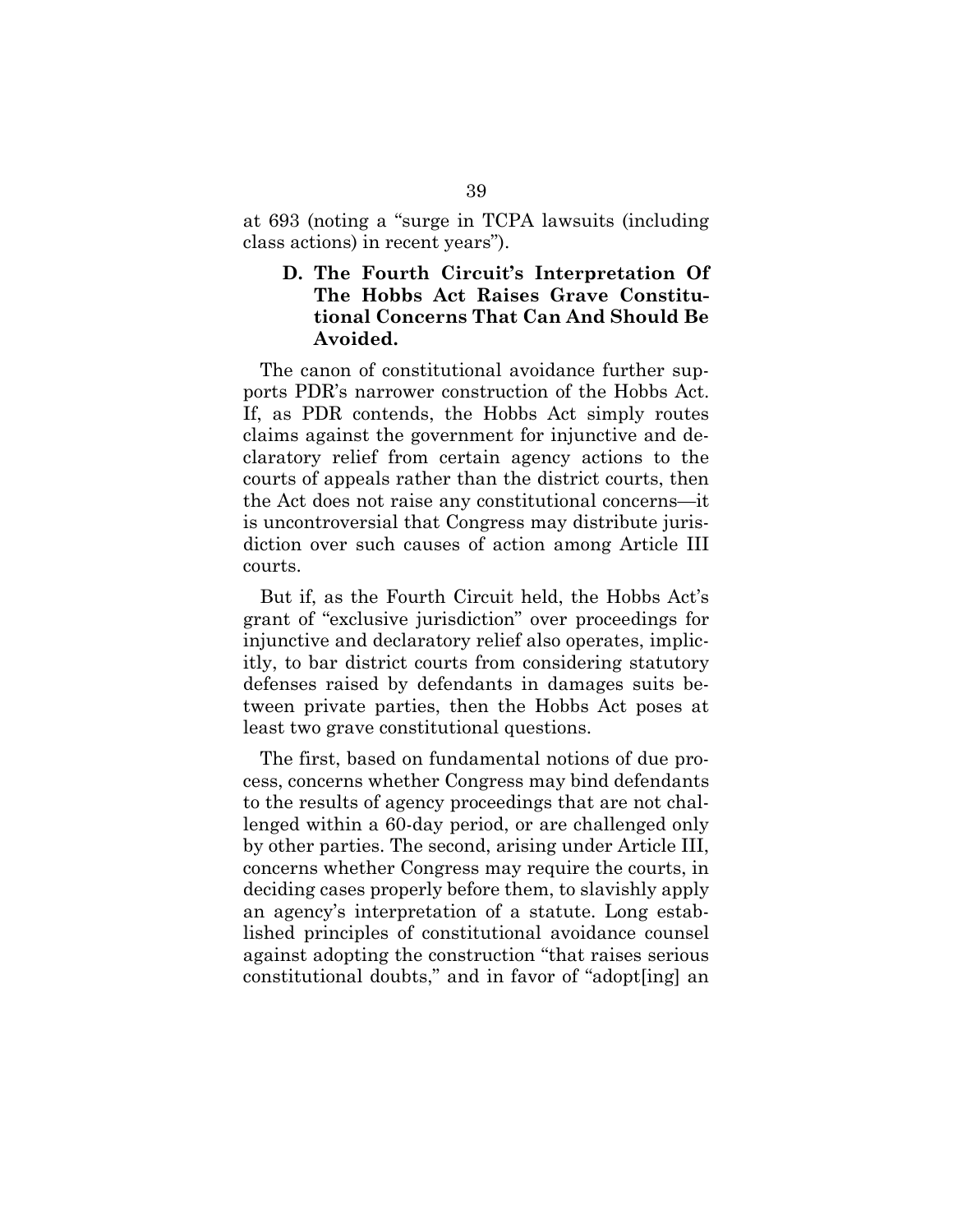at 693 (noting a "surge in TCPA lawsuits (including class actions) in recent years").

### D. The Fourth Circuit's Interpretation Of The Hobbs Act Raises Grave Constitutional Concerns That Can And Should Be Avoided.

The canon of constitutional avoidance further supports PDR's narrower construction of the Hobbs Act. If, as PDR contends, the Hobbs Act simply routes claims against the government for injunctive and declaratory relief from certain agency actions to the courts of appeals rather than the district courts, then the Act does not raise any constitutional concerns—it is uncontroversial that Congress may distribute jurisdiction over such causes of action among Article III courts.

But if, as the Fourth Circuit held, the Hobbs Act's grant of "exclusive jurisdiction" over proceedings for injunctive and declaratory relief also operates, implicitly, to bar district courts from considering statutory defenses raised by defendants in damages suits between private parties, then the Hobbs Act poses at least two grave constitutional questions.

The first, based on fundamental notions of due process, concerns whether Congress may bind defendants to the results of agency proceedings that are not challenged within a 60-day period, or are challenged only by other parties. The second, arising under Article III, concerns whether Congress may require the courts, in deciding cases properly before them, to slavishly apply an agency's interpretation of a statute. Long established principles of constitutional avoidance counsel against adopting the construction "that raises serious constitutional doubts," and in favor of "adopt[ing] an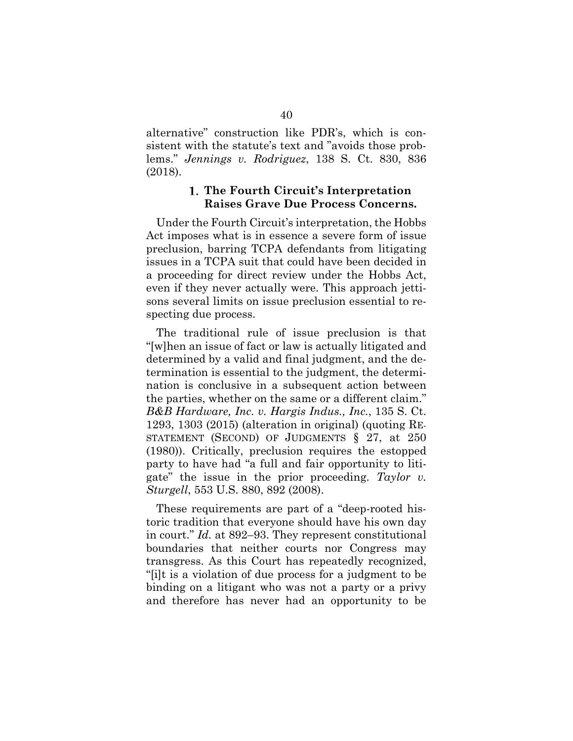alternative" construction like PDR's, which is consistent with the statute's text and "avoids those problems." *Jennings v. Rodriguez*, 138 S. Ct. 830, 836 (2018).

### 1. The Fourth Circuit's Interpretation Raises Grave Due Process Concerns.

Under the Fourth Circuit's interpretation, the Hobbs Act imposes what is in essence a severe form of issue preclusion, barring TCPA defendants from litigating issues in a TCPA suit that could have been decided in a proceeding for direct review under the Hobbs Act, even if they never actually were. This approach jettisons several limits on issue preclusion essential to respecting due process.

The traditional rule of issue preclusion is that "[w]hen an issue of fact or law is actually litigated and determined by a valid and final judgment, and the determination is essential to the judgment, the determination is conclusive in a subsequent action between the parties, whether on the same or a different claim." *B&B Hardware, Inc. v. Hargis Indus., Inc.*, 135 S. Ct. 1293, 1303 (2015) (alteration in original) (quoting RESTATEMENT (SECOND) OF JUDGMENTS § 27, at 250 (1980)). Critically, preclusion requires the estopped party to have had "a full and fair opportunity to litigate" the issue in the prior proceeding. *Taylor v. Sturgell*, 553 U.S. 880, 892 (2008).

These requirements are part of a "deep-rooted historic tradition that everyone should have his own day in court." *Id.* at 892–93. They represent constitutional boundaries that neither courts nor Congress may transgress. As this Court has repeatedly recognized, "[i]t is a violation of due process for a judgment to be binding on a litigant who was not a party or a privy and therefore has never had an opportunity to be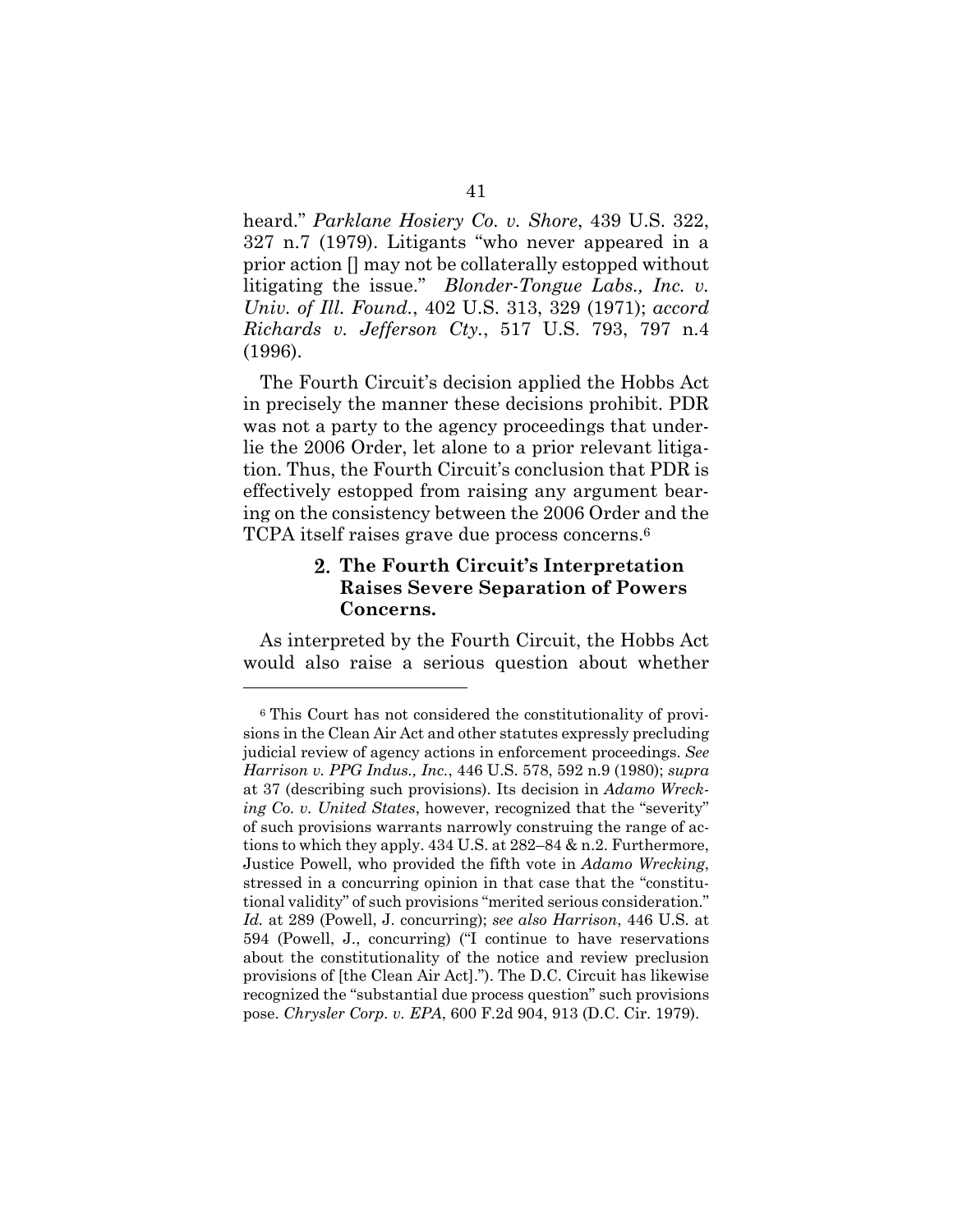heard." *Parklane Hosiery Co. v. Shore*, 439 U.S. 322, 327 n.7 (1979). Litigants "who never appeared in a prior action [] may not be collaterally estopped without litigating the issue." *Blonder-Tongue Labs., Inc. v. Univ. of Ill. Found.*, 402 U.S. 313, 329 (1971); *accord Richards v. Jefferson Cty.*, 517 U.S. 793, 797 n.4 (1996).

The Fourth Circuit's decision applied the Hobbs Act in precisely the manner these decisions prohibit. PDR was not a party to the agency proceedings that underlie the 2006 Order, let alone to a prior relevant litigation. Thus, the Fourth Circuit's conclusion that PDR is effectively estopped from raising any argument bearing on the consistency between the 2006 Order and the TCPA itself raises grave due process concerns.[6]

### 2. The Fourth Circuit's Interpretation Raises Severe Separation of Powers Concerns.

As interpreted by the Fourth Circuit, the Hobbs Act would also raise a serious question about whether

---

[6] This Court has not considered the constitutionality of provisions in the Clean Air Act and other statutes expressly precluding judicial review of agency actions in enforcement proceedings. *See Harrison v. PPG Indus., Inc.*, 446 U.S. 578, 592 n.9 (1980); *supra* at 37 (describing such provisions). Its decision in *Adamo Wrecking Co. v. United States*, however, recognized that the "severity" of such provisions warrants narrowly construing the range of actions to which they apply. 434 U.S. at 282–84 & n.2. Furthermore, Justice Powell, who provided the fifth vote in *Adamo Wrecking*, stressed in a concurring opinion in that case that the "constitutional validity" of such provisions "merited serious consideration." *Id.* at 289 (Powell, J. concurring); *see also Harrison*, 446 U.S. at 594 (Powell, J., concurring) ("I continue to have reservations about the constitutionality of the notice and review preclusion provisions of [the Clean Air Act]."). The D.C. Circuit has likewise recognized the "substantial due process question" such provisions pose. *Chrysler Corp. v. EPA*, 600 F.2d 904, 913 (D.C. Cir. 1979).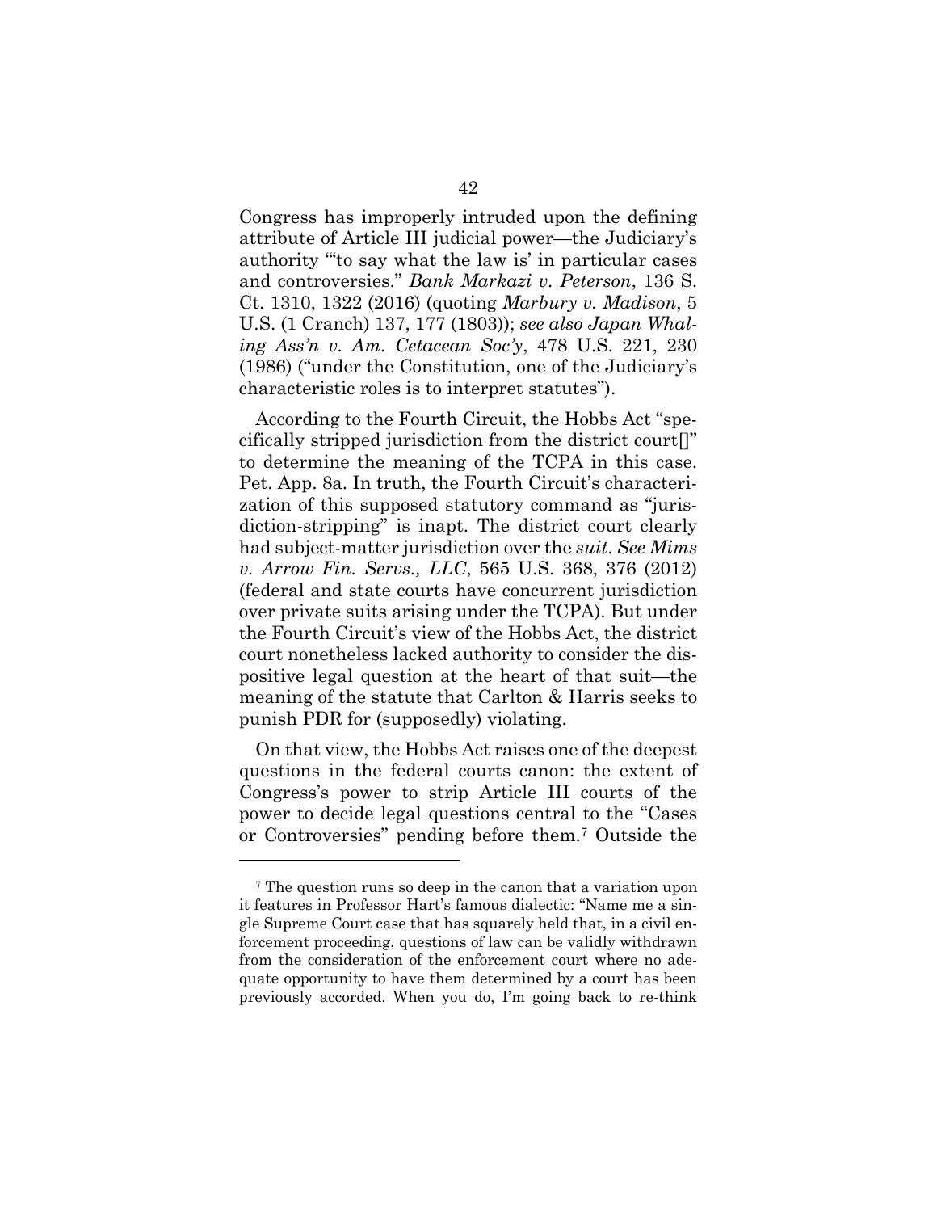Congress has improperly intruded upon the defining attribute of Article III judicial power—the Judiciary's authority "'to say what the law is' in particular cases and controversies." *Bank Markazi v. Peterson*, 136 S. Ct. 1310, 1322 (2016) (quoting *Marbury v. Madison*, 5 U.S. (1 Cranch) 137, 177 (1803)); *see also Japan Whaling Ass'n v. Am. Cetacean Soc'y*, 478 U.S. 221, 230 (1986) ("under the Constitution, one of the Judiciary's characteristic roles is to interpret statutes").

According to the Fourth Circuit, the Hobbs Act "specifically stripped jurisdiction from the district court[]" to determine the meaning of the TCPA in this case. Pet. App. 8a. In truth, the Fourth Circuit's characterization of this supposed statutory command as "jurisdiction-stripping" is inapt. The district court clearly had subject-matter jurisdiction over the *suit*. *See Mims v. Arrow Fin. Servs., LLC*, 565 U.S. 368, 376 (2012) (federal and state courts have concurrent jurisdiction over private suits arising under the TCPA). But under the Fourth Circuit's view of the Hobbs Act, the district court nonetheless lacked authority to consider the dispositive legal question at the heart of that suit—the meaning of the statute that Carlton & Harris seeks to punish PDR for (supposedly) violating.

On that view, the Hobbs Act raises one of the deepest questions in the federal courts canon: the extent of Congress's power to strip Article III courts of the power to decide legal questions central to the "Cases or Controversies" pending before them.[7] Outside the

[7] The question runs so deep in the canon that a variation upon it features in Professor Hart's famous dialectic: "Name me a single Supreme Court case that has squarely held that, in a civil enforcement proceeding, questions of law can be validly withdrawn from the consideration of the enforcement court where no adequate opportunity to have them determined by a court has been previously accorded. When you do, I'm going back to re-think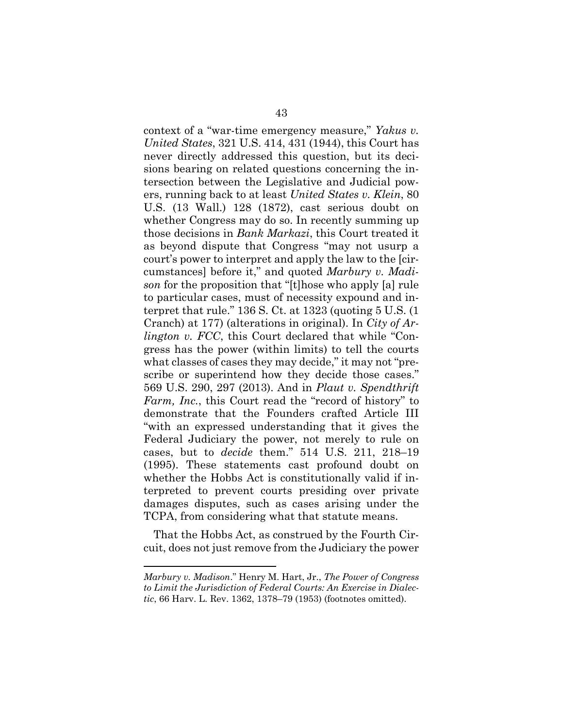context of a "war-time emergency measure," *Yakus v. United States*, 321 U.S. 414, 431 (1944), this Court has never directly addressed this question, but its decisions bearing on related questions concerning the intersection between the Legislative and Judicial powers, running back to at least *United States v. Klein*, 80 U.S. (13 Wall.) 128 (1872), cast serious doubt on whether Congress may do so. In recently summing up those decisions in *Bank Markazi*, this Court treated it as beyond dispute that Congress "may not usurp a court's power to interpret and apply the law to the [circumstances] before it," and quoted *Marbury v. Madison* for the proposition that "[t]hose who apply [a] rule to particular cases, must of necessity expound and interpret that rule." 136 S. Ct. at 1323 (quoting 5 U.S. (1 Cranch) at 177) (alterations in original). In *City of Arlington v. FCC*, this Court declared that while "Congress has the power (within limits) to tell the courts what classes of cases they may decide," it may not "prescribe or superintend how they decide those cases." 569 U.S. 290, 297 (2013). And in *Plaut v. Spendthrift Farm, Inc.*, this Court read the "record of history" to demonstrate that the Founders crafted Article III "with an expressed understanding that it gives the Federal Judiciary the power, not merely to rule on cases, but to *decide* them." 514 U.S. 211, 218–19 (1995). These statements cast profound doubt on whether the Hobbs Act is constitutionally valid if interpreted to prevent courts presiding over private damages disputes, such as cases arising under the TCPA, from considering what that statute means.

That the Hobbs Act, as construed by the Fourth Circuit, does not just remove from the Judiciary the power

---

*Marbury v. Madison*." Henry M. Hart, Jr., *The Power of Congress to Limit the Jurisdiction of Federal Courts: An Exercise in Dialectic*, 66 Harv. L. Rev. 1362, 1378–79 (1953) (footnotes omitted).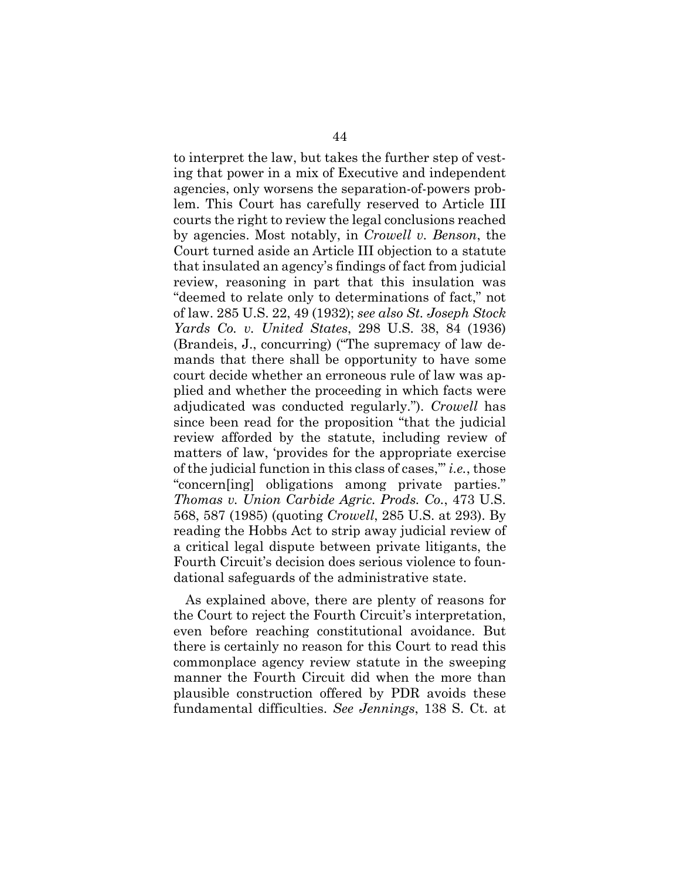to interpret the law, but takes the further step of vesting that power in a mix of Executive and independent agencies, only worsens the separation-of-powers problem. This Court has carefully reserved to Article III courts the right to review the legal conclusions reached by agencies. Most notably, in *Crowell v. Benson*, the Court turned aside an Article III objection to a statute that insulated an agency's findings of fact from judicial review, reasoning in part that this insulation was "deemed to relate only to determinations of fact," not of law. 285 U.S. 22, 49 (1932); *see also St. Joseph Stock Yards Co. v. United States*, 298 U.S. 38, 84 (1936) (Brandeis, J., concurring) ("The supremacy of law demands that there shall be opportunity to have some court decide whether an erroneous rule of law was applied and whether the proceeding in which facts were adjudicated was conducted regularly."). *Crowell* has since been read for the proposition "that the judicial review afforded by the statute, including review of matters of law, 'provides for the appropriate exercise of the judicial function in this class of cases,'" *i.e.*, those "concern[ing] obligations among private parties." *Thomas v. Union Carbide Agric. Prods. Co.*, 473 U.S. 568, 587 (1985) (quoting *Crowell*, 285 U.S. at 293). By reading the Hobbs Act to strip away judicial review of a critical legal dispute between private litigants, the Fourth Circuit's decision does serious violence to foundational safeguards of the administrative state.

As explained above, there are plenty of reasons for the Court to reject the Fourth Circuit's interpretation, even before reaching constitutional avoidance. But there is certainly no reason for this Court to read this commonplace agency review statute in the sweeping manner the Fourth Circuit did when the more than plausible construction offered by PDR avoids these fundamental difficulties. *See Jennings*, 138 S. Ct. at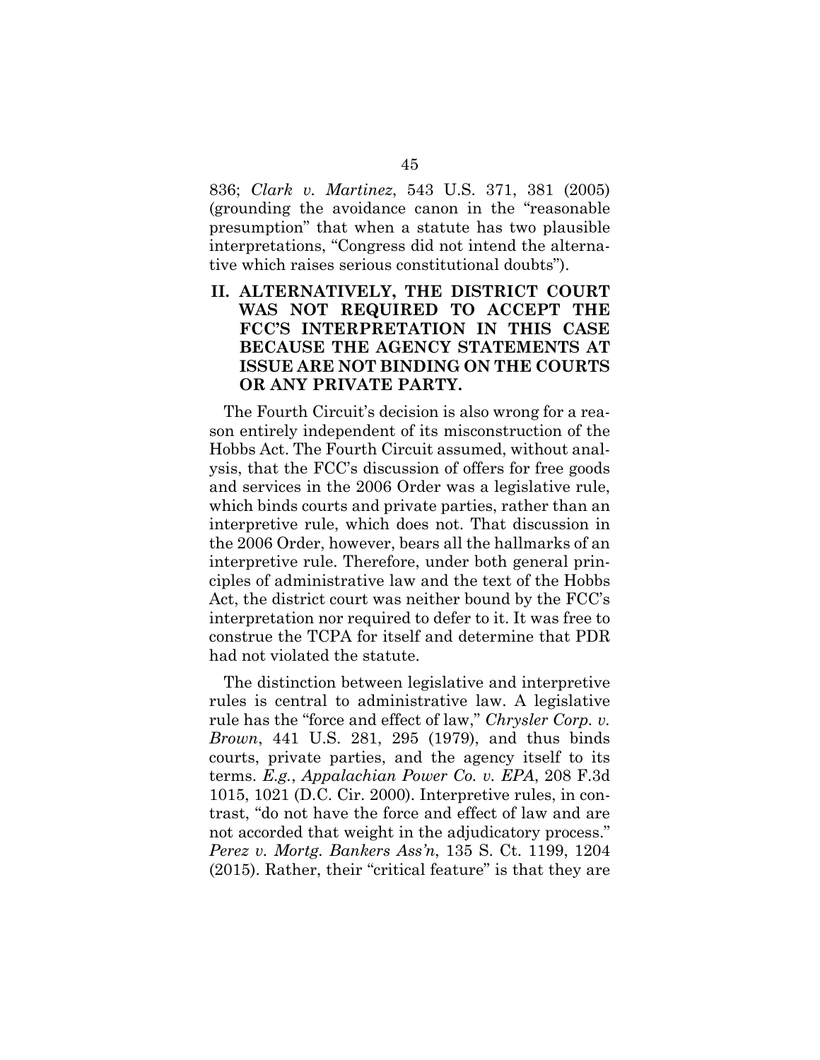836; *Clark v. Martinez*, 543 U.S. 371, 381 (2005) (grounding the avoidance canon in the "reasonable presumption" that when a statute has two plausible interpretations, "Congress did not intend the alternative which raises serious constitutional doubts").

## II. ALTERNATIVELY, THE DISTRICT COURT WAS NOT REQUIRED TO ACCEPT THE FCC'S INTERPRETATION IN THIS CASE BECAUSE THE AGENCY STATEMENTS AT ISSUE ARE NOT BINDING ON THE COURTS OR ANY PRIVATE PARTY.

The Fourth Circuit's decision is also wrong for a reason entirely independent of its misconstruction of the Hobbs Act. The Fourth Circuit assumed, without analysis, that the FCC's discussion of offers for free goods and services in the 2006 Order was a legislative rule, which binds courts and private parties, rather than an interpretive rule, which does not. That discussion in the 2006 Order, however, bears all the hallmarks of an interpretive rule. Therefore, under both general principles of administrative law and the text of the Hobbs Act, the district court was neither bound by the FCC's interpretation nor required to defer to it. It was free to construe the TCPA for itself and determine that PDR had not violated the statute.

The distinction between legislative and interpretive rules is central to administrative law. A legislative rule has the "force and effect of law," *Chrysler Corp. v. Brown*, 441 U.S. 281, 295 (1979), and thus binds courts, private parties, and the agency itself to its terms. *E.g.*, *Appalachian Power Co. v. EPA*, 208 F.3d 1015, 1021 (D.C. Cir. 2000). Interpretive rules, in contrast, "do not have the force and effect of law and are not accorded that weight in the adjudicatory process." *Perez v. Mortg. Bankers Ass'n*, 135 S. Ct. 1199, 1204 (2015). Rather, their "critical feature" is that they are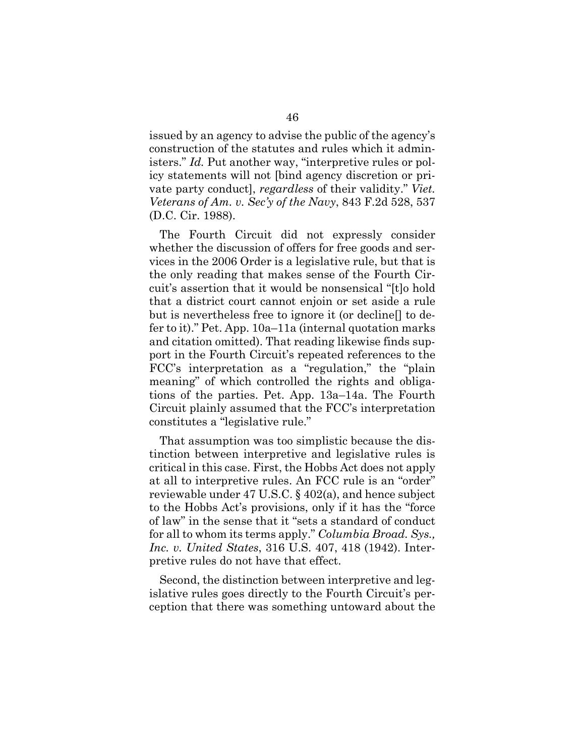issued by an agency to advise the public of the agency's construction of the statutes and rules which it administers." *Id.* Put another way, "interpretive rules or policy statements will not [bind agency discretion or private party conduct], *regardless* of their validity." *Viet. Veterans of Am. v. Sec'y of the Navy*, 843 F.2d 528, 537 (D.C. Cir. 1988).

The Fourth Circuit did not expressly consider whether the discussion of offers for free goods and services in the 2006 Order is a legislative rule, but that is the only reading that makes sense of the Fourth Circuit's assertion that it would be nonsensical "[t]o hold that a district court cannot enjoin or set aside a rule but is nevertheless free to ignore it (or decline[] to defer to it)." Pet. App. 10a–11a (internal quotation marks and citation omitted). That reading likewise finds support in the Fourth Circuit's repeated references to the FCC's interpretation as a "regulation," the "plain meaning" of which controlled the rights and obligations of the parties. Pet. App. 13a–14a. The Fourth Circuit plainly assumed that the FCC's interpretation constitutes a "legislative rule."

That assumption was too simplistic because the distinction between interpretive and legislative rules is critical in this case. First, the Hobbs Act does not apply at all to interpretive rules. An FCC rule is an "order" reviewable under 47 U.S.C. § 402(a), and hence subject to the Hobbs Act's provisions, only if it has the "force of law" in the sense that it "sets a standard of conduct for all to whom its terms apply." *Columbia Broad. Sys., Inc. v. United States*, 316 U.S. 407, 418 (1942). Interpretive rules do not have that effect.

Second, the distinction between interpretive and legislative rules goes directly to the Fourth Circuit's perception that there was something untoward about the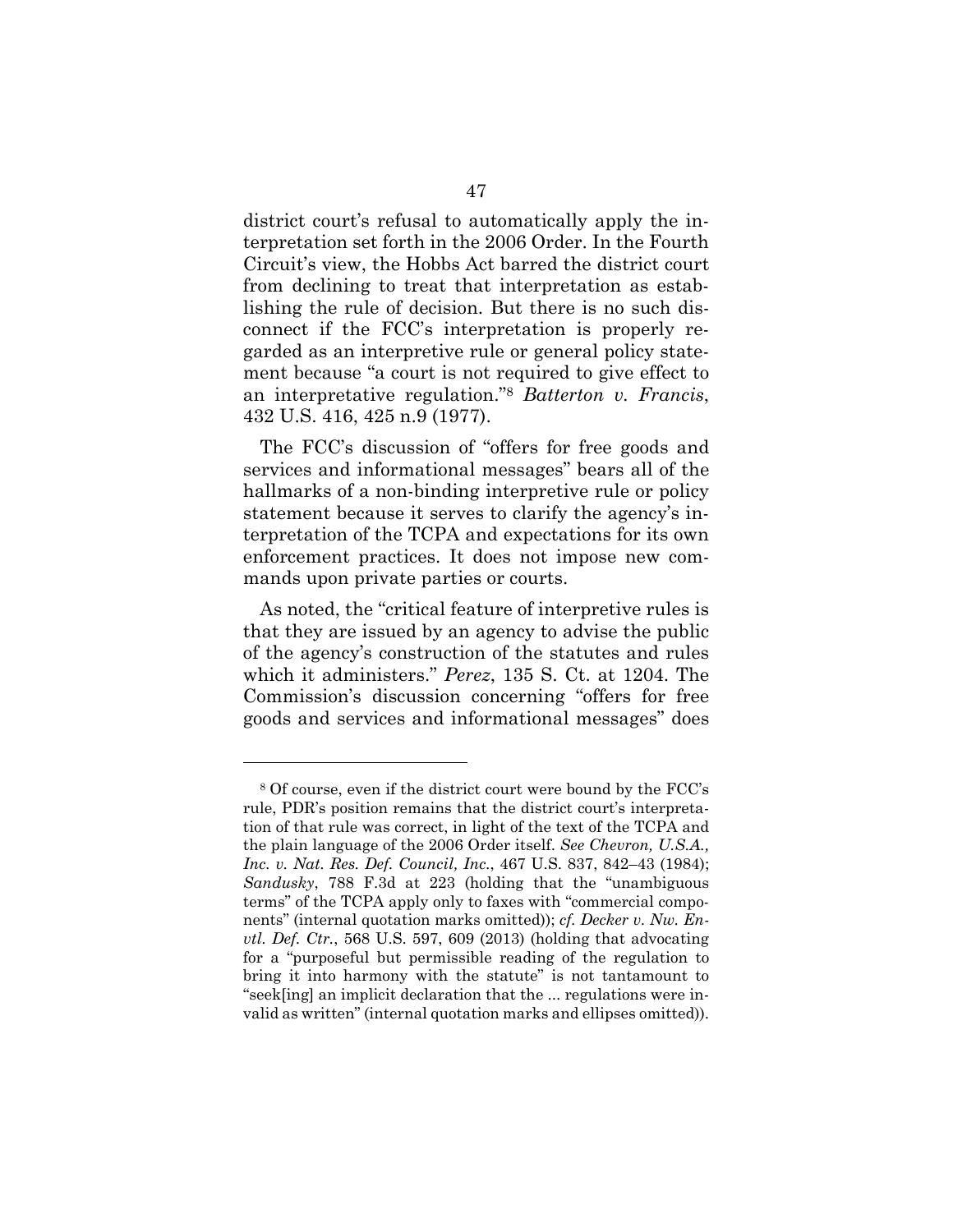district court's refusal to automatically apply the interpretation set forth in the 2006 Order. In the Fourth Circuit's view, the Hobbs Act barred the district court from declining to treat that interpretation as establishing the rule of decision. But there is no such disconnect if the FCC's interpretation is properly regarded as an interpretive rule or general policy statement because "a court is not required to give effect to an interpretative regulation."[8] *Batterton v. Francis*, 432 U.S. 416, 425 n.9 (1977).

The FCC's discussion of "offers for free goods and services and informational messages" bears all of the hallmarks of a non-binding interpretive rule or policy statement because it serves to clarify the agency's interpretation of the TCPA and expectations for its own enforcement practices. It does not impose new commands upon private parties or courts.

As noted, the "critical feature of interpretive rules is that they are issued by an agency to advise the public of the agency's construction of the statutes and rules which it administers." *Perez*, 135 S. Ct. at 1204. The Commission's discussion concerning "offers for free goods and services and informational messages" does

---

[8] Of course, even if the district court were bound by the FCC's rule, PDR's position remains that the district court's interpretation of that rule was correct, in light of the text of the TCPA and the plain language of the 2006 Order itself. *See Chevron, U.S.A., Inc. v. Nat. Res. Def. Council, Inc.*, 467 U.S. 837, 842–43 (1984); *Sandusky*, 788 F.3d at 223 (holding that the "unambiguous terms" of the TCPA apply only to faxes with "commercial components" (internal quotation marks omitted)); *cf. Decker v. Nw. Envtl. Def. Ctr.*, 568 U.S. 597, 609 (2013) (holding that advocating for a "purposeful but permissible reading of the regulation to bring it into harmony with the statute" is not tantamount to "seek[ing] an implicit declaration that the ... regulations were invalid as written" (internal quotation marks and ellipses omitted)).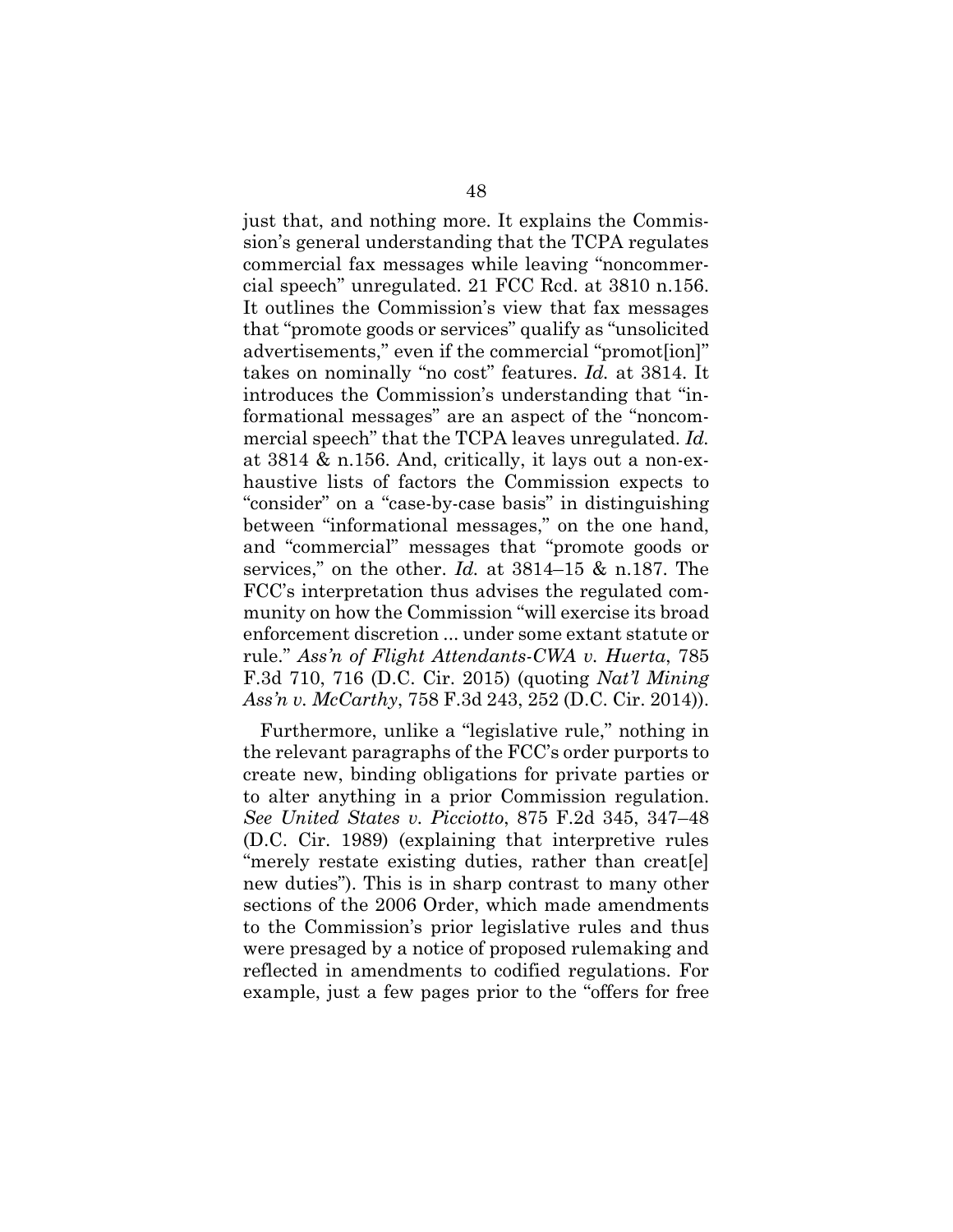just that, and nothing more. It explains the Commission's general understanding that the TCPA regulates commercial fax messages while leaving "noncommercial speech" unregulated. 21 FCC Rcd. at 3810 n.156. It outlines the Commission's view that fax messages that "promote goods or services" qualify as "unsolicited advertisements," even if the commercial "promot[ion]" takes on nominally "no cost" features. *Id.* at 3814. It introduces the Commission's understanding that "informational messages" are an aspect of the "noncommercial speech" that the TCPA leaves unregulated. *Id.* at 3814 & n.156. And, critically, it lays out a non-exhaustive lists of factors the Commission expects to "consider" on a "case-by-case basis" in distinguishing between "informational messages," on the one hand, and "commercial" messages that "promote goods or services," on the other. *Id.* at 3814–15 & n.187. The FCC's interpretation thus advises the regulated community on how the Commission "will exercise its broad enforcement discretion ... under some extant statute or rule." *Ass'n of Flight Attendants-CWA v. Huerta*, 785 F.3d 710, 716 (D.C. Cir. 2015) (quoting *Nat'l Mining Ass'n v. McCarthy*, 758 F.3d 243, 252 (D.C. Cir. 2014)).

Furthermore, unlike a "legislative rule," nothing in the relevant paragraphs of the FCC's order purports to create new, binding obligations for private parties or to alter anything in a prior Commission regulation. *See United States v. Picciotto*, 875 F.2d 345, 347–48 (D.C. Cir. 1989) (explaining that interpretive rules "merely restate existing duties, rather than creat[e] new duties"). This is in sharp contrast to many other sections of the 2006 Order, which made amendments to the Commission's prior legislative rules and thus were presaged by a notice of proposed rulemaking and reflected in amendments to codified regulations. For example, just a few pages prior to the "offers for free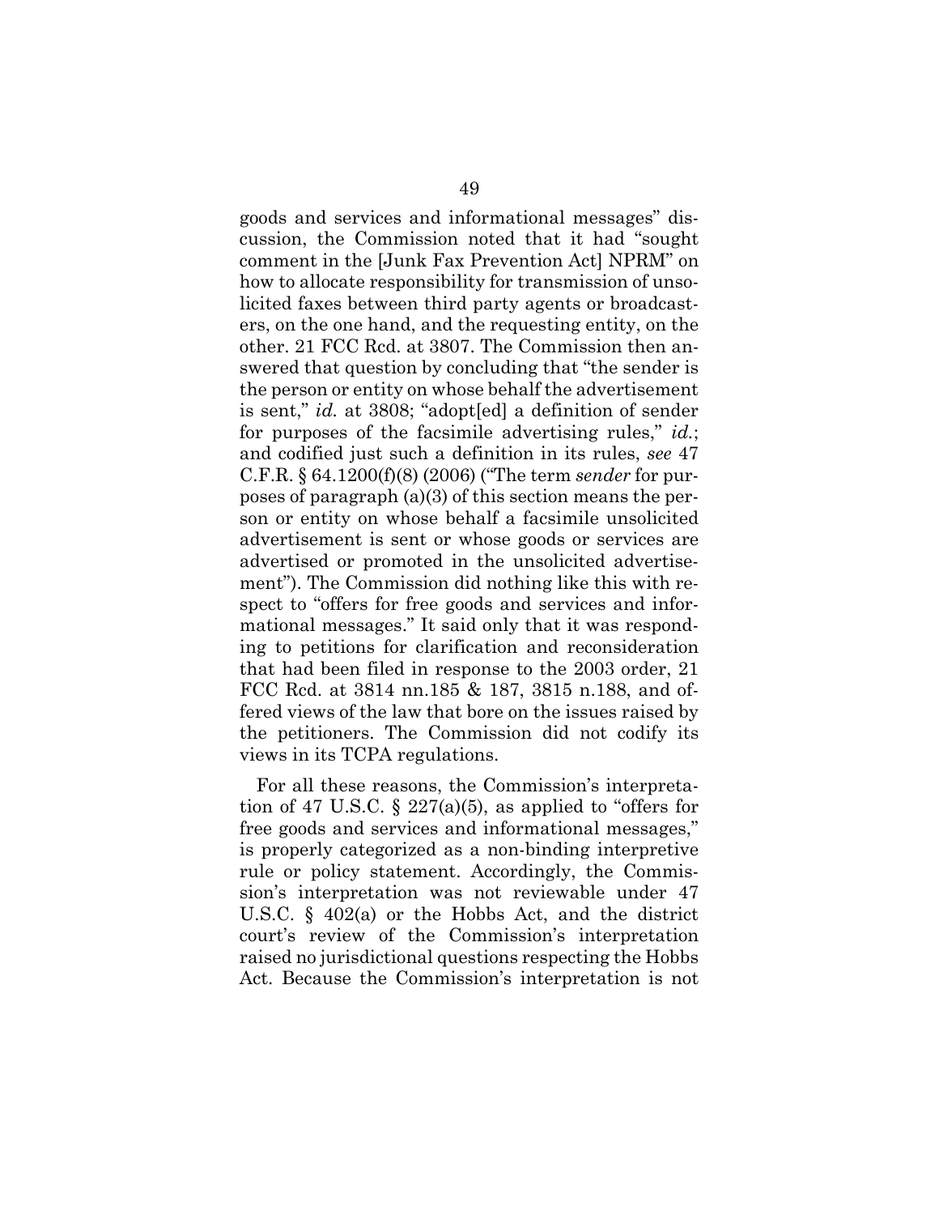goods and services and informational messages" discussion, the Commission noted that it had "sought comment in the [Junk Fax Prevention Act] NPRM" on how to allocate responsibility for transmission of unsolicited faxes between third party agents or broadcasters, on the one hand, and the requesting entity, on the other. 21 FCC Rcd. at 3807. The Commission then answered that question by concluding that "the sender is the person or entity on whose behalf the advertisement is sent," *id.* at 3808; "adopt[ed] a definition of sender for purposes of the facsimile advertising rules," *id.*; and codified just such a definition in its rules, *see* 47 C.F.R. § 64.1200(f)(8) (2006) ("The term *sender* for purposes of paragraph (a)(3) of this section means the person or entity on whose behalf a facsimile unsolicited advertisement is sent or whose goods or services are advertised or promoted in the unsolicited advertisement"). The Commission did nothing like this with respect to "offers for free goods and services and informational messages." It said only that it was responding to petitions for clarification and reconsideration that had been filed in response to the 2003 order, 21 FCC Rcd. at 3814 nn.185 & 187, 3815 n.188, and offered views of the law that bore on the issues raised by the petitioners. The Commission did not codify its views in its TCPA regulations.

For all these reasons, the Commission's interpretation of 47 U.S.C. § 227(a)(5), as applied to "offers for free goods and services and informational messages," is properly categorized as a non-binding interpretive rule or policy statement. Accordingly, the Commission's interpretation was not reviewable under 47 U.S.C. § 402(a) or the Hobbs Act, and the district court's review of the Commission's interpretation raised no jurisdictional questions respecting the Hobbs Act. Because the Commission's interpretation is not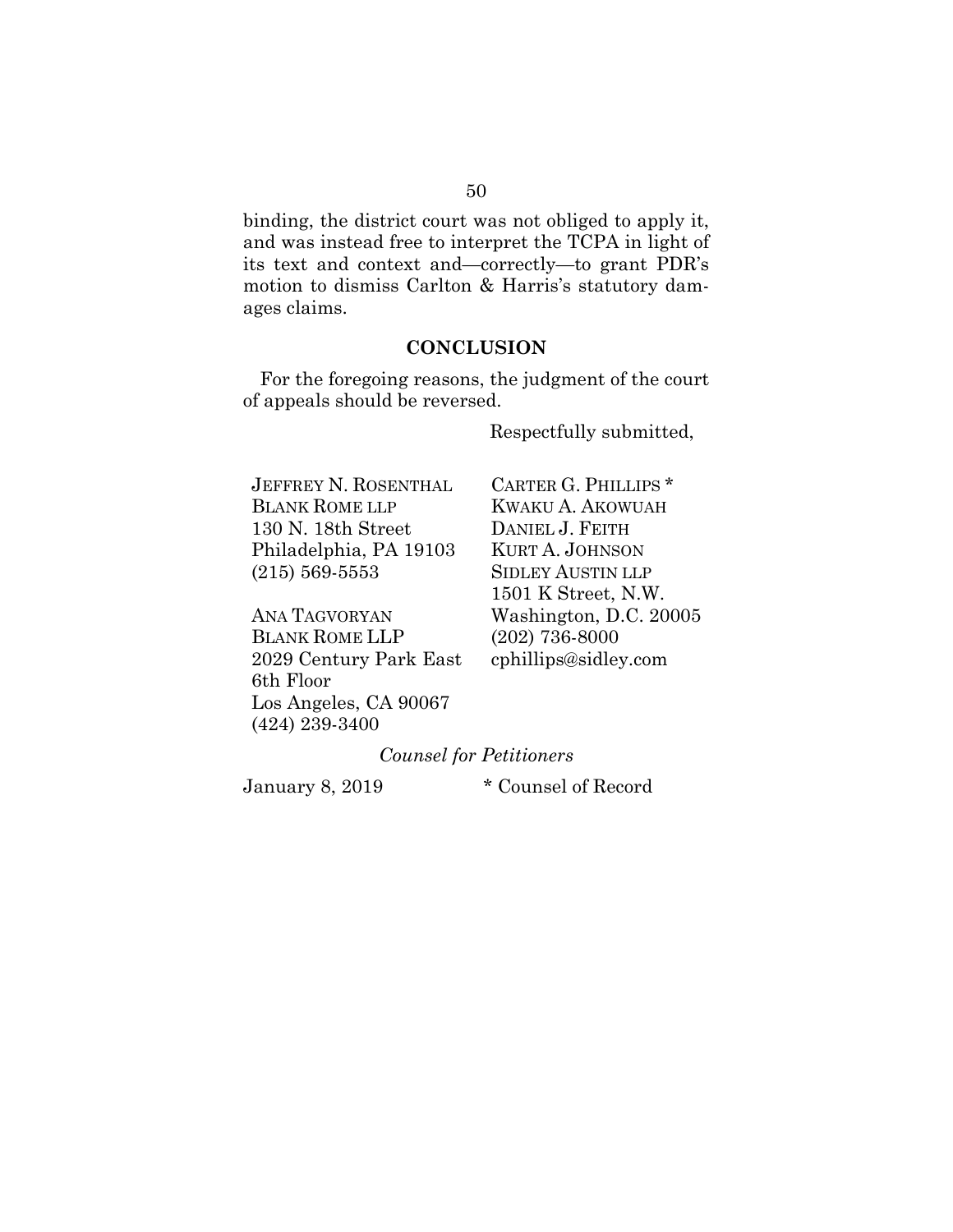binding, the district court was not obliged to apply it, and was instead free to interpret the TCPA in light of its text and context and—correctly—to grant PDR's motion to dismiss Carlton & Harris's statutory damages claims.

## CONCLUSION

For the foregoing reasons, the judgment of the court of appeals should be reversed.

Respectfully submitted,

JEFFREY N. ROSENTHAL
BLANK ROME LLP
130 N. 18th Street
Philadelphia, PA 19103
(215) 569-5553

ANA TAGVORYAN
BLANK ROME LLP
2029 Century Park East
6th Floor
Los Angeles, CA 90067
(424) 239-3400

CARTER G. PHILLIPS *
KWAKU A. AKOWUAH
DANIEL J. FEITH
KURT A. JOHNSON
SIDLEY AUSTIN LLP
1501 K Street, N.W.
Washington, D.C. 20005
(202) 736-8000
cphillips@sidley.com

*Counsel for Petitioners*

January 8, 2019

* Counsel of Record